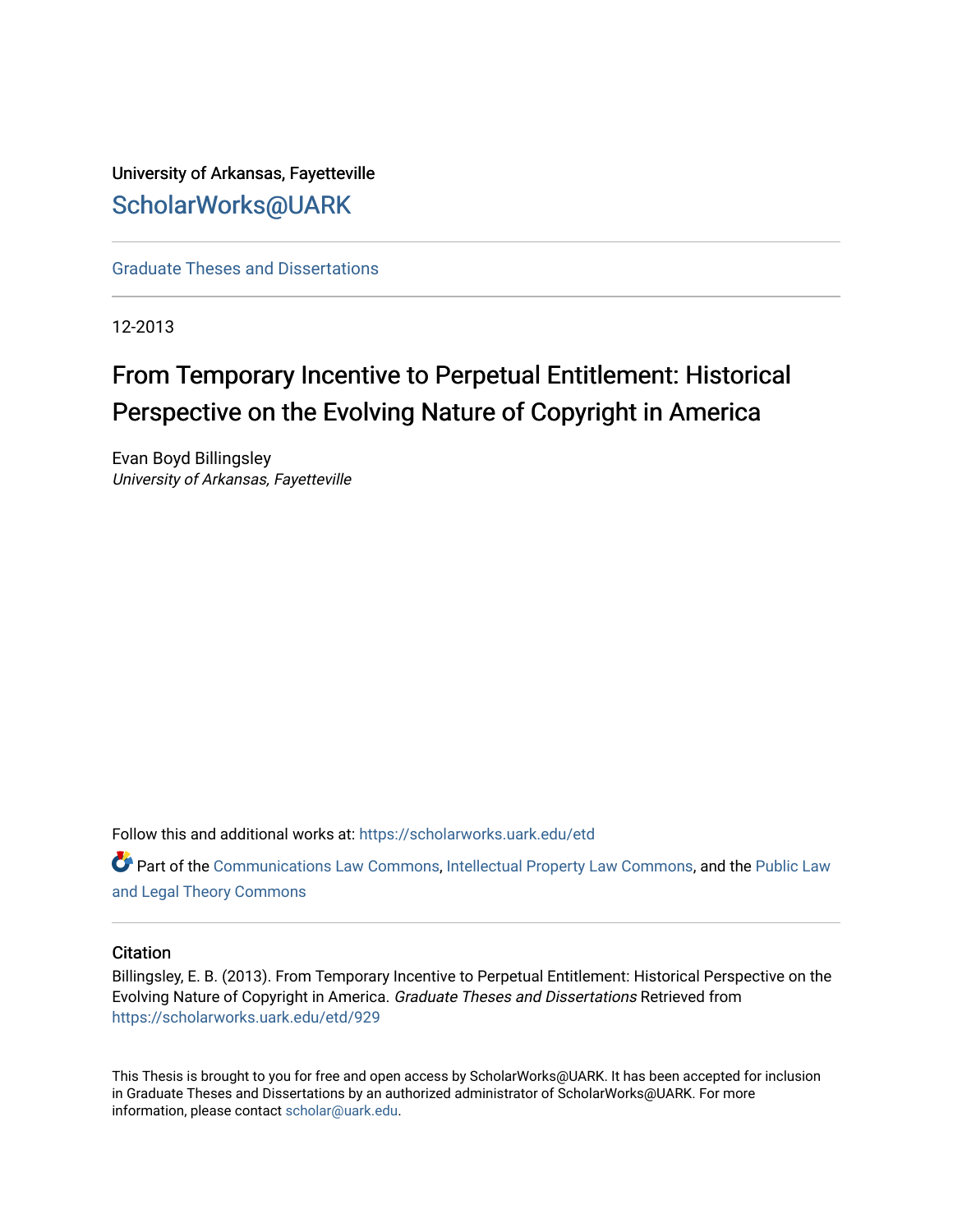University of Arkansas, Fayetteville

ScholarWorks@UARK

Graduate Theses and Dissertations

12-2013

# From Temporary Incentive to Perpetual Entitlement: Historical Perspective on the Evolving Nature of Copyright in America

Evan Boyd Billingsley
*University of Arkansas, Fayetteville*

Follow this and additional works at: https://scholarworks.uark.edu/etd

Part of the Communications Law Commons, Intellectual Property Law Commons, and the Public Law and Legal Theory Commons

## Citation

Billingsley, E. B. (2013). From Temporary Incentive to Perpetual Entitlement: Historical Perspective on the Evolving Nature of Copyright in America. *Graduate Theses and Dissertations* Retrieved from https://scholarworks.uark.edu/etd/929

This Thesis is brought to you for free and open access by ScholarWorks@UARK. It has been accepted for inclusion in Graduate Theses and Dissertations by an authorized administrator of ScholarWorks@UARK. For more information, please contact scholar@uark.edu.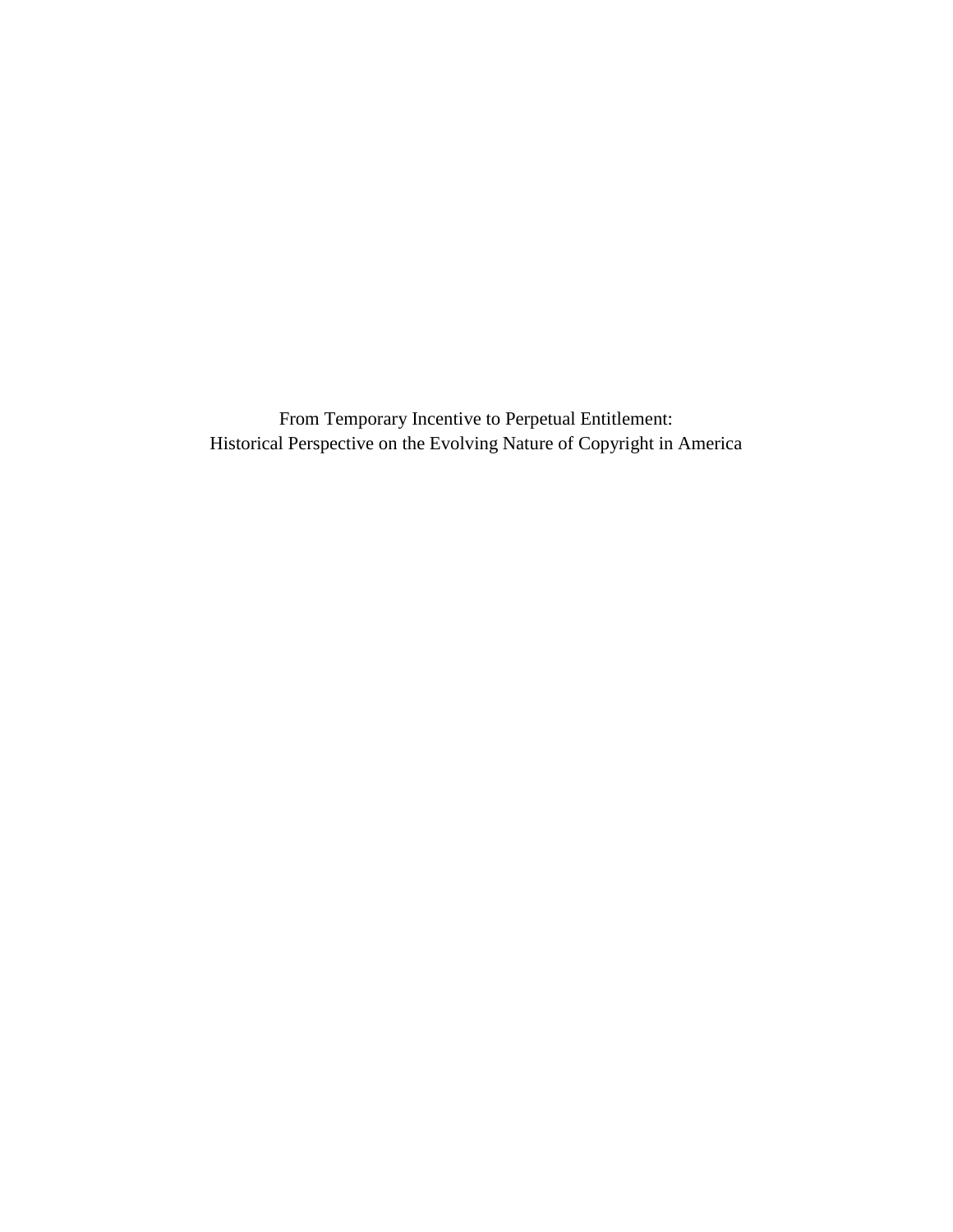From Temporary Incentive to Perpetual Entitlement:
Historical Perspective on the Evolving Nature of Copyright in America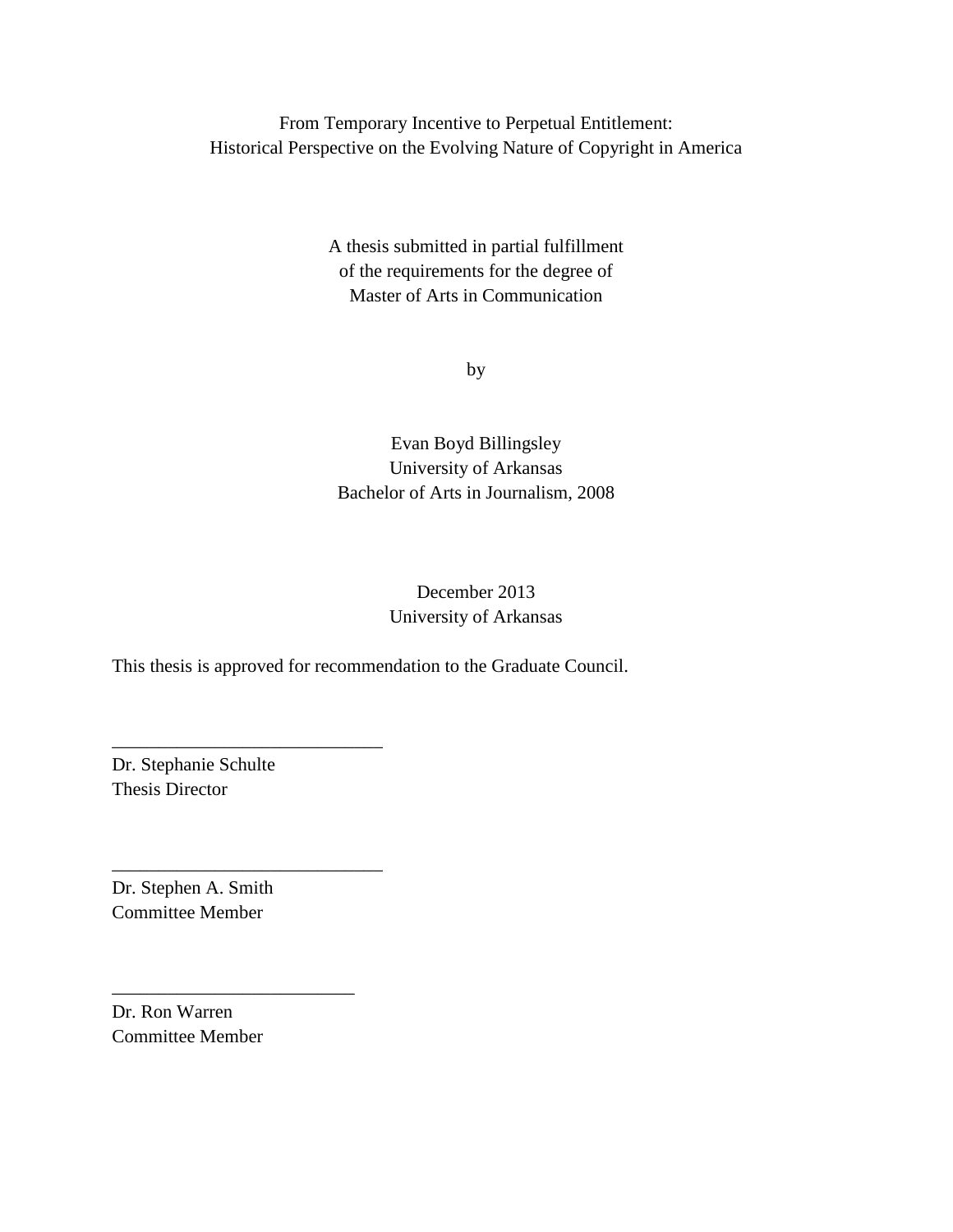From Temporary Incentive to Perpetual Entitlement:
Historical Perspective on the Evolving Nature of Copyright in America

A thesis submitted in partial fulfillment
of the requirements for the degree of
Master of Arts in Communication

by

Evan Boyd Billingsley
University of Arkansas
Bachelor of Arts in Journalism, 2008

December 2013
University of Arkansas

This thesis is approved for recommendation to the Graduate Council.

______________________________
Dr. Stephanie Schulte
Thesis Director

______________________________
Dr. Stephen A. Smith
Committee Member

___________________________
Dr. Ron Warren
Committee Member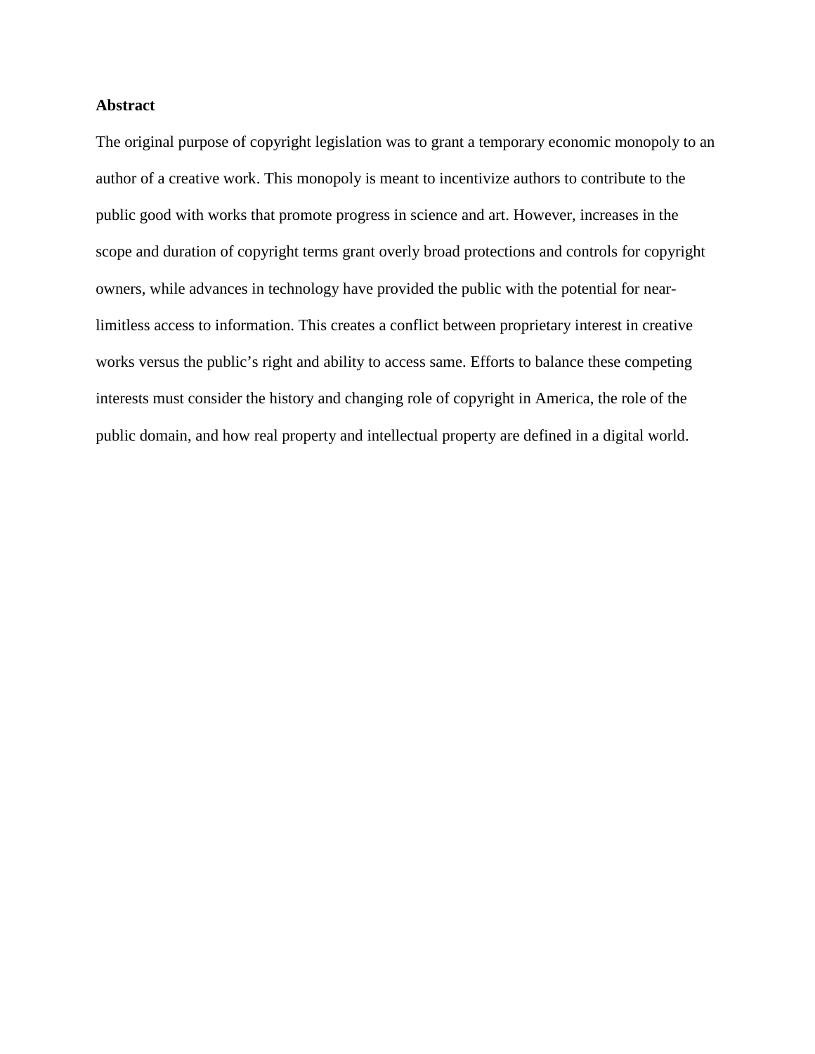## Abstract

The original purpose of copyright legislation was to grant a temporary economic monopoly to an author of a creative work. This monopoly is meant to incentivize authors to contribute to the public good with works that promote progress in science and art. However, increases in the scope and duration of copyright terms grant overly broad protections and controls for copyright owners, while advances in technology have provided the public with the potential for near-limitless access to information. This creates a conflict between proprietary interest in creative works versus the public's right and ability to access same. Efforts to balance these competing interests must consider the history and changing role of copyright in America, the role of the public domain, and how real property and intellectual property are defined in a digital world.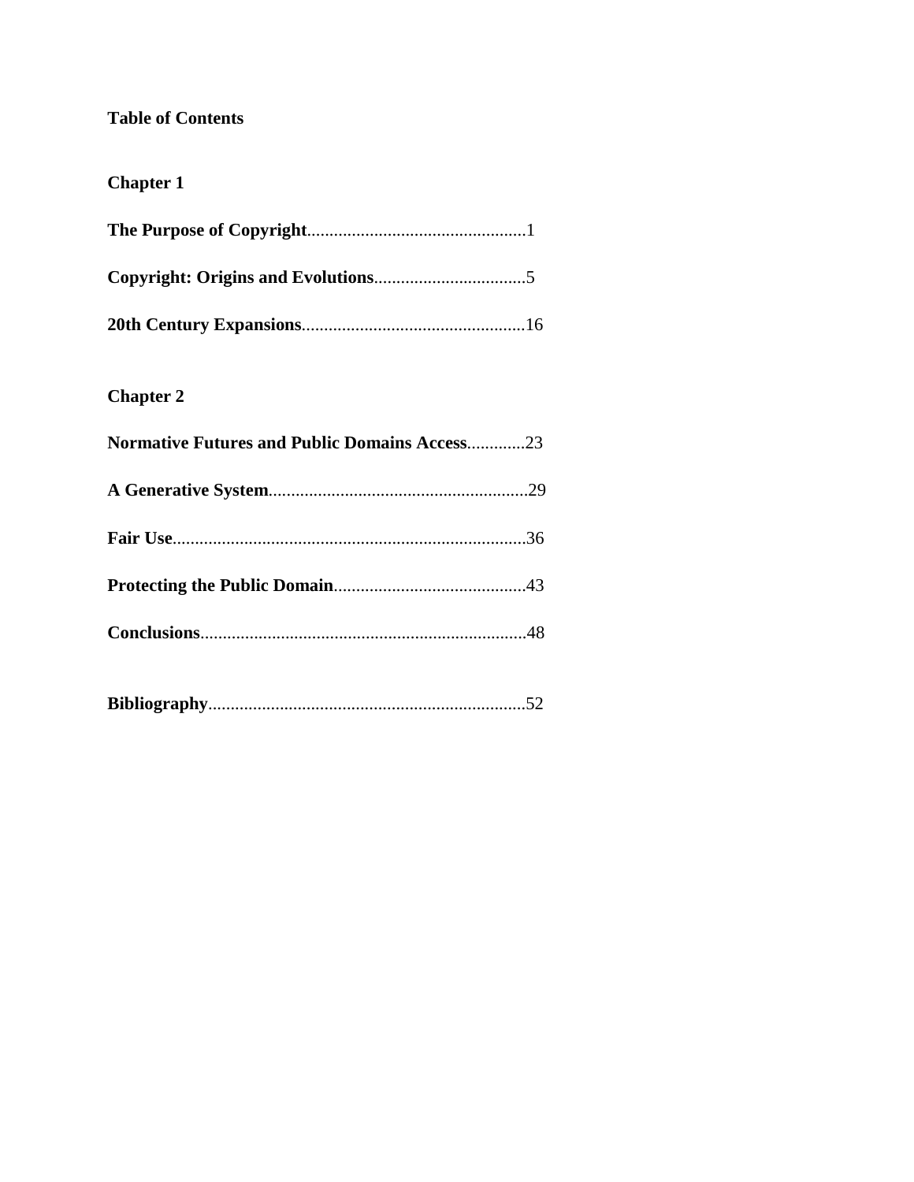**Table of Contents**

**Chapter 1**

**The Purpose of Copyright**.................................................1

**Copyright: Origins and Evolutions**..................................5

**20th Century Expansions**..................................................16

**Chapter 2**

**Normative Futures and Public Domains Access**.............23

**A Generative System**..........................................................29

**Fair Use**..............................................................................36

**Protecting the Public Domain**...........................................43

**Conclusions**........................................................................48

**Bibliography**......................................................................52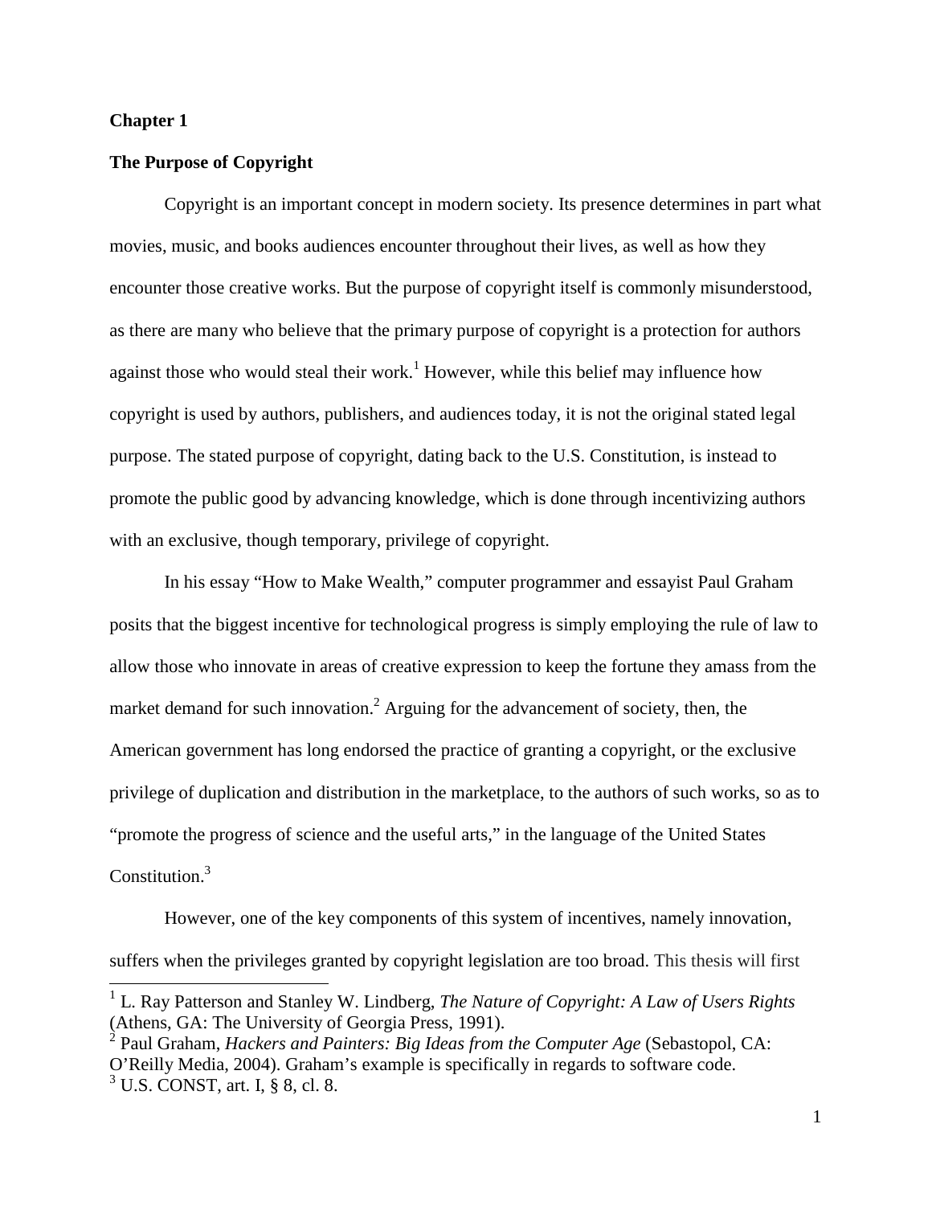# Chapter 1

## The Purpose of Copyright

Copyright is an important concept in modern society. Its presence determines in part what movies, music, and books audiences encounter throughout their lives, as well as how they encounter those creative works. But the purpose of copyright itself is commonly misunderstood, as there are many who believe that the primary purpose of copyright is a protection for authors against those who would steal their work.[1] However, while this belief may influence how copyright is used by authors, publishers, and audiences today, it is not the original stated legal purpose. The stated purpose of copyright, dating back to the U.S. Constitution, is instead to promote the public good by advancing knowledge, which is done through incentivizing authors with an exclusive, though temporary, privilege of copyright.

In his essay "How to Make Wealth," computer programmer and essayist Paul Graham posits that the biggest incentive for technological progress is simply employing the rule of law to allow those who innovate in areas of creative expression to keep the fortune they amass from the market demand for such innovation.[2] Arguing for the advancement of society, then, the American government has long endorsed the practice of granting a copyright, or the exclusive privilege of duplication and distribution in the marketplace, to the authors of such works, so as to "promote the progress of science and the useful arts," in the language of the United States Constitution.[3]

However, one of the key components of this system of incentives, namely innovation, suffers when the privileges granted by copyright legislation are too broad. This thesis will first

---

[1] L. Ray Patterson and Stanley W. Lindberg, *The Nature of Copyright: A Law of Users Rights* (Athens, GA: The University of Georgia Press, 1991).

[2] Paul Graham, *Hackers and Painters: Big Ideas from the Computer Age* (Sebastopol, CA: O'Reilly Media, 2004). Graham's example is specifically in regards to software code.

[3] U.S. CONST, art. I, § 8, cl. 8.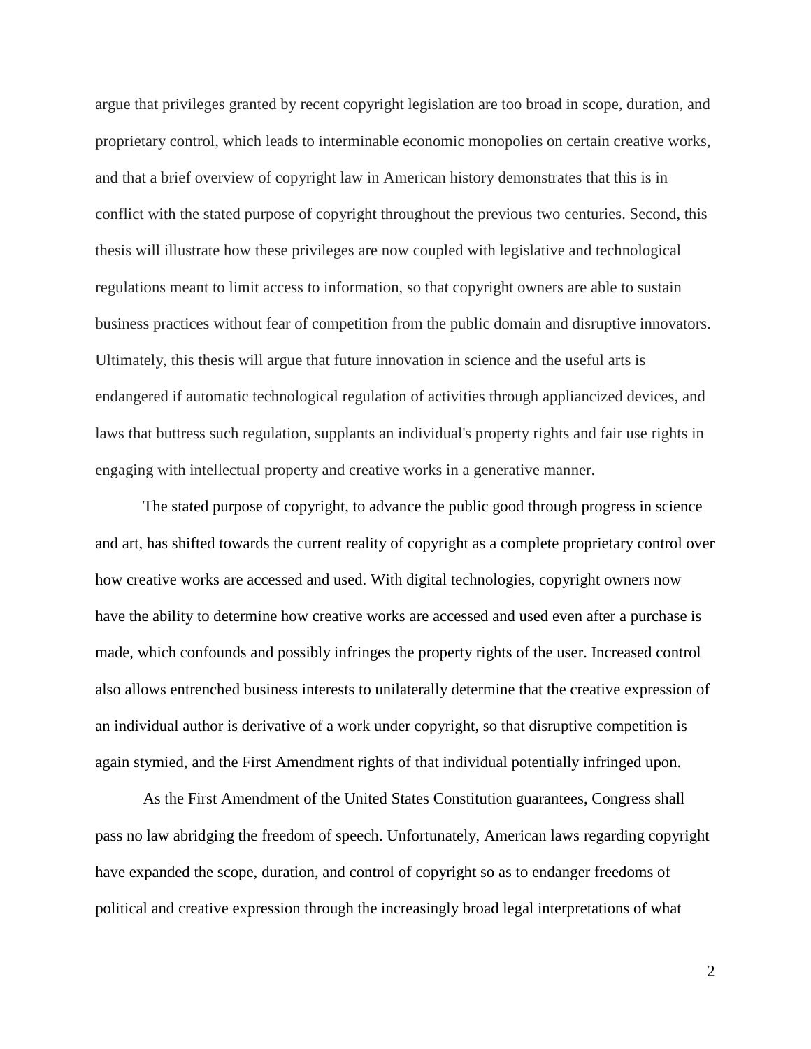argue that privileges granted by recent copyright legislation are too broad in scope, duration, and proprietary control, which leads to interminable economic monopolies on certain creative works, and that a brief overview of copyright law in American history demonstrates that this is in conflict with the stated purpose of copyright throughout the previous two centuries. Second, this thesis will illustrate how these privileges are now coupled with legislative and technological regulations meant to limit access to information, so that copyright owners are able to sustain business practices without fear of competition from the public domain and disruptive innovators. Ultimately, this thesis will argue that future innovation in science and the useful arts is endangered if automatic technological regulation of activities through appliancized devices, and laws that buttress such regulation, supplants an individual's property rights and fair use rights in engaging with intellectual property and creative works in a generative manner.

The stated purpose of copyright, to advance the public good through progress in science and art, has shifted towards the current reality of copyright as a complete proprietary control over how creative works are accessed and used. With digital technologies, copyright owners now have the ability to determine how creative works are accessed and used even after a purchase is made, which confounds and possibly infringes the property rights of the user. Increased control also allows entrenched business interests to unilaterally determine that the creative expression of an individual author is derivative of a work under copyright, so that disruptive competition is again stymied, and the First Amendment rights of that individual potentially infringed upon.

As the First Amendment of the United States Constitution guarantees, Congress shall pass no law abridging the freedom of speech. Unfortunately, American laws regarding copyright have expanded the scope, duration, and control of copyright so as to endanger freedoms of political and creative expression through the increasingly broad legal interpretations of what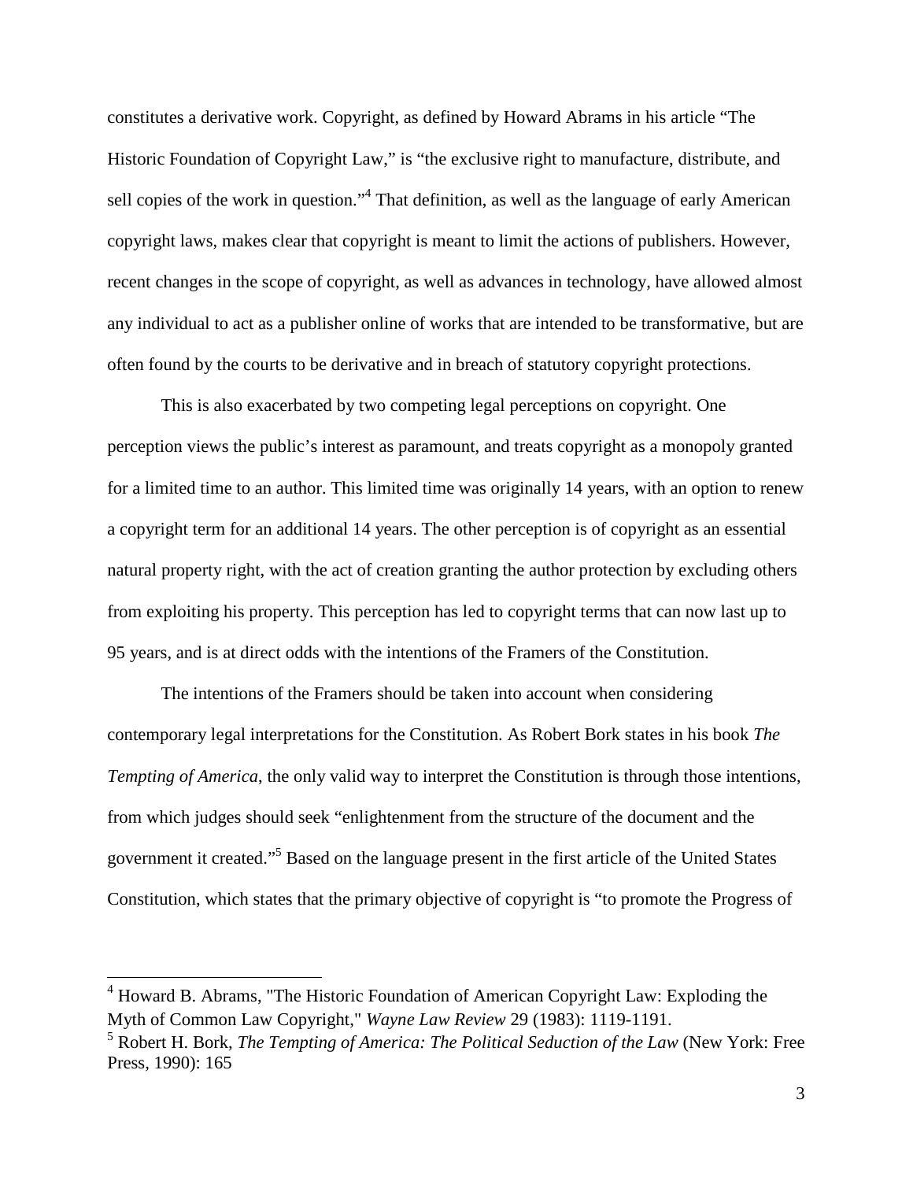constitutes a derivative work. Copyright, as defined by Howard Abrams in his article "The Historic Foundation of Copyright Law," is "the exclusive right to manufacture, distribute, and sell copies of the work in question."[4] That definition, as well as the language of early American copyright laws, makes clear that copyright is meant to limit the actions of publishers. However, recent changes in the scope of copyright, as well as advances in technology, have allowed almost any individual to act as a publisher online of works that are intended to be transformative, but are often found by the courts to be derivative and in breach of statutory copyright protections.

This is also exacerbated by two competing legal perceptions on copyright. One perception views the public's interest as paramount, and treats copyright as a monopoly granted for a limited time to an author. This limited time was originally 14 years, with an option to renew a copyright term for an additional 14 years. The other perception is of copyright as an essential natural property right, with the act of creation granting the author protection by excluding others from exploiting his property. This perception has led to copyright terms that can now last up to 95 years, and is at direct odds with the intentions of the Framers of the Constitution.

The intentions of the Framers should be taken into account when considering contemporary legal interpretations for the Constitution. As Robert Bork states in his book *The Tempting of America*, the only valid way to interpret the Constitution is through those intentions, from which judges should seek "enlightenment from the structure of the document and the government it created."[5] Based on the language present in the first article of the United States Constitution, which states that the primary objective of copyright is "to promote the Progress of

---

[4] Howard B. Abrams, "The Historic Foundation of American Copyright Law: Exploding the Myth of Common Law Copyright," *Wayne Law Review* 29 (1983): 1119-1191.

[5] Robert H. Bork, *The Tempting of America: The Political Seduction of the Law* (New York: Free Press, 1990): 165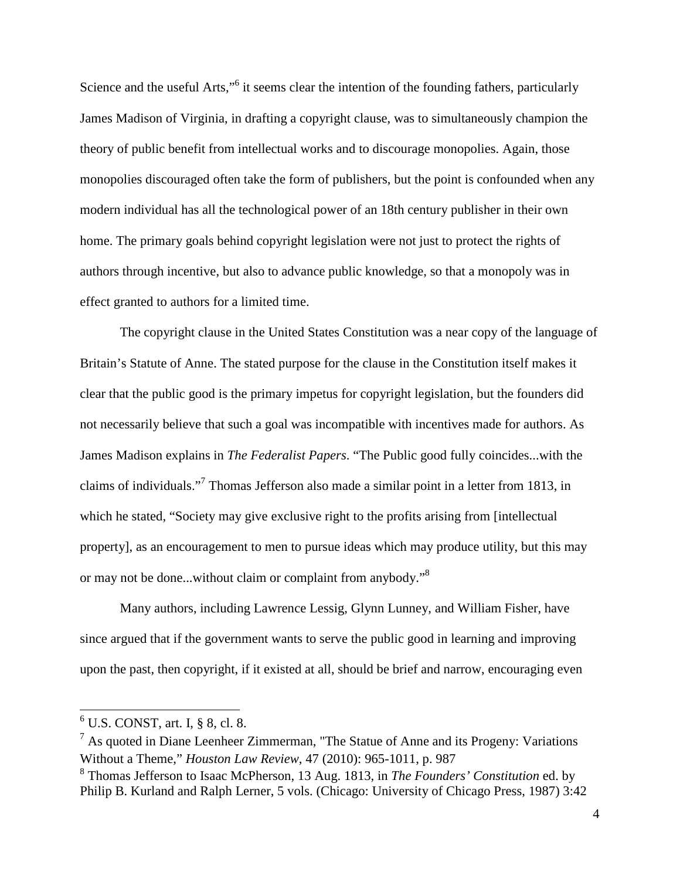Science and the useful Arts,"[6] it seems clear the intention of the founding fathers, particularly James Madison of Virginia, in drafting a copyright clause, was to simultaneously champion the theory of public benefit from intellectual works and to discourage monopolies. Again, those monopolies discouraged often take the form of publishers, but the point is confounded when any modern individual has all the technological power of an 18th century publisher in their own home. The primary goals behind copyright legislation were not just to protect the rights of authors through incentive, but also to advance public knowledge, so that a monopoly was in effect granted to authors for a limited time.

The copyright clause in the United States Constitution was a near copy of the language of Britain's Statute of Anne. The stated purpose for the clause in the Constitution itself makes it clear that the public good is the primary impetus for copyright legislation, but the founders did not necessarily believe that such a goal was incompatible with incentives made for authors. As James Madison explains in *The Federalist Papers*. "The Public good fully coincides...with the claims of individuals."[7] Thomas Jefferson also made a similar point in a letter from 1813, in which he stated, "Society may give exclusive right to the profits arising from [intellectual property], as an encouragement to men to pursue ideas which may produce utility, but this may or may not be done...without claim or complaint from anybody."[8]

Many authors, including Lawrence Lessig, Glynn Lunney, and William Fisher, have since argued that if the government wants to serve the public good in learning and improving upon the past, then copyright, if it existed at all, should be brief and narrow, encouraging even

---

[6] U.S. CONST, art. I, § 8, cl. 8.

[7] As quoted in Diane Leenheer Zimmerman, "The Statue of Anne and its Progeny: Variations Without a Theme," *Houston Law Review*, 47 (2010): 965-1011, p. 987

[8] Thomas Jefferson to Isaac McPherson, 13 Aug. 1813, in *The Founders' Constitution* ed. by Philip B. Kurland and Ralph Lerner, 5 vols. (Chicago: University of Chicago Press, 1987) 3:42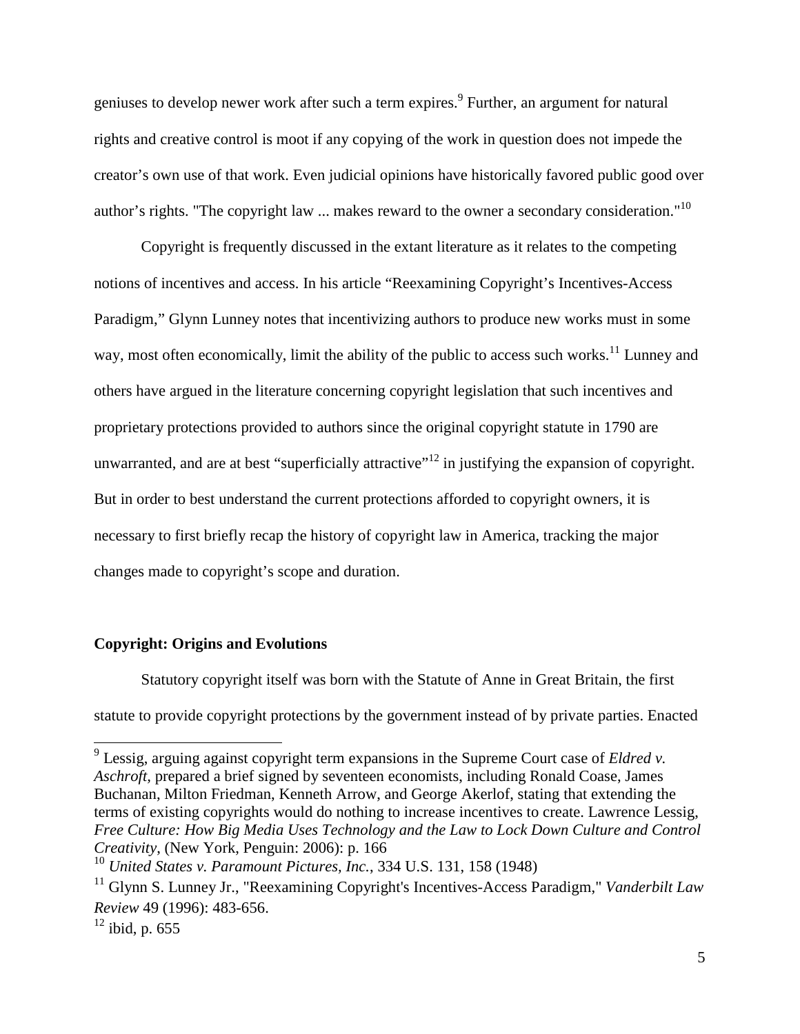geniuses to develop newer work after such a term expires.[9] Further, an argument for natural rights and creative control is moot if any copying of the work in question does not impede the creator's own use of that work. Even judicial opinions have historically favored public good over author's rights. "The copyright law ... makes reward to the owner a secondary consideration."[10]

Copyright is frequently discussed in the extant literature as it relates to the competing notions of incentives and access. In his article "Reexamining Copyright's Incentives-Access Paradigm," Glynn Lunney notes that incentivizing authors to produce new works must in some way, most often economically, limit the ability of the public to access such works.[11] Lunney and others have argued in the literature concerning copyright legislation that such incentives and proprietary protections provided to authors since the original copyright statute in 1790 are unwarranted, and are at best "superficially attractive"[12] in justifying the expansion of copyright. But in order to best understand the current protections afforded to copyright owners, it is necessary to first briefly recap the history of copyright law in America, tracking the major changes made to copyright's scope and duration.

**Copyright: Origins and Evolutions**

Statutory copyright itself was born with the Statute of Anne in Great Britain, the first statute to provide copyright protections by the government instead of by private parties. Enacted

---

[9] Lessig, arguing against copyright term expansions in the Supreme Court case of *Eldred v. Aschroft,* prepared a brief signed by seventeen economists, including Ronald Coase, James Buchanan, Milton Friedman, Kenneth Arrow, and George Akerlof, stating that extending the terms of existing copyrights would do nothing to increase incentives to create. Lawrence Lessig, *Free Culture: How Big Media Uses Technology and the Law to Lock Down Culture and Control Creativity*, (New York, Penguin: 2006): p. 166

[10] *United States v. Paramount Pictures, Inc.*, 334 U.S. 131, 158 (1948)

[11] Glynn S. Lunney Jr., "Reexamining Copyright's Incentives-Access Paradigm," *Vanderbilt Law Review* 49 (1996): 483-656.

[12] ibid, p. 655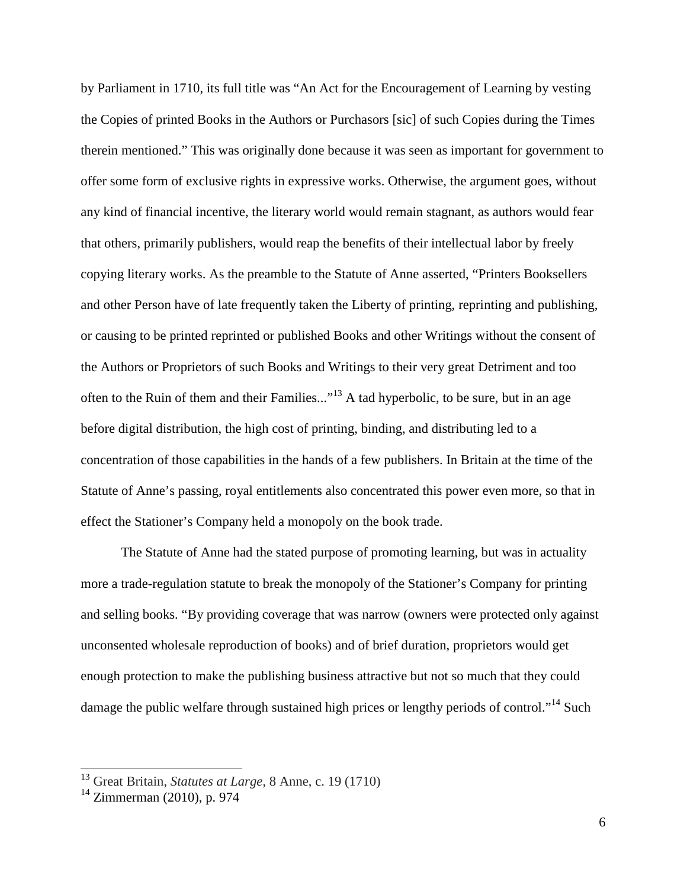by Parliament in 1710, its full title was "An Act for the Encouragement of Learning by vesting the Copies of printed Books in the Authors or Purchasors [sic] of such Copies during the Times therein mentioned." This was originally done because it was seen as important for government to offer some form of exclusive rights in expressive works. Otherwise, the argument goes, without any kind of financial incentive, the literary world would remain stagnant, as authors would fear that others, primarily publishers, would reap the benefits of their intellectual labor by freely copying literary works. As the preamble to the Statute of Anne asserted, "Printers Booksellers and other Person have of late frequently taken the Liberty of printing, reprinting and publishing, or causing to be printed reprinted or published Books and other Writings without the consent of the Authors or Proprietors of such Books and Writings to their very great Detriment and too often to the Ruin of them and their Families..."[13] A tad hyperbolic, to be sure, but in an age before digital distribution, the high cost of printing, binding, and distributing led to a concentration of those capabilities in the hands of a few publishers. In Britain at the time of the Statute of Anne's passing, royal entitlements also concentrated this power even more, so that in effect the Stationer's Company held a monopoly on the book trade.

The Statute of Anne had the stated purpose of promoting learning, but was in actuality more a trade-regulation statute to break the monopoly of the Stationer's Company for printing and selling books. "By providing coverage that was narrow (owners were protected only against unconsented wholesale reproduction of books) and of brief duration, proprietors would get enough protection to make the publishing business attractive but not so much that they could damage the public welfare through sustained high prices or lengthy periods of control."[14] Such

[13] Great Britain, *Statutes at Large*, 8 Anne, c. 19 (1710)

[14] Zimmerman (2010), p. 974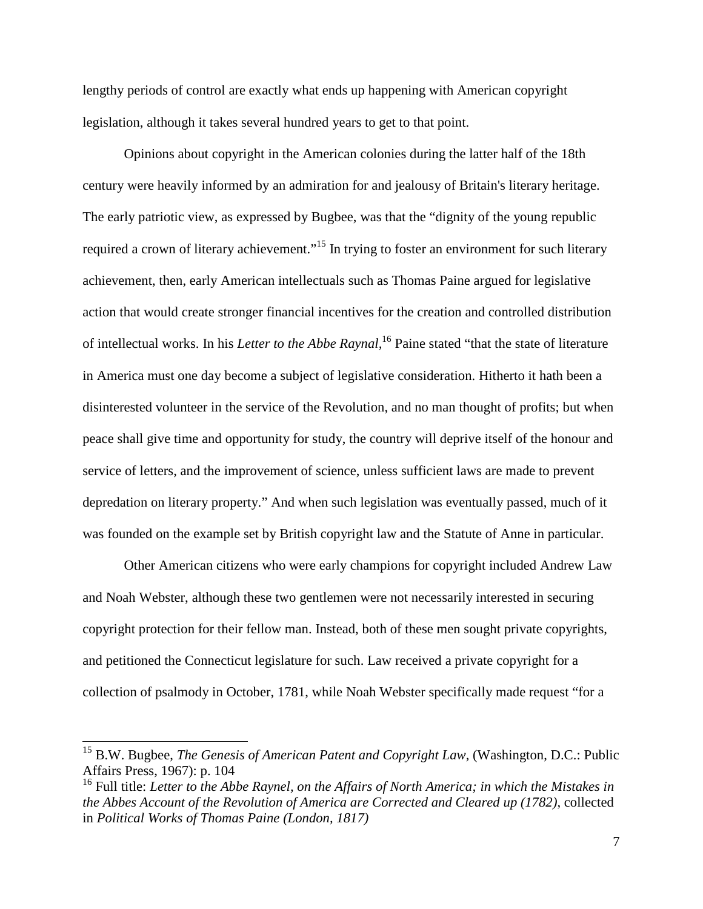lengthy periods of control are exactly what ends up happening with American copyright legislation, although it takes several hundred years to get to that point.

Opinions about copyright in the American colonies during the latter half of the 18th century were heavily informed by an admiration for and jealousy of Britain's literary heritage. The early patriotic view, as expressed by Bugbee, was that the "dignity of the young republic required a crown of literary achievement."[15] In trying to foster an environment for such literary achievement, then, early American intellectuals such as Thomas Paine argued for legislative action that would create stronger financial incentives for the creation and controlled distribution of intellectual works. In his *Letter to the Abbe Raynal*,[16] Paine stated "that the state of literature in America must one day become a subject of legislative consideration. Hitherto it hath been a disinterested volunteer in the service of the Revolution, and no man thought of profits; but when peace shall give time and opportunity for study, the country will deprive itself of the honour and service of letters, and the improvement of science, unless sufficient laws are made to prevent depredation on literary property." And when such legislation was eventually passed, much of it was founded on the example set by British copyright law and the Statute of Anne in particular.

Other American citizens who were early champions for copyright included Andrew Law and Noah Webster, although these two gentlemen were not necessarily interested in securing copyright protection for their fellow man. Instead, both of these men sought private copyrights, and petitioned the Connecticut legislature for such. Law received a private copyright for a collection of psalmody in October, 1781, while Noah Webster specifically made request "for a

---

[15] B.W. Bugbee, *The Genesis of American Patent and Copyright Law*, (Washington, D.C.: Public Affairs Press, 1967): p. 104

[16] Full title: *Letter to the Abbe Raynel, on the Affairs of North America; in which the Mistakes in the Abbes Account of the Revolution of America are Corrected and Cleared up (1782)*, collected in *Political Works of Thomas Paine (London, 1817)*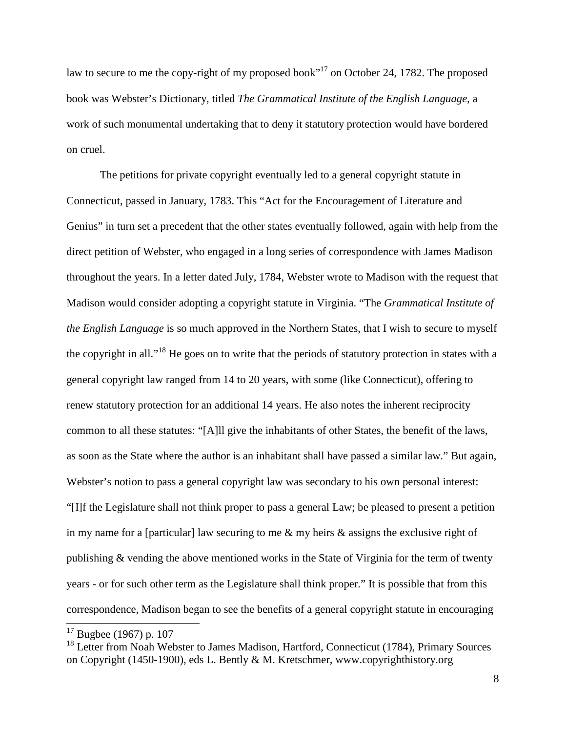law to secure to me the copy-right of my proposed book"[17] on October 24, 1782. The proposed book was Webster's Dictionary, titled *The Grammatical Institute of the English Language*, a work of such monumental undertaking that to deny it statutory protection would have bordered on cruel.

The petitions for private copyright eventually led to a general copyright statute in Connecticut, passed in January, 1783. This "Act for the Encouragement of Literature and Genius" in turn set a precedent that the other states eventually followed, again with help from the direct petition of Webster, who engaged in a long series of correspondence with James Madison throughout the years. In a letter dated July, 1784, Webster wrote to Madison with the request that Madison would consider adopting a copyright statute in Virginia. "The *Grammatical Institute of the English Language* is so much approved in the Northern States, that I wish to secure to myself the copyright in all."[18] He goes on to write that the periods of statutory protection in states with a general copyright law ranged from 14 to 20 years, with some (like Connecticut), offering to renew statutory protection for an additional 14 years. He also notes the inherent reciprocity common to all these statutes: "[A]ll give the inhabitants of other States, the benefit of the laws, as soon as the State where the author is an inhabitant shall have passed a similar law." But again, Webster's notion to pass a general copyright law was secondary to his own personal interest: "[I]f the Legislature shall not think proper to pass a general Law; be pleased to present a petition in my name for a [particular] law securing to me & my heirs & assigns the exclusive right of publishing & vending the above mentioned works in the State of Virginia for the term of twenty years - or for such other term as the Legislature shall think proper." It is possible that from this correspondence, Madison began to see the benefits of a general copyright statute in encouraging

[17] Bugbee (1967) p. 107

[18] Letter from Noah Webster to James Madison, Hartford, Connecticut (1784), Primary Sources on Copyright (1450-1900), eds L. Bently & M. Kretschmer, www.copyrighthistory.org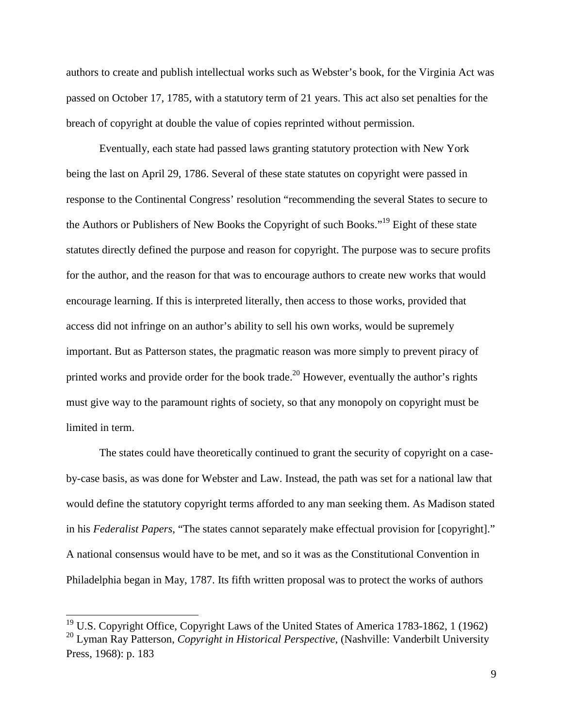authors to create and publish intellectual works such as Webster's book, for the Virginia Act was passed on October 17, 1785, with a statutory term of 21 years. This act also set penalties for the breach of copyright at double the value of copies reprinted without permission.

Eventually, each state had passed laws granting statutory protection with New York being the last on April 29, 1786. Several of these state statutes on copyright were passed in response to the Continental Congress' resolution "recommending the several States to secure to the Authors or Publishers of New Books the Copyright of such Books."[19] Eight of these state statutes directly defined the purpose and reason for copyright. The purpose was to secure profits for the author, and the reason for that was to encourage authors to create new works that would encourage learning. If this is interpreted literally, then access to those works, provided that access did not infringe on an author's ability to sell his own works, would be supremely important. But as Patterson states, the pragmatic reason was more simply to prevent piracy of printed works and provide order for the book trade.[20] However, eventually the author's rights must give way to the paramount rights of society, so that any monopoly on copyright must be limited in term.

The states could have theoretically continued to grant the security of copyright on a case-by-case basis, as was done for Webster and Law. Instead, the path was set for a national law that would define the statutory copyright terms afforded to any man seeking them. As Madison stated in his *Federalist Papers*, "The states cannot separately make effectual provision for [copyright]." A national consensus would have to be met, and so it was as the Constitutional Convention in Philadelphia began in May, 1787. Its fifth written proposal was to protect the works of authors

---

[19] U.S. Copyright Office, Copyright Laws of the United States of America 1783-1862, 1 (1962)

[20] Lyman Ray Patterson, *Copyright in Historical Perspective*, (Nashville: Vanderbilt University Press, 1968): p. 183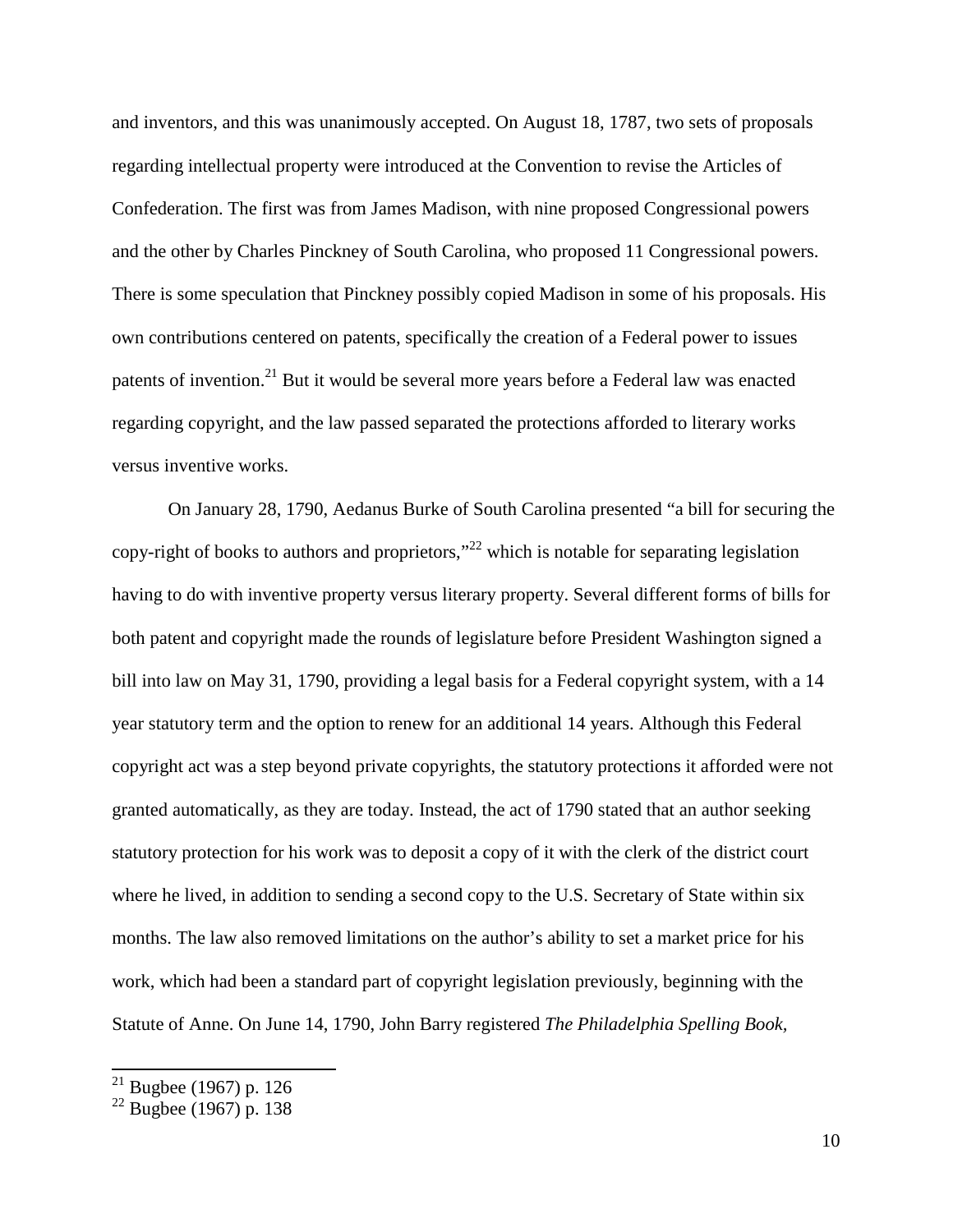and inventors, and this was unanimously accepted. On August 18, 1787, two sets of proposals regarding intellectual property were introduced at the Convention to revise the Articles of Confederation. The first was from James Madison, with nine proposed Congressional powers and the other by Charles Pinckney of South Carolina, who proposed 11 Congressional powers. There is some speculation that Pinckney possibly copied Madison in some of his proposals. His own contributions centered on patents, specifically the creation of a Federal power to issues patents of invention.[21] But it would be several more years before a Federal law was enacted regarding copyright, and the law passed separated the protections afforded to literary works versus inventive works.

On January 28, 1790, Aedanus Burke of South Carolina presented "a bill for securing the copy-right of books to authors and proprietors,"[22] which is notable for separating legislation having to do with inventive property versus literary property. Several different forms of bills for both patent and copyright made the rounds of legislature before President Washington signed a bill into law on May 31, 1790, providing a legal basis for a Federal copyright system, with a 14 year statutory term and the option to renew for an additional 14 years. Although this Federal copyright act was a step beyond private copyrights, the statutory protections it afforded were not granted automatically, as they are today. Instead, the act of 1790 stated that an author seeking statutory protection for his work was to deposit a copy of it with the clerk of the district court where he lived, in addition to sending a second copy to the U.S. Secretary of State within six months. The law also removed limitations on the author's ability to set a market price for his work, which had been a standard part of copyright legislation previously, beginning with the Statute of Anne. On June 14, 1790, John Barry registered *The Philadelphia Spelling Book,*

[21] Bugbee (1967) p. 126

[22] Bugbee (1967) p. 138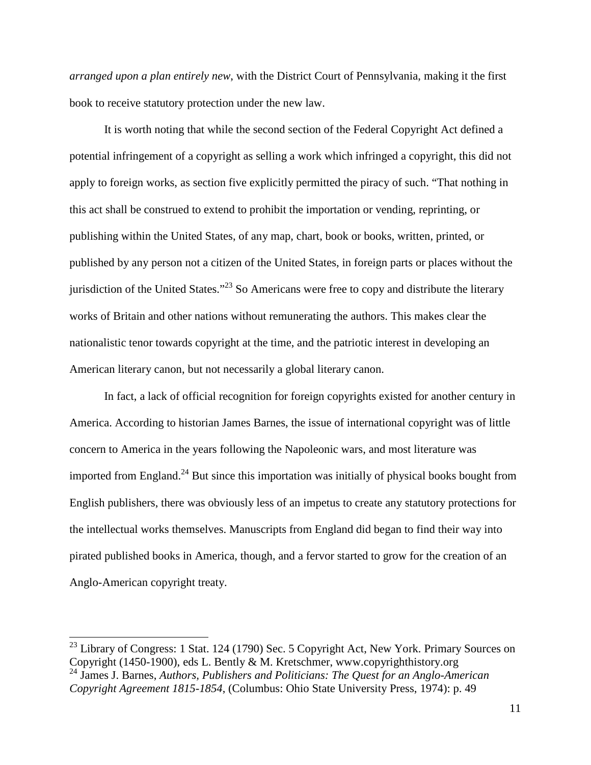*arranged upon a plan entirely new*, with the District Court of Pennsylvania, making it the first book to receive statutory protection under the new law.

It is worth noting that while the second section of the Federal Copyright Act defined a potential infringement of a copyright as selling a work which infringed a copyright, this did not apply to foreign works, as section five explicitly permitted the piracy of such. "That nothing in this act shall be construed to extend to prohibit the importation or vending, reprinting, or publishing within the United States, of any map, chart, book or books, written, printed, or published by any person not a citizen of the United States, in foreign parts or places without the jurisdiction of the United States."[23] So Americans were free to copy and distribute the literary works of Britain and other nations without remunerating the authors. This makes clear the nationalistic tenor towards copyright at the time, and the patriotic interest in developing an American literary canon, but not necessarily a global literary canon.

In fact, a lack of official recognition for foreign copyrights existed for another century in America. According to historian James Barnes, the issue of international copyright was of little concern to America in the years following the Napoleonic wars, and most literature was imported from England.[24] But since this importation was initially of physical books bought from English publishers, there was obviously less of an impetus to create any statutory protections for the intellectual works themselves. Manuscripts from England did began to find their way into pirated published books in America, though, and a fervor started to grow for the creation of an Anglo-American copyright treaty.

---

[23] Library of Congress: 1 Stat. 124 (1790) Sec. 5 Copyright Act, New York. Primary Sources on Copyright (1450-1900), eds L. Bently & M. Kretschmer, www.copyrighthistory.org

[24] James J. Barnes, *Authors, Publishers and Politicians: The Quest for an Anglo-American Copyright Agreement 1815-1854*, (Columbus: Ohio State University Press, 1974): p. 49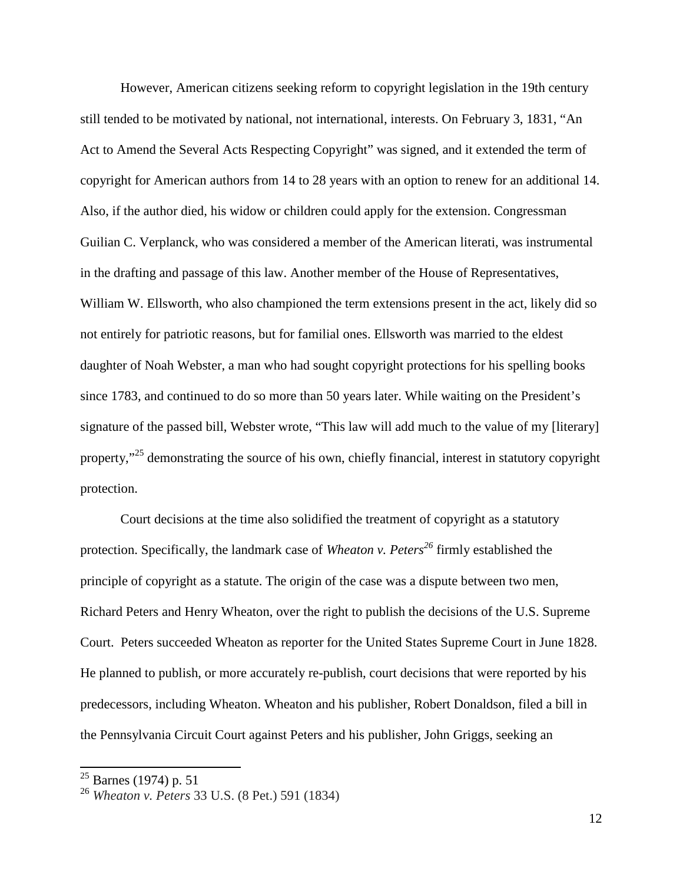However, American citizens seeking reform to copyright legislation in the 19th century still tended to be motivated by national, not international, interests. On February 3, 1831, "An Act to Amend the Several Acts Respecting Copyright" was signed, and it extended the term of copyright for American authors from 14 to 28 years with an option to renew for an additional 14. Also, if the author died, his widow or children could apply for the extension. Congressman Guilian C. Verplanck, who was considered a member of the American literati, was instrumental in the drafting and passage of this law. Another member of the House of Representatives, William W. Ellsworth, who also championed the term extensions present in the act, likely did so not entirely for patriotic reasons, but for familial ones. Ellsworth was married to the eldest daughter of Noah Webster, a man who had sought copyright protections for his spelling books since 1783, and continued to do so more than 50 years later. While waiting on the President's signature of the passed bill, Webster wrote, "This law will add much to the value of my [literary] property,"[25] demonstrating the source of his own, chiefly financial, interest in statutory copyright protection.

Court decisions at the time also solidified the treatment of copyright as a statutory protection. Specifically, the landmark case of *Wheaton v. Peters*[26] firmly established the principle of copyright as a statute. The origin of the case was a dispute between two men, Richard Peters and Henry Wheaton, over the right to publish the decisions of the U.S. Supreme Court. Peters succeeded Wheaton as reporter for the United States Supreme Court in June 1828. He planned to publish, or more accurately re-publish, court decisions that were reported by his predecessors, including Wheaton. Wheaton and his publisher, Robert Donaldson, filed a bill in the Pennsylvania Circuit Court against Peters and his publisher, John Griggs, seeking an

---

[25] Barnes (1974) p. 51

[26] *Wheaton v. Peters* 33 U.S. (8 Pet.) 591 (1834)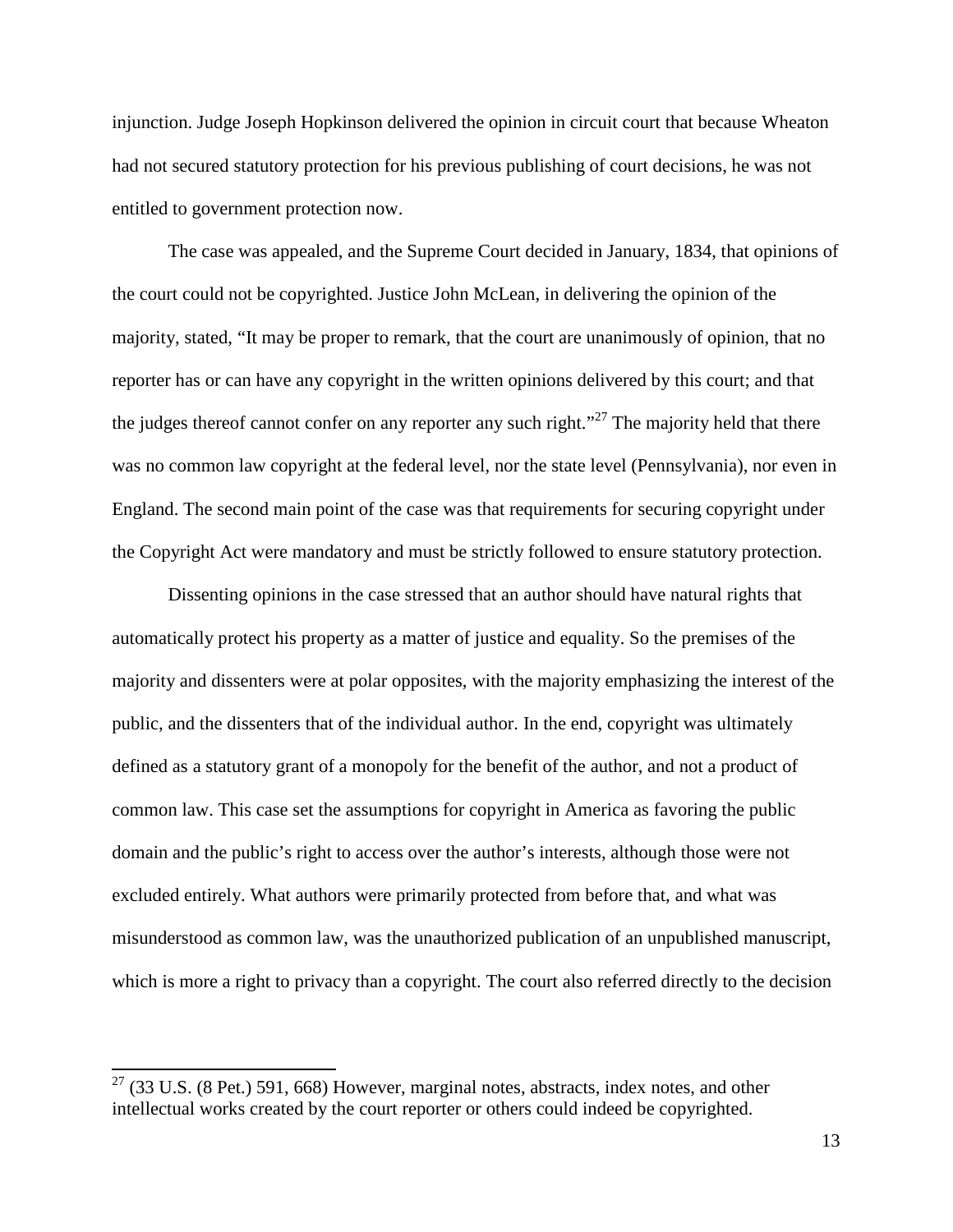injunction. Judge Joseph Hopkinson delivered the opinion in circuit court that because Wheaton had not secured statutory protection for his previous publishing of court decisions, he was not entitled to government protection now.

The case was appealed, and the Supreme Court decided in January, 1834, that opinions of the court could not be copyrighted. Justice John McLean, in delivering the opinion of the majority, stated, "It may be proper to remark, that the court are unanimously of opinion, that no reporter has or can have any copyright in the written opinions delivered by this court; and that the judges thereof cannot confer on any reporter any such right."[27] The majority held that there was no common law copyright at the federal level, nor the state level (Pennsylvania), nor even in England. The second main point of the case was that requirements for securing copyright under the Copyright Act were mandatory and must be strictly followed to ensure statutory protection.

Dissenting opinions in the case stressed that an author should have natural rights that automatically protect his property as a matter of justice and equality. So the premises of the majority and dissenters were at polar opposites, with the majority emphasizing the interest of the public, and the dissenters that of the individual author. In the end, copyright was ultimately defined as a statutory grant of a monopoly for the benefit of the author, and not a product of common law. This case set the assumptions for copyright in America as favoring the public domain and the public's right to access over the author's interests, although those were not excluded entirely. What authors were primarily protected from before that, and what was misunderstood as common law, was the unauthorized publication of an unpublished manuscript, which is more a right to privacy than a copyright. The court also referred directly to the decision

---

[27] (33 U.S. (8 Pet.) 591, 668) However, marginal notes, abstracts, index notes, and other intellectual works created by the court reporter or others could indeed be copyrighted.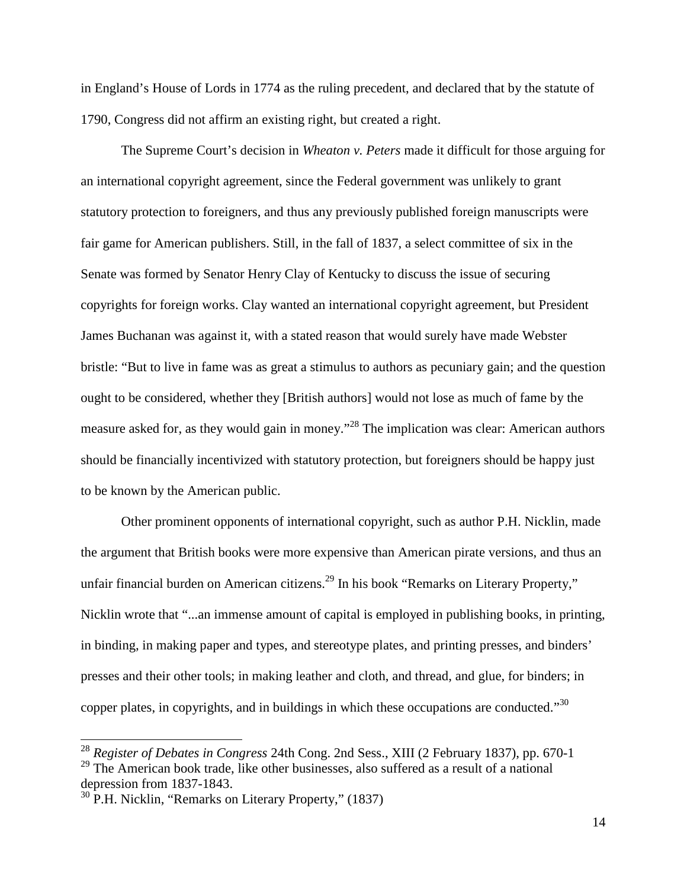in England's House of Lords in 1774 as the ruling precedent, and declared that by the statute of 1790, Congress did not affirm an existing right, but created a right.

The Supreme Court's decision in *Wheaton v. Peters* made it difficult for those arguing for an international copyright agreement, since the Federal government was unlikely to grant statutory protection to foreigners, and thus any previously published foreign manuscripts were fair game for American publishers. Still, in the fall of 1837, a select committee of six in the Senate was formed by Senator Henry Clay of Kentucky to discuss the issue of securing copyrights for foreign works. Clay wanted an international copyright agreement, but President James Buchanan was against it, with a stated reason that would surely have made Webster bristle: "But to live in fame was as great a stimulus to authors as pecuniary gain; and the question ought to be considered, whether they [British authors] would not lose as much of fame by the measure asked for, as they would gain in money."[28] The implication was clear: American authors should be financially incentivized with statutory protection, but foreigners should be happy just to be known by the American public.

Other prominent opponents of international copyright, such as author P.H. Nicklin, made the argument that British books were more expensive than American pirate versions, and thus an unfair financial burden on American citizens.[29] In his book "Remarks on Literary Property," Nicklin wrote that "...an immense amount of capital is employed in publishing books, in printing, in binding, in making paper and types, and stereotype plates, and printing presses, and binders' presses and their other tools; in making leather and cloth, and thread, and glue, for binders; in copper plates, in copyrights, and in buildings in which these occupations are conducted."[30]

---

[28] *Register of Debates in Congress* 24th Cong. 2nd Sess., XIII (2 February 1837), pp. 670-1

[29] The American book trade, like other businesses, also suffered as a result of a national depression from 1837-1843.

[30] P.H. Nicklin, "Remarks on Literary Property," (1837)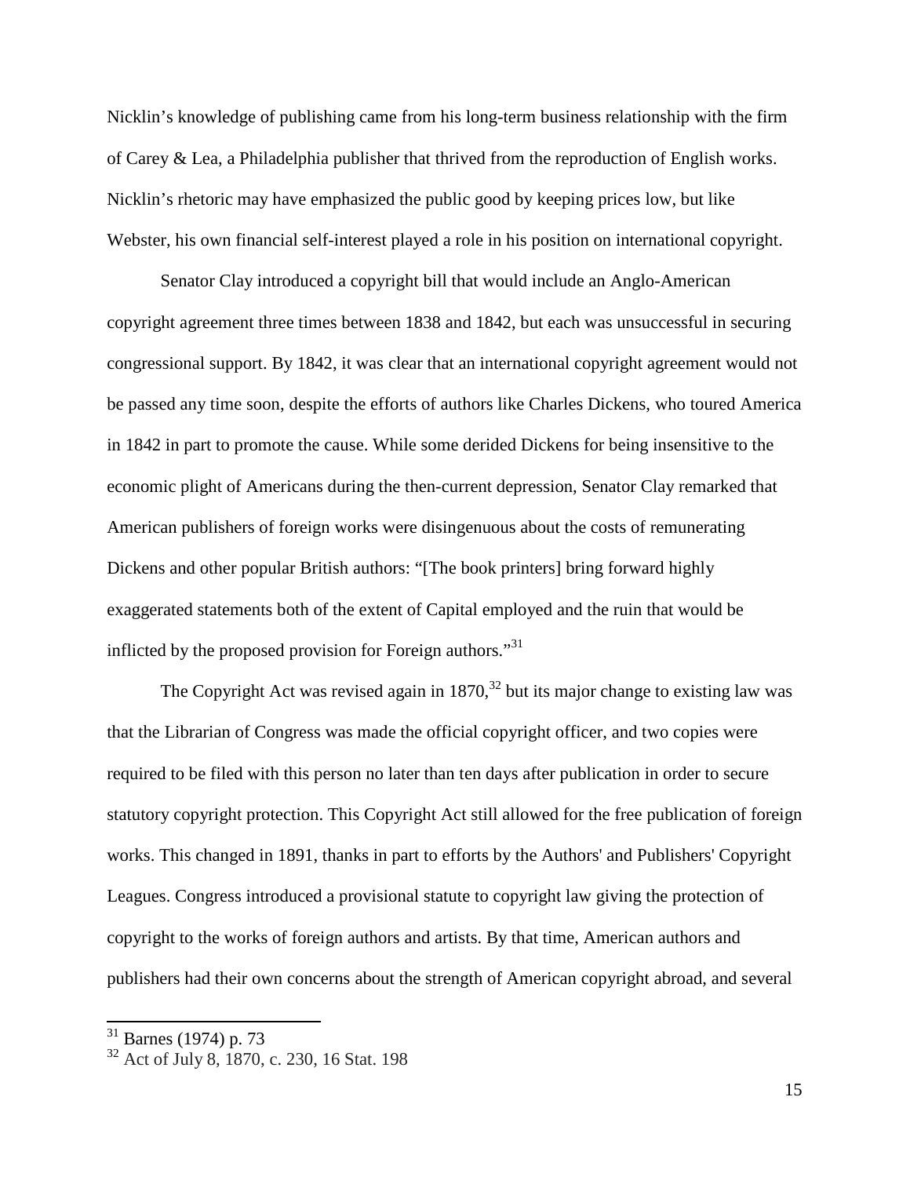Nicklin's knowledge of publishing came from his long-term business relationship with the firm of Carey & Lea, a Philadelphia publisher that thrived from the reproduction of English works. Nicklin's rhetoric may have emphasized the public good by keeping prices low, but like Webster, his own financial self-interest played a role in his position on international copyright.

Senator Clay introduced a copyright bill that would include an Anglo-American copyright agreement three times between 1838 and 1842, but each was unsuccessful in securing congressional support. By 1842, it was clear that an international copyright agreement would not be passed any time soon, despite the efforts of authors like Charles Dickens, who toured America in 1842 in part to promote the cause. While some derided Dickens for being insensitive to the economic plight of Americans during the then-current depression, Senator Clay remarked that American publishers of foreign works were disingenuous about the costs of remunerating Dickens and other popular British authors: "[The book printers] bring forward highly exaggerated statements both of the extent of Capital employed and the ruin that would be inflicted by the proposed provision for Foreign authors."[31]

The Copyright Act was revised again in 1870,[32] but its major change to existing law was that the Librarian of Congress was made the official copyright officer, and two copies were required to be filed with this person no later than ten days after publication in order to secure statutory copyright protection. This Copyright Act still allowed for the free publication of foreign works. This changed in 1891, thanks in part to efforts by the Authors' and Publishers' Copyright Leagues. Congress introduced a provisional statute to copyright law giving the protection of copyright to the works of foreign authors and artists. By that time, American authors and publishers had their own concerns about the strength of American copyright abroad, and several

[31] Barnes (1974) p. 73

[32] Act of July 8, 1870, c. 230, 16 Stat. 198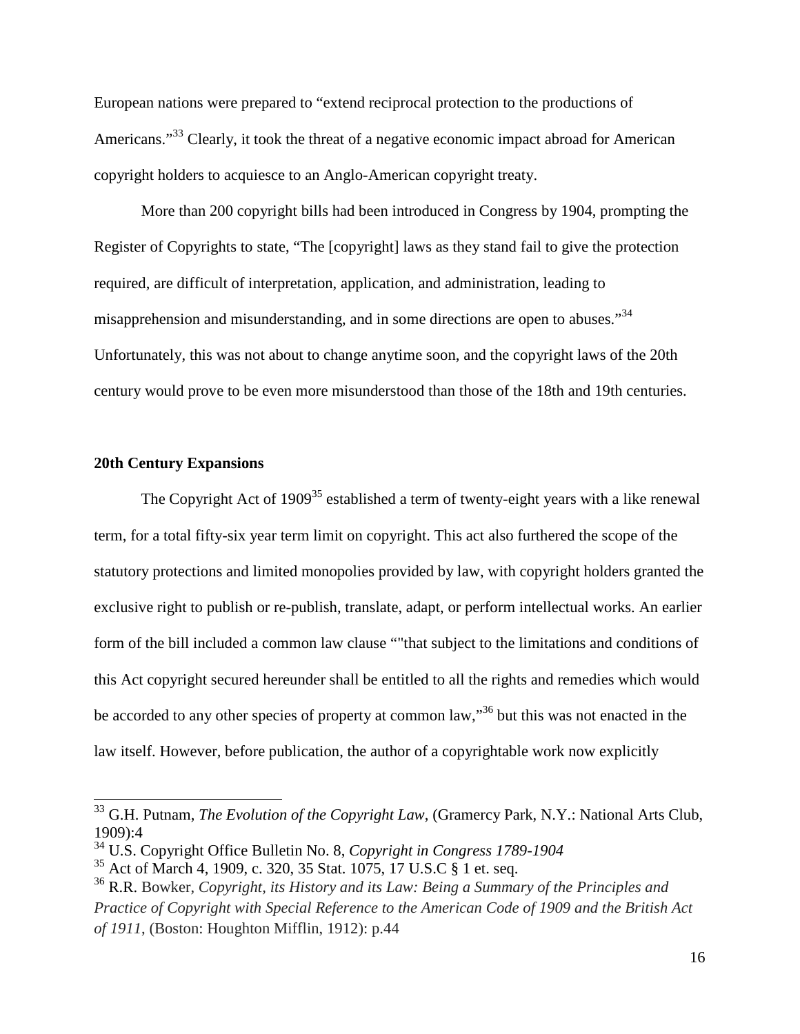European nations were prepared to "extend reciprocal protection to the productions of Americans."[33] Clearly, it took the threat of a negative economic impact abroad for American copyright holders to acquiesce to an Anglo-American copyright treaty.

More than 200 copyright bills had been introduced in Congress by 1904, prompting the Register of Copyrights to state, "The [copyright] laws as they stand fail to give the protection required, are difficult of interpretation, application, and administration, leading to misapprehension and misunderstanding, and in some directions are open to abuses."[34] Unfortunately, this was not about to change anytime soon, and the copyright laws of the 20th century would prove to be even more misunderstood than those of the 18th and 19th centuries.

**20th Century Expansions**

The Copyright Act of 1909[35] established a term of twenty-eight years with a like renewal term, for a total fifty-six year term limit on copyright. This act also furthered the scope of the statutory protections and limited monopolies provided by law, with copyright holders granted the exclusive right to publish or re-publish, translate, adapt, or perform intellectual works. An earlier form of the bill included a common law clause ""that subject to the limitations and conditions of this Act copyright secured hereunder shall be entitled to all the rights and remedies which would be accorded to any other species of property at common law,"[36] but this was not enacted in the law itself. However, before publication, the author of a copyrightable work now explicitly

---

[33] G.H. Putnam, *The Evolution of the Copyright Law*, (Gramercy Park, N.Y.: National Arts Club, 1909):4

[34] U.S. Copyright Office Bulletin No. 8, *Copyright in Congress 1789-1904*

[35] Act of March 4, 1909, c. 320, 35 Stat. 1075, 17 U.S.C § 1 et. seq.

[36] R.R. Bowker, *Copyright, its History and its Law: Being a Summary of the Principles and Practice of Copyright with Special Reference to the American Code of 1909 and the British Act of 1911*, (Boston: Houghton Mifflin, 1912): p.44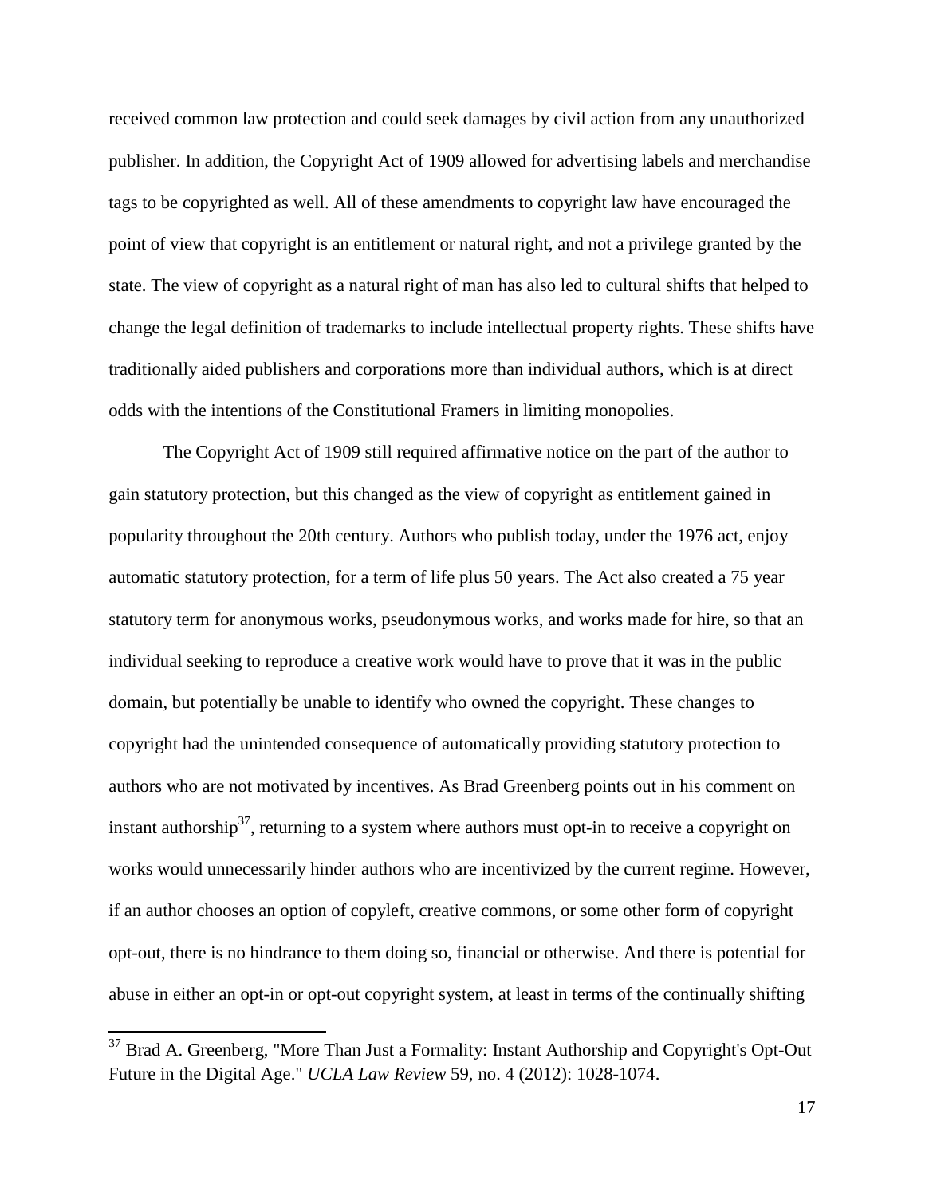received common law protection and could seek damages by civil action from any unauthorized publisher. In addition, the Copyright Act of 1909 allowed for advertising labels and merchandise tags to be copyrighted as well. All of these amendments to copyright law have encouraged the point of view that copyright is an entitlement or natural right, and not a privilege granted by the state. The view of copyright as a natural right of man has also led to cultural shifts that helped to change the legal definition of trademarks to include intellectual property rights. These shifts have traditionally aided publishers and corporations more than individual authors, which is at direct odds with the intentions of the Constitutional Framers in limiting monopolies.

The Copyright Act of 1909 still required affirmative notice on the part of the author to gain statutory protection, but this changed as the view of copyright as entitlement gained in popularity throughout the 20th century. Authors who publish today, under the 1976 act, enjoy automatic statutory protection, for a term of life plus 50 years. The Act also created a 75 year statutory term for anonymous works, pseudonymous works, and works made for hire, so that an individual seeking to reproduce a creative work would have to prove that it was in the public domain, but potentially be unable to identify who owned the copyright. These changes to copyright had the unintended consequence of automatically providing statutory protection to authors who are not motivated by incentives. As Brad Greenberg points out in his comment on instant authorship[37], returning to a system where authors must opt-in to receive a copyright on works would unnecessarily hinder authors who are incentivized by the current regime. However, if an author chooses an option of copyleft, creative commons, or some other form of copyright opt-out, there is no hindrance to them doing so, financial or otherwise. And there is potential for abuse in either an opt-in or opt-out copyright system, at least in terms of the continually shifting

[37] Brad A. Greenberg, "More Than Just a Formality: Instant Authorship and Copyright's Opt-Out Future in the Digital Age." *UCLA Law Review* 59, no. 4 (2012): 1028-1074.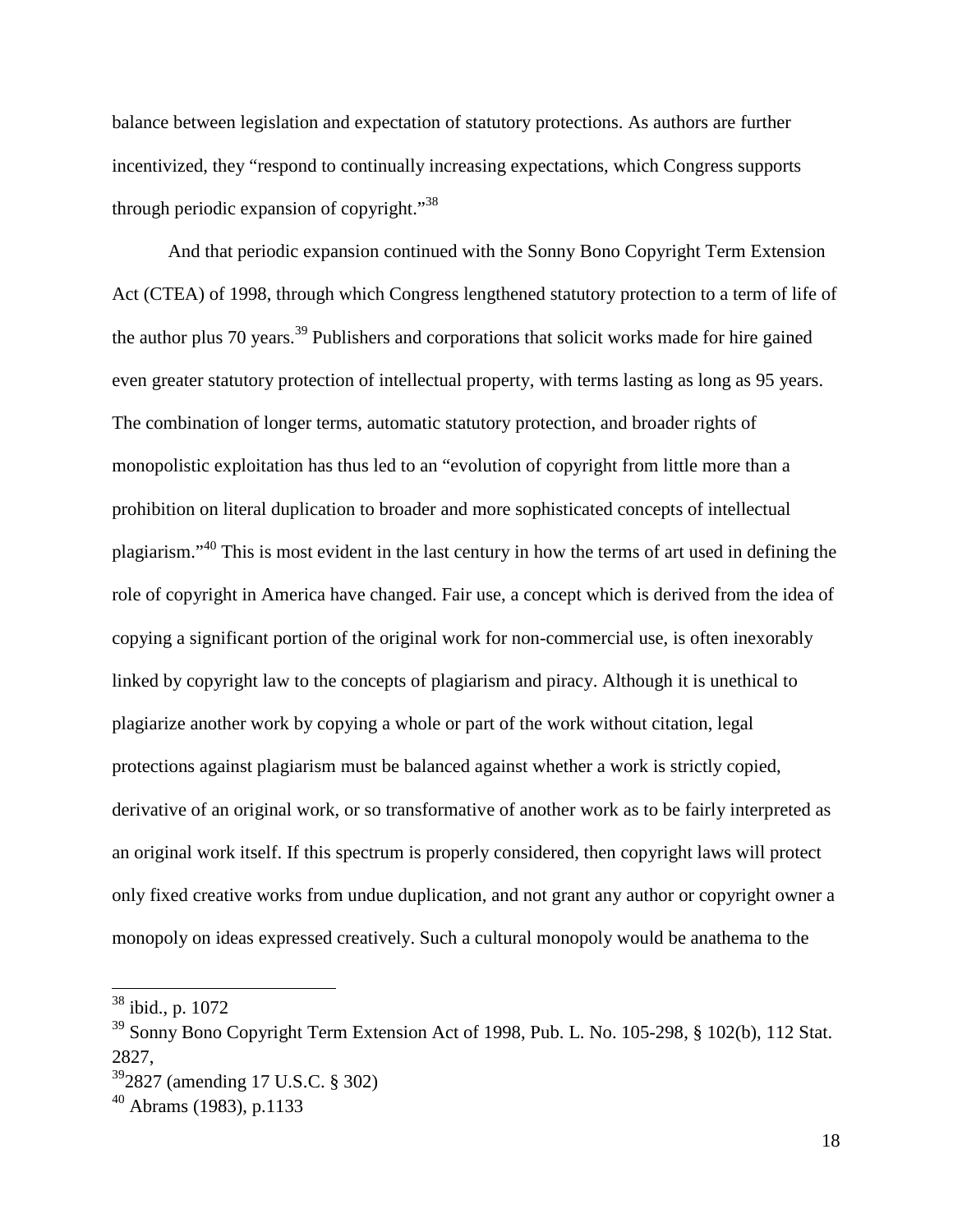balance between legislation and expectation of statutory protections. As authors are further incentivized, they "respond to continually increasing expectations, which Congress supports through periodic expansion of copyright."[38]

And that periodic expansion continued with the Sonny Bono Copyright Term Extension Act (CTEA) of 1998, through which Congress lengthened statutory protection to a term of life of the author plus 70 years.[39] Publishers and corporations that solicit works made for hire gained even greater statutory protection of intellectual property, with terms lasting as long as 95 years. The combination of longer terms, automatic statutory protection, and broader rights of monopolistic exploitation has thus led to an "evolution of copyright from little more than a prohibition on literal duplication to broader and more sophisticated concepts of intellectual plagiarism."[40] This is most evident in the last century in how the terms of art used in defining the role of copyright in America have changed. Fair use, a concept which is derived from the idea of copying a significant portion of the original work for non-commercial use, is often inexorably linked by copyright law to the concepts of plagiarism and piracy. Although it is unethical to plagiarize another work by copying a whole or part of the work without citation, legal protections against plagiarism must be balanced against whether a work is strictly copied, derivative of an original work, or so transformative of another work as to be fairly interpreted as an original work itself. If this spectrum is properly considered, then copyright laws will protect only fixed creative works from undue duplication, and not grant any author or copyright owner a monopoly on ideas expressed creatively. Such a cultural monopoly would be anathema to the

---

[38] ibid., p. 1072

[39] Sonny Bono Copyright Term Extension Act of 1998, Pub. L. No. 105-298, § 102(b), 112 Stat. 2827,

[39]2827 (amending 17 U.S.C. § 302)

[40] Abrams (1983), p.1133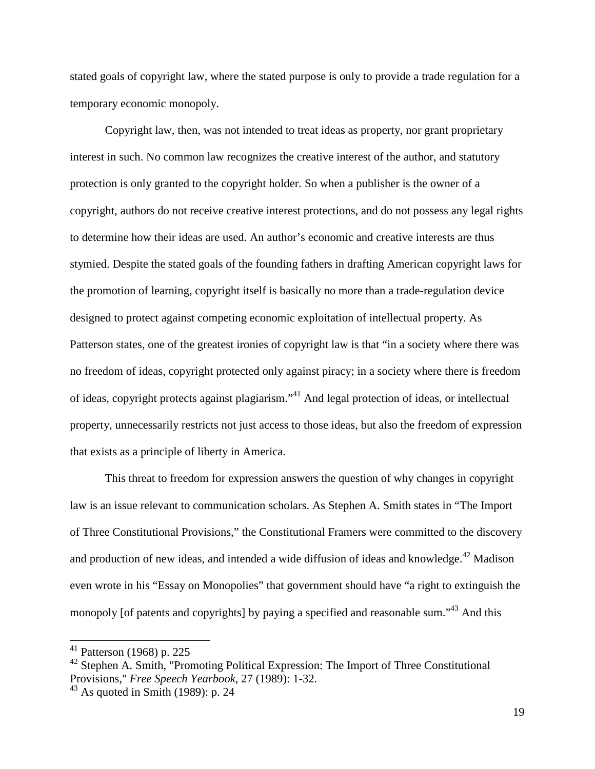stated goals of copyright law, where the stated purpose is only to provide a trade regulation for a temporary economic monopoly.

Copyright law, then, was not intended to treat ideas as property, nor grant proprietary interest in such. No common law recognizes the creative interest of the author, and statutory protection is only granted to the copyright holder. So when a publisher is the owner of a copyright, authors do not receive creative interest protections, and do not possess any legal rights to determine how their ideas are used. An author's economic and creative interests are thus stymied. Despite the stated goals of the founding fathers in drafting American copyright laws for the promotion of learning, copyright itself is basically no more than a trade-regulation device designed to protect against competing economic exploitation of intellectual property. As Patterson states, one of the greatest ironies of copyright law is that "in a society where there was no freedom of ideas, copyright protected only against piracy; in a society where there is freedom of ideas, copyright protects against plagiarism."[41] And legal protection of ideas, or intellectual property, unnecessarily restricts not just access to those ideas, but also the freedom of expression that exists as a principle of liberty in America.

This threat to freedom for expression answers the question of why changes in copyright law is an issue relevant to communication scholars. As Stephen A. Smith states in "The Import of Three Constitutional Provisions," the Constitutional Framers were committed to the discovery and production of new ideas, and intended a wide diffusion of ideas and knowledge.[42] Madison even wrote in his "Essay on Monopolies" that government should have "a right to extinguish the monopoly [of patents and copyrights] by paying a specified and reasonable sum."[43] And this

---

[41] Patterson (1968) p. 225

[42] Stephen A. Smith, "Promoting Political Expression: The Import of Three Constitutional Provisions," *Free Speech Yearbook*, 27 (1989): 1-32.

[43] As quoted in Smith (1989): p. 24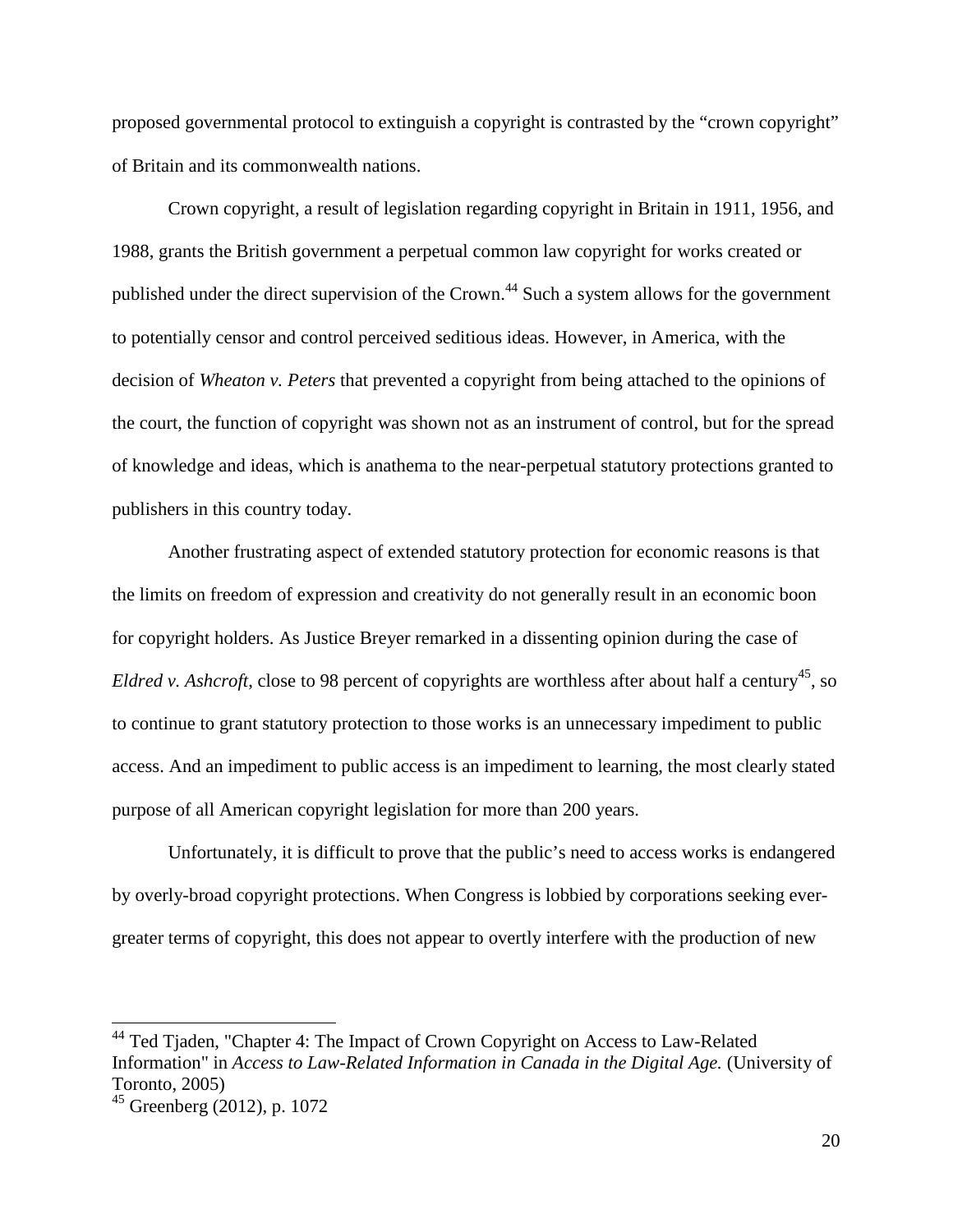proposed governmental protocol to extinguish a copyright is contrasted by the "crown copyright" of Britain and its commonwealth nations.

Crown copyright, a result of legislation regarding copyright in Britain in 1911, 1956, and 1988, grants the British government a perpetual common law copyright for works created or published under the direct supervision of the Crown.[44] Such a system allows for the government to potentially censor and control perceived seditious ideas. However, in America, with the decision of *Wheaton v. Peters* that prevented a copyright from being attached to the opinions of the court, the function of copyright was shown not as an instrument of control, but for the spread of knowledge and ideas, which is anathema to the near-perpetual statutory protections granted to publishers in this country today.

Another frustrating aspect of extended statutory protection for economic reasons is that the limits on freedom of expression and creativity do not generally result in an economic boon for copyright holders. As Justice Breyer remarked in a dissenting opinion during the case of *Eldred v. Ashcroft*, close to 98 percent of copyrights are worthless after about half a century[45], so to continue to grant statutory protection to those works is an unnecessary impediment to public access. And an impediment to public access is an impediment to learning, the most clearly stated purpose of all American copyright legislation for more than 200 years.

Unfortunately, it is difficult to prove that the public's need to access works is endangered by overly-broad copyright protections. When Congress is lobbied by corporations seeking ever-greater terms of copyright, this does not appear to overtly interfere with the production of new

---

[44] Ted Tjaden, "Chapter 4: The Impact of Crown Copyright on Access to Law-Related Information" in *Access to Law-Related Information in Canada in the Digital Age.* (University of Toronto, 2005)

[45] Greenberg (2012), p. 1072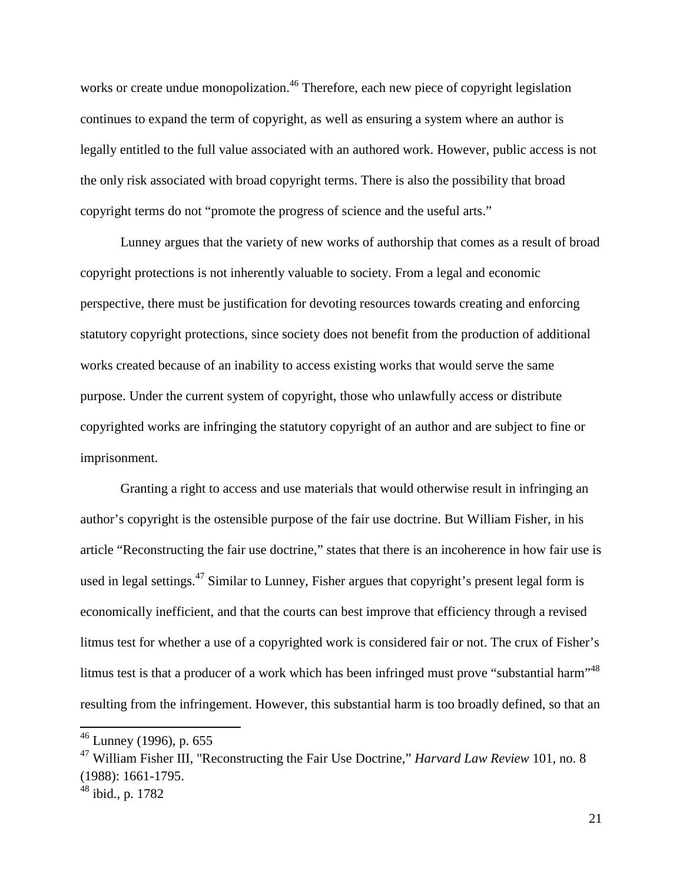works or create undue monopolization.[46] Therefore, each new piece of copyright legislation continues to expand the term of copyright, as well as ensuring a system where an author is legally entitled to the full value associated with an authored work. However, public access is not the only risk associated with broad copyright terms. There is also the possibility that broad copyright terms do not "promote the progress of science and the useful arts."

Lunney argues that the variety of new works of authorship that comes as a result of broad copyright protections is not inherently valuable to society. From a legal and economic perspective, there must be justification for devoting resources towards creating and enforcing statutory copyright protections, since society does not benefit from the production of additional works created because of an inability to access existing works that would serve the same purpose. Under the current system of copyright, those who unlawfully access or distribute copyrighted works are infringing the statutory copyright of an author and are subject to fine or imprisonment.

Granting a right to access and use materials that would otherwise result in infringing an author's copyright is the ostensible purpose of the fair use doctrine. But William Fisher, in his article "Reconstructing the fair use doctrine," states that there is an incoherence in how fair use is used in legal settings.[47] Similar to Lunney, Fisher argues that copyright's present legal form is economically inefficient, and that the courts can best improve that efficiency through a revised litmus test for whether a use of a copyrighted work is considered fair or not. The crux of Fisher's litmus test is that a producer of a work which has been infringed must prove "substantial harm"[48] resulting from the infringement. However, this substantial harm is too broadly defined, so that an

---

[46] Lunney (1996), p. 655

[47] William Fisher III, "Reconstructing the Fair Use Doctrine," *Harvard Law Review* 101, no. 8 (1988): 1661-1795.

[48] ibid., p. 1782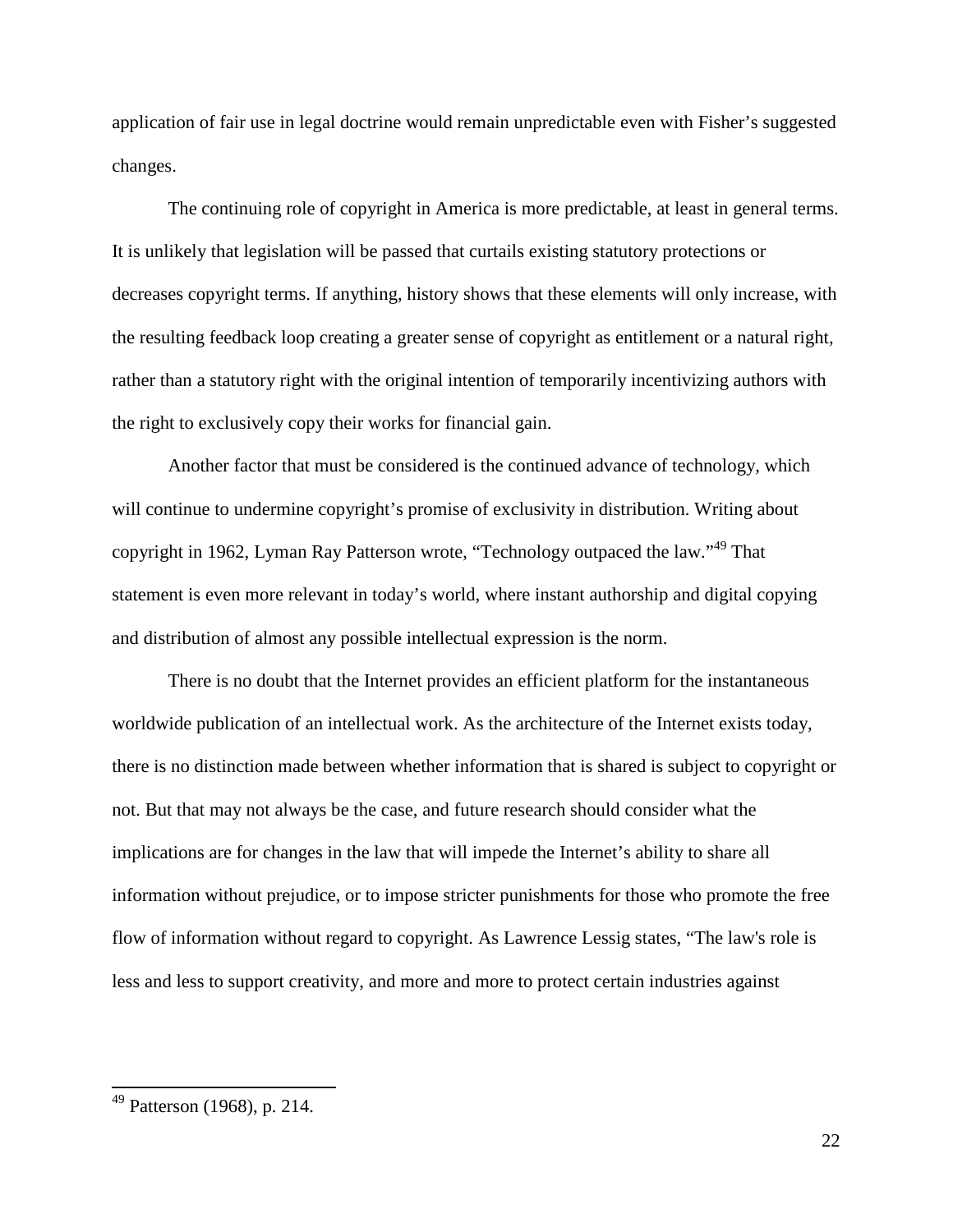application of fair use in legal doctrine would remain unpredictable even with Fisher's suggested changes.

The continuing role of copyright in America is more predictable, at least in general terms. It is unlikely that legislation will be passed that curtails existing statutory protections or decreases copyright terms. If anything, history shows that these elements will only increase, with the resulting feedback loop creating a greater sense of copyright as entitlement or a natural right, rather than a statutory right with the original intention of temporarily incentivizing authors with the right to exclusively copy their works for financial gain.

Another factor that must be considered is the continued advance of technology, which will continue to undermine copyright's promise of exclusivity in distribution. Writing about copyright in 1962, Lyman Ray Patterson wrote, "Technology outpaced the law."[49] That statement is even more relevant in today's world, where instant authorship and digital copying and distribution of almost any possible intellectual expression is the norm.

There is no doubt that the Internet provides an efficient platform for the instantaneous worldwide publication of an intellectual work. As the architecture of the Internet exists today, there is no distinction made between whether information that is shared is subject to copyright or not. But that may not always be the case, and future research should consider what the implications are for changes in the law that will impede the Internet's ability to share all information without prejudice, or to impose stricter punishments for those who promote the free flow of information without regard to copyright. As Lawrence Lessig states, "The law's role is less and less to support creativity, and more and more to protect certain industries against

[49] Patterson (1968), p. 214.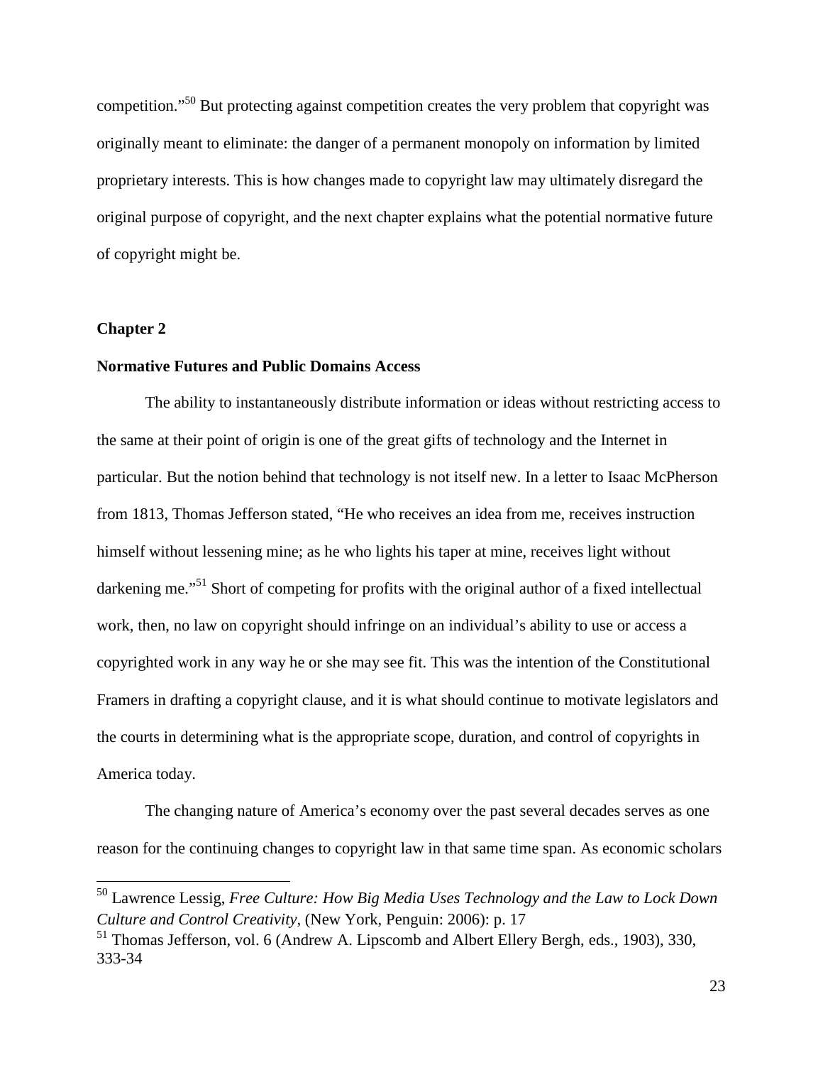competition."[50] But protecting against competition creates the very problem that copyright was originally meant to eliminate: the danger of a permanent monopoly on information by limited proprietary interests. This is how changes made to copyright law may ultimately disregard the original purpose of copyright, and the next chapter explains what the potential normative future of copyright might be.

## Chapter 2

### Normative Futures and Public Domains Access

The ability to instantaneously distribute information or ideas without restricting access to the same at their point of origin is one of the great gifts of technology and the Internet in particular. But the notion behind that technology is not itself new. In a letter to Isaac McPherson from 1813, Thomas Jefferson stated, "He who receives an idea from me, receives instruction himself without lessening mine; as he who lights his taper at mine, receives light without darkening me."[51] Short of competing for profits with the original author of a fixed intellectual work, then, no law on copyright should infringe on an individual's ability to use or access a copyrighted work in any way he or she may see fit. This was the intention of the Constitutional Framers in drafting a copyright clause, and it is what should continue to motivate legislators and the courts in determining what is the appropriate scope, duration, and control of copyrights in America today.

The changing nature of America's economy over the past several decades serves as one reason for the continuing changes to copyright law in that same time span. As economic scholars

---

[50] Lawrence Lessig, *Free Culture: How Big Media Uses Technology and the Law to Lock Down Culture and Control Creativity*, (New York, Penguin: 2006): p. 17

[51] Thomas Jefferson, vol. 6 (Andrew A. Lipscomb and Albert Ellery Bergh, eds., 1903), 330, 333-34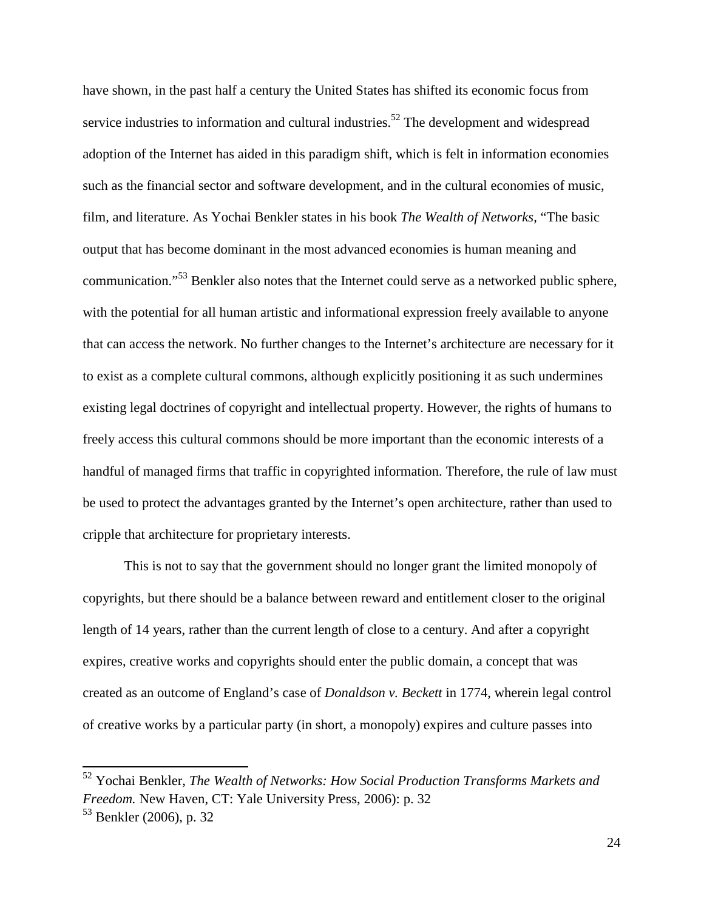have shown, in the past half a century the United States has shifted its economic focus from service industries to information and cultural industries.[52] The development and widespread adoption of the Internet has aided in this paradigm shift, which is felt in information economies such as the financial sector and software development, and in the cultural economies of music, film, and literature. As Yochai Benkler states in his book *The Wealth of Networks*, "The basic output that has become dominant in the most advanced economies is human meaning and communication."[53] Benkler also notes that the Internet could serve as a networked public sphere, with the potential for all human artistic and informational expression freely available to anyone that can access the network. No further changes to the Internet's architecture are necessary for it to exist as a complete cultural commons, although explicitly positioning it as such undermines existing legal doctrines of copyright and intellectual property. However, the rights of humans to freely access this cultural commons should be more important than the economic interests of a handful of managed firms that traffic in copyrighted information. Therefore, the rule of law must be used to protect the advantages granted by the Internet's open architecture, rather than used to cripple that architecture for proprietary interests.

This is not to say that the government should no longer grant the limited monopoly of copyrights, but there should be a balance between reward and entitlement closer to the original length of 14 years, rather than the current length of close to a century. And after a copyright expires, creative works and copyrights should enter the public domain, a concept that was created as an outcome of England's case of *Donaldson v. Beckett* in 1774, wherein legal control of creative works by a particular party (in short, a monopoly) expires and culture passes into

---

[52] Yochai Benkler, *The Wealth of Networks: How Social Production Transforms Markets and Freedom.* New Haven, CT: Yale University Press, 2006): p. 32

[53] Benkler (2006), p. 32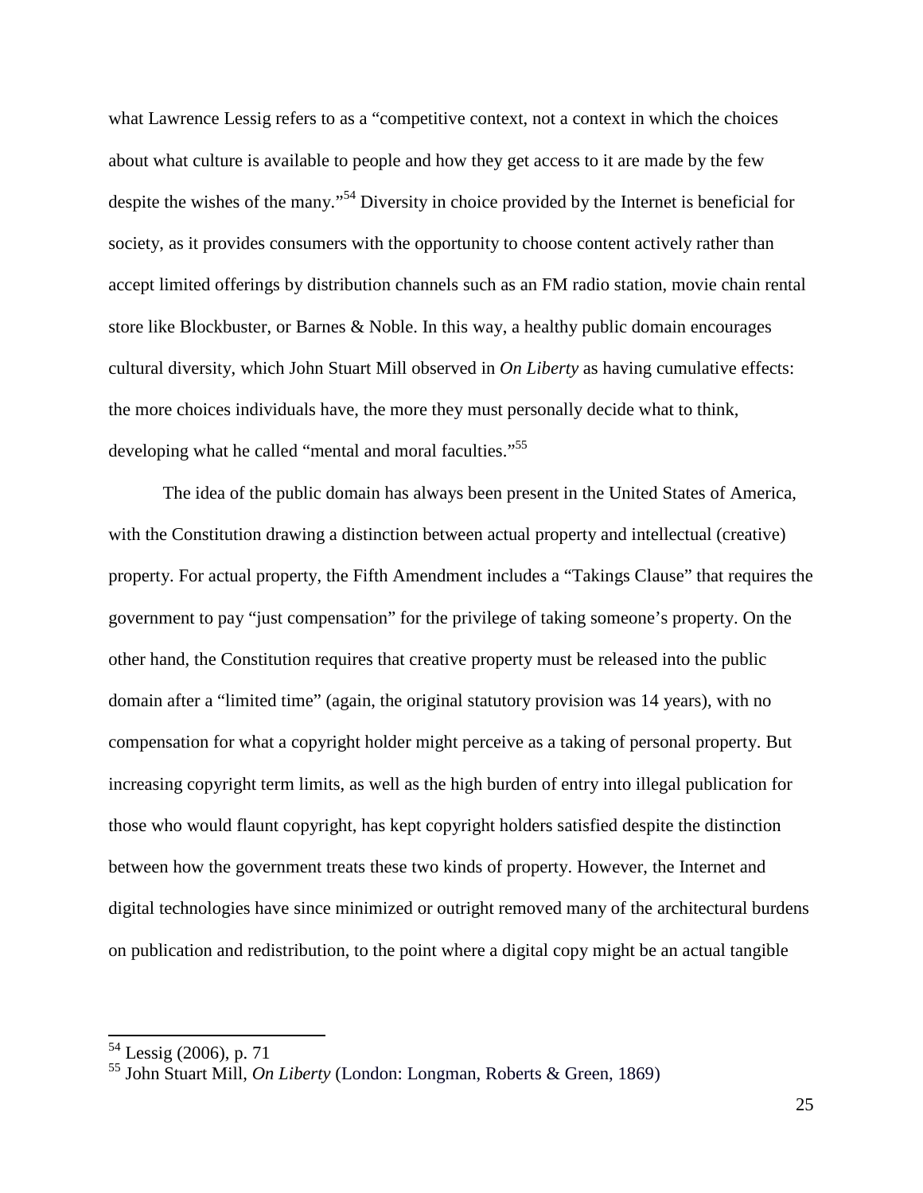what Lawrence Lessig refers to as a "competitive context, not a context in which the choices about what culture is available to people and how they get access to it are made by the few despite the wishes of the many."[54] Diversity in choice provided by the Internet is beneficial for society, as it provides consumers with the opportunity to choose content actively rather than accept limited offerings by distribution channels such as an FM radio station, movie chain rental store like Blockbuster, or Barnes & Noble. In this way, a healthy public domain encourages cultural diversity, which John Stuart Mill observed in *On Liberty* as having cumulative effects: the more choices individuals have, the more they must personally decide what to think, developing what he called "mental and moral faculties."[55]

The idea of the public domain has always been present in the United States of America, with the Constitution drawing a distinction between actual property and intellectual (creative) property. For actual property, the Fifth Amendment includes a "Takings Clause" that requires the government to pay "just compensation" for the privilege of taking someone's property. On the other hand, the Constitution requires that creative property must be released into the public domain after a "limited time" (again, the original statutory provision was 14 years), with no compensation for what a copyright holder might perceive as a taking of personal property. But increasing copyright term limits, as well as the high burden of entry into illegal publication for those who would flaunt copyright, has kept copyright holders satisfied despite the distinction between how the government treats these two kinds of property. However, the Internet and digital technologies have since minimized or outright removed many of the architectural burdens on publication and redistribution, to the point where a digital copy might be an actual tangible

[54] Lessig (2006), p. 71

[55] John Stuart Mill, *On Liberty* (London: Longman, Roberts & Green, 1869)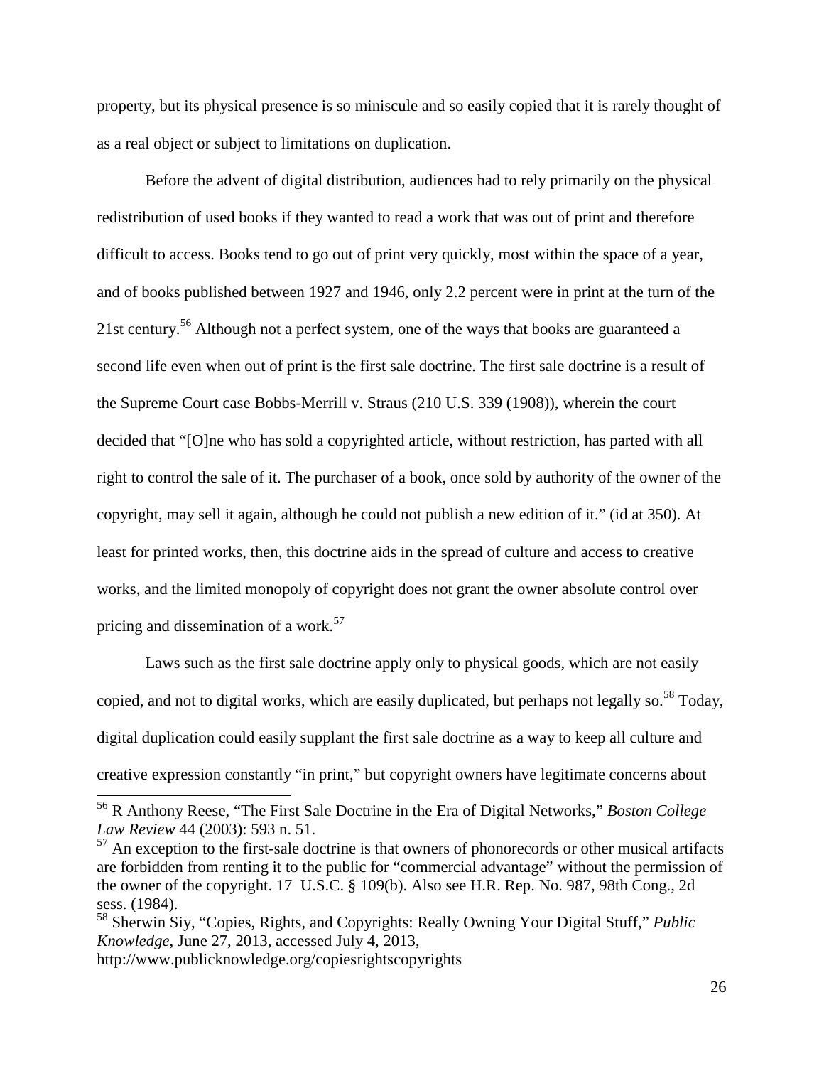property, but its physical presence is so miniscule and so easily copied that it is rarely thought of as a real object or subject to limitations on duplication.

Before the advent of digital distribution, audiences had to rely primarily on the physical redistribution of used books if they wanted to read a work that was out of print and therefore difficult to access. Books tend to go out of print very quickly, most within the space of a year, and of books published between 1927 and 1946, only 2.2 percent were in print at the turn of the 21st century.[56] Although not a perfect system, one of the ways that books are guaranteed a second life even when out of print is the first sale doctrine. The first sale doctrine is a result of the Supreme Court case Bobbs-Merrill v. Straus (210 U.S. 339 (1908)), wherein the court decided that "[O]ne who has sold a copyrighted article, without restriction, has parted with all right to control the sale of it. The purchaser of a book, once sold by authority of the owner of the copyright, may sell it again, although he could not publish a new edition of it." (id at 350). At least for printed works, then, this doctrine aids in the spread of culture and access to creative works, and the limited monopoly of copyright does not grant the owner absolute control over pricing and dissemination of a work.[57]

Laws such as the first sale doctrine apply only to physical goods, which are not easily copied, and not to digital works, which are easily duplicated, but perhaps not legally so.[58] Today, digital duplication could easily supplant the first sale doctrine as a way to keep all culture and creative expression constantly "in print," but copyright owners have legitimate concerns about

---

[56] R Anthony Reese, "The First Sale Doctrine in the Era of Digital Networks," *Boston College Law Review* 44 (2003): 593 n. 51.

[57] An exception to the first-sale doctrine is that owners of phonorecords or other musical artifacts are forbidden from renting it to the public for "commercial advantage" without the permission of the owner of the copyright. 17 U.S.C. § 109(b). Also see H.R. Rep. No. 987, 98th Cong., 2d sess. (1984).

[58] Sherwin Siy, "Copies, Rights, and Copyrights: Really Owning Your Digital Stuff," *Public Knowledge*, June 27, 2013, accessed July 4, 2013, http://www.publicknowledge.org/copiesrightscopyrights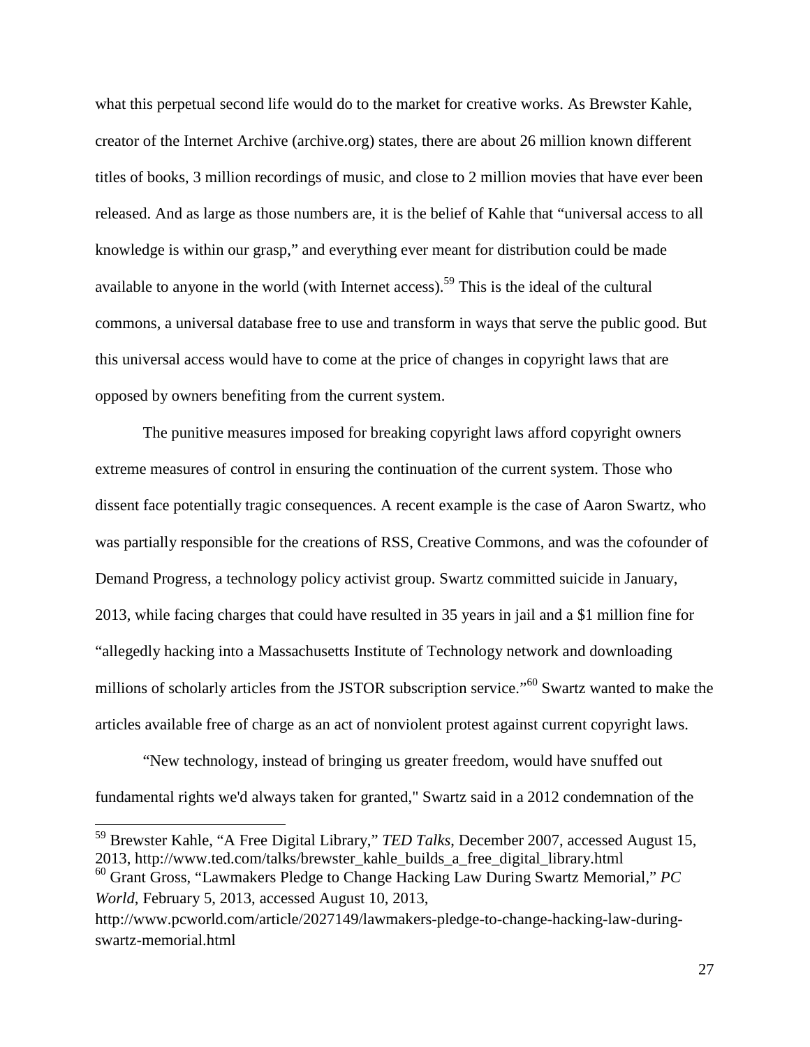what this perpetual second life would do to the market for creative works. As Brewster Kahle, creator of the Internet Archive (archive.org) states, there are about 26 million known different titles of books, 3 million recordings of music, and close to 2 million movies that have ever been released. And as large as those numbers are, it is the belief of Kahle that "universal access to all knowledge is within our grasp," and everything ever meant for distribution could be made available to anyone in the world (with Internet access).[59] This is the ideal of the cultural commons, a universal database free to use and transform in ways that serve the public good. But this universal access would have to come at the price of changes in copyright laws that are opposed by owners benefiting from the current system.

The punitive measures imposed for breaking copyright laws afford copyright owners extreme measures of control in ensuring the continuation of the current system. Those who dissent face potentially tragic consequences. A recent example is the case of Aaron Swartz, who was partially responsible for the creations of RSS, Creative Commons, and was the cofounder of Demand Progress, a technology policy activist group. Swartz committed suicide in January, 2013, while facing charges that could have resulted in 35 years in jail and a $1 million fine for "allegedly hacking into a Massachusetts Institute of Technology network and downloading millions of scholarly articles from the JSTOR subscription service."[60] Swartz wanted to make the articles available free of charge as an act of nonviolent protest against current copyright laws.

"New technology, instead of bringing us greater freedom, would have snuffed out fundamental rights we'd always taken for granted," Swartz said in a 2012 condemnation of the

---

[59] Brewster Kahle, "A Free Digital Library," *TED Talks*, December 2007, accessed August 15, 2013, http://www.ted.com/talks/brewster_kahle_builds_a_free_digital_library.html

[60] Grant Gross, "Lawmakers Pledge to Change Hacking Law During Swartz Memorial," *PC World*, February 5, 2013, accessed August 10, 2013, http://www.pcworld.com/article/2027149/lawmakers-pledge-to-change-hacking-law-during-swartz-memorial.html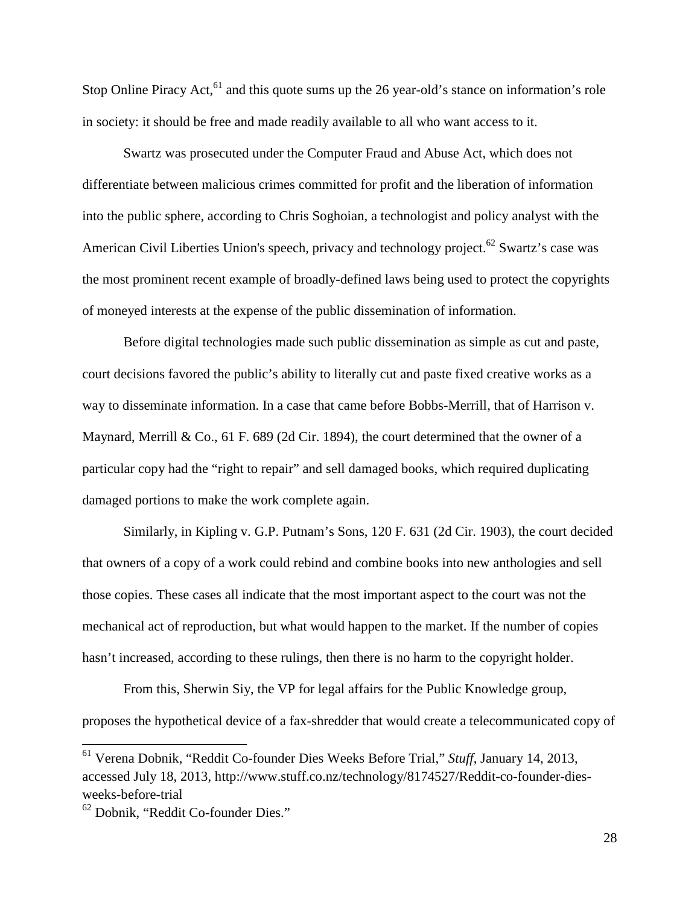Stop Online Piracy Act,[61] and this quote sums up the 26 year-old's stance on information's role in society: it should be free and made readily available to all who want access to it.

Swartz was prosecuted under the Computer Fraud and Abuse Act, which does not differentiate between malicious crimes committed for profit and the liberation of information into the public sphere, according to Chris Soghoian, a technologist and policy analyst with the American Civil Liberties Union's speech, privacy and technology project.[62] Swartz's case was the most prominent recent example of broadly-defined laws being used to protect the copyrights of moneyed interests at the expense of the public dissemination of information.

Before digital technologies made such public dissemination as simple as cut and paste, court decisions favored the public's ability to literally cut and paste fixed creative works as a way to disseminate information. In a case that came before Bobbs-Merrill, that of Harrison v. Maynard, Merrill & Co., 61 F. 689 (2d Cir. 1894), the court determined that the owner of a particular copy had the "right to repair" and sell damaged books, which required duplicating damaged portions to make the work complete again.

Similarly, in Kipling v. G.P. Putnam's Sons, 120 F. 631 (2d Cir. 1903), the court decided that owners of a copy of a work could rebind and combine books into new anthologies and sell those copies. These cases all indicate that the most important aspect to the court was not the mechanical act of reproduction, but what would happen to the market. If the number of copies hasn't increased, according to these rulings, then there is no harm to the copyright holder.

From this, Sherwin Siy, the VP for legal affairs for the Public Knowledge group, proposes the hypothetical device of a fax-shredder that would create a telecommunicated copy of

---

[61] Verena Dobnik, "Reddit Co-founder Dies Weeks Before Trial," *Stuff*, January 14, 2013, accessed July 18, 2013, http://www.stuff.co.nz/technology/8174527/Reddit-co-founder-dies-weeks-before-trial

[62] Dobnik, "Reddit Co-founder Dies."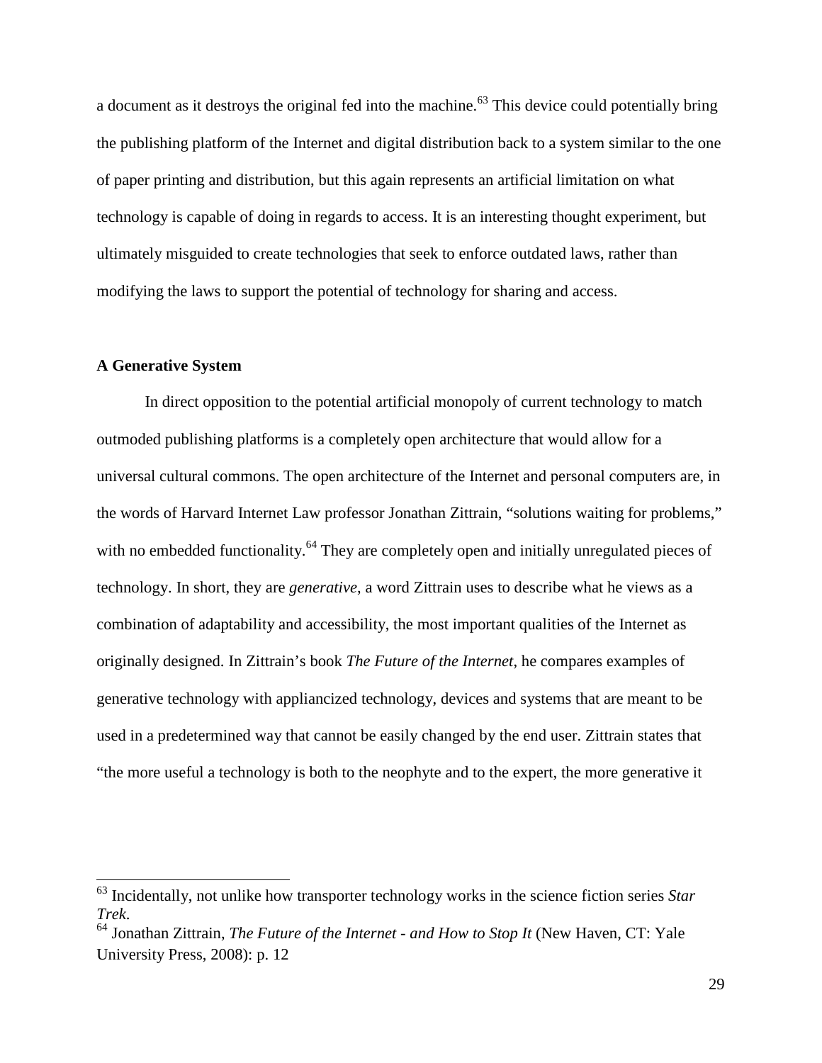a document as it destroys the original fed into the machine.[63] This device could potentially bring the publishing platform of the Internet and digital distribution back to a system similar to the one of paper printing and distribution, but this again represents an artificial limitation on what technology is capable of doing in regards to access. It is an interesting thought experiment, but ultimately misguided to create technologies that seek to enforce outdated laws, rather than modifying the laws to support the potential of technology for sharing and access.

**A Generative System**

In direct opposition to the potential artificial monopoly of current technology to match outmoded publishing platforms is a completely open architecture that would allow for a universal cultural commons. The open architecture of the Internet and personal computers are, in the words of Harvard Internet Law professor Jonathan Zittrain, "solutions waiting for problems," with no embedded functionality.[64] They are completely open and initially unregulated pieces of technology. In short, they are *generative*, a word Zittrain uses to describe what he views as a combination of adaptability and accessibility, the most important qualities of the Internet as originally designed. In Zittrain's book *The Future of the Internet*, he compares examples of generative technology with appliancized technology, devices and systems that are meant to be used in a predetermined way that cannot be easily changed by the end user. Zittrain states that "the more useful a technology is both to the neophyte and to the expert, the more generative it

---

[63] Incidentally, not unlike how transporter technology works in the science fiction series *Star Trek*.

[64] Jonathan Zittrain, *The Future of the Internet - and How to Stop It* (New Haven, CT: Yale University Press, 2008): p. 12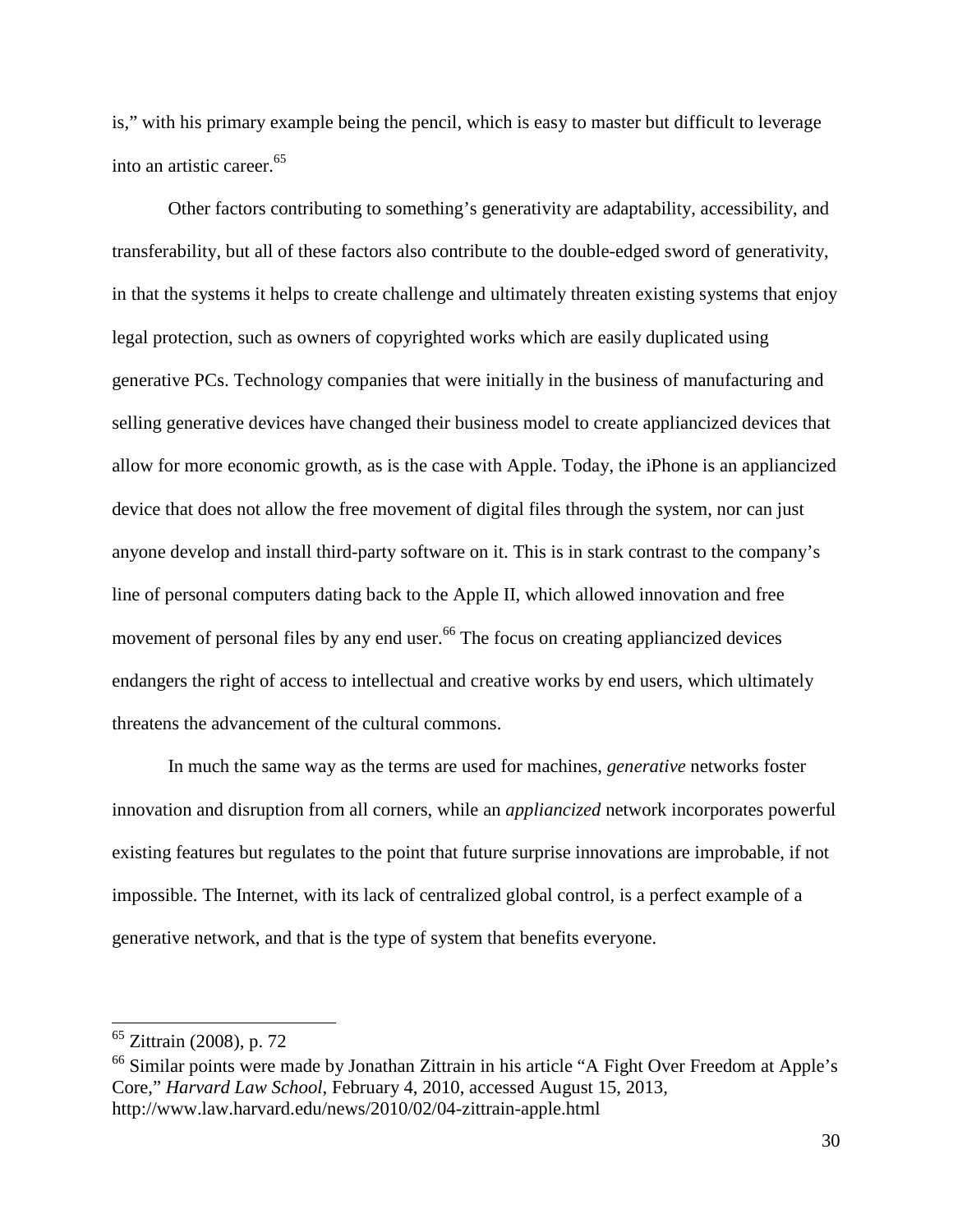is," with his primary example being the pencil, which is easy to master but difficult to leverage into an artistic career.[65]

Other factors contributing to something's generativity are adaptability, accessibility, and transferability, but all of these factors also contribute to the double-edged sword of generativity, in that the systems it helps to create challenge and ultimately threaten existing systems that enjoy legal protection, such as owners of copyrighted works which are easily duplicated using generative PCs. Technology companies that were initially in the business of manufacturing and selling generative devices have changed their business model to create appliancized devices that allow for more economic growth, as is the case with Apple. Today, the iPhone is an appliancized device that does not allow the free movement of digital files through the system, nor can just anyone develop and install third-party software on it. This is in stark contrast to the company's line of personal computers dating back to the Apple II, which allowed innovation and free movement of personal files by any end user.[66] The focus on creating appliancized devices endangers the right of access to intellectual and creative works by end users, which ultimately threatens the advancement of the cultural commons.

In much the same way as the terms are used for machines, *generative* networks foster innovation and disruption from all corners, while an *appliancized* network incorporates powerful existing features but regulates to the point that future surprise innovations are improbable, if not impossible. The Internet, with its lack of centralized global control, is a perfect example of a generative network, and that is the type of system that benefits everyone.

---

[65] Zittrain (2008), p. 72

[66] Similar points were made by Jonathan Zittrain in his article "A Fight Over Freedom at Apple's Core," *Harvard Law School*, February 4, 2010, accessed August 15, 2013, http://www.law.harvard.edu/news/2010/02/04-zittrain-apple.html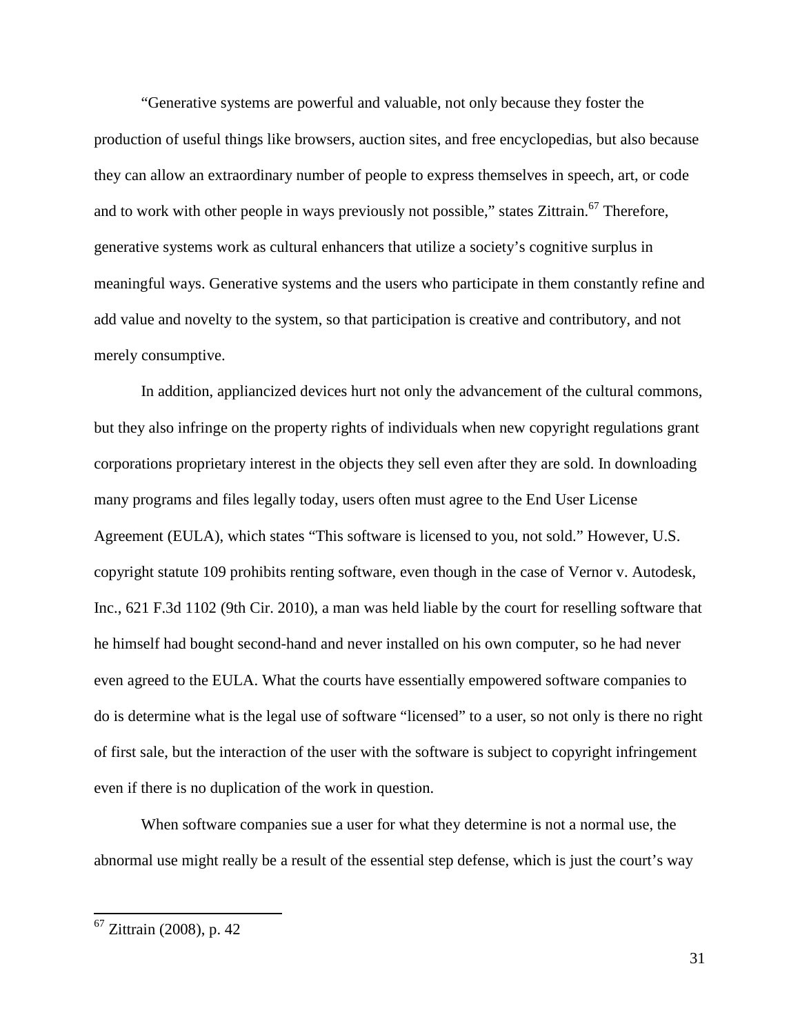"Generative systems are powerful and valuable, not only because they foster the production of useful things like browsers, auction sites, and free encyclopedias, but also because they can allow an extraordinary number of people to express themselves in speech, art, or code and to work with other people in ways previously not possible," states Zittrain.[67] Therefore, generative systems work as cultural enhancers that utilize a society's cognitive surplus in meaningful ways. Generative systems and the users who participate in them constantly refine and add value and novelty to the system, so that participation is creative and contributory, and not merely consumptive.

In addition, appliancized devices hurt not only the advancement of the cultural commons, but they also infringe on the property rights of individuals when new copyright regulations grant corporations proprietary interest in the objects they sell even after they are sold. In downloading many programs and files legally today, users often must agree to the End User License Agreement (EULA), which states "This software is licensed to you, not sold." However, U.S. copyright statute 109 prohibits renting software, even though in the case of Vernor v. Autodesk, Inc., 621 F.3d 1102 (9th Cir. 2010), a man was held liable by the court for reselling software that he himself had bought second-hand and never installed on his own computer, so he had never even agreed to the EULA. What the courts have essentially empowered software companies to do is determine what is the legal use of software "licensed" to a user, so not only is there no right of first sale, but the interaction of the user with the software is subject to copyright infringement even if there is no duplication of the work in question.

When software companies sue a user for what they determine is not a normal use, the abnormal use might really be a result of the essential step defense, which is just the court's way

[67] Zittrain (2008), p. 42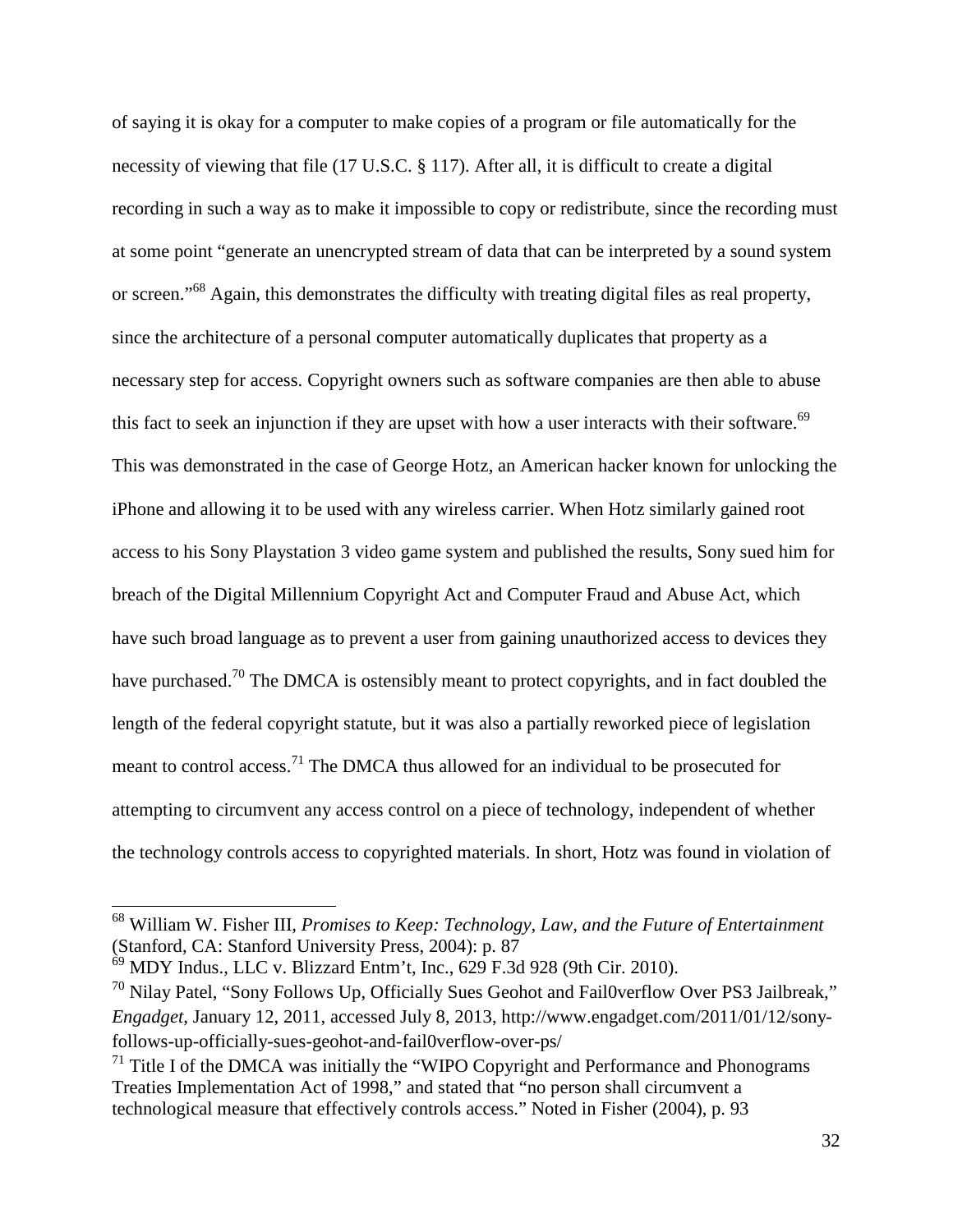of saying it is okay for a computer to make copies of a program or file automatically for the necessity of viewing that file (17 U.S.C. § 117). After all, it is difficult to create a digital recording in such a way as to make it impossible to copy or redistribute, since the recording must at some point "generate an unencrypted stream of data that can be interpreted by a sound system or screen."[68] Again, this demonstrates the difficulty with treating digital files as real property, since the architecture of a personal computer automatically duplicates that property as a necessary step for access. Copyright owners such as software companies are then able to abuse this fact to seek an injunction if they are upset with how a user interacts with their software.[69] This was demonstrated in the case of George Hotz, an American hacker known for unlocking the iPhone and allowing it to be used with any wireless carrier. When Hotz similarly gained root access to his Sony Playstation 3 video game system and published the results, Sony sued him for breach of the Digital Millennium Copyright Act and Computer Fraud and Abuse Act, which have such broad language as to prevent a user from gaining unauthorized access to devices they have purchased.[70] The DMCA is ostensibly meant to protect copyrights, and in fact doubled the length of the federal copyright statute, but it was also a partially reworked piece of legislation meant to control access.[71] The DMCA thus allowed for an individual to be prosecuted for attempting to circumvent any access control on a piece of technology, independent of whether the technology controls access to copyrighted materials. In short, Hotz was found in violation of

---

[68] William W. Fisher III, *Promises to Keep: Technology, Law, and the Future of Entertainment* (Stanford, CA: Stanford University Press, 2004): p. 87

[69] MDY Indus., LLC v. Blizzard Entm't, Inc., 629 F.3d 928 (9th Cir. 2010).

[70] Nilay Patel, "Sony Follows Up, Officially Sues Geohot and Fail0verflow Over PS3 Jailbreak," *Engadget*, January 12, 2011, accessed July 8, 2013, http://www.engadget.com/2011/01/12/sony-follows-up-officially-sues-geohot-and-fail0verflow-over-ps/

[71] Title I of the DMCA was initially the "WIPO Copyright and Performance and Phonograms Treaties Implementation Act of 1998," and stated that "no person shall circumvent a technological measure that effectively controls access." Noted in Fisher (2004), p. 93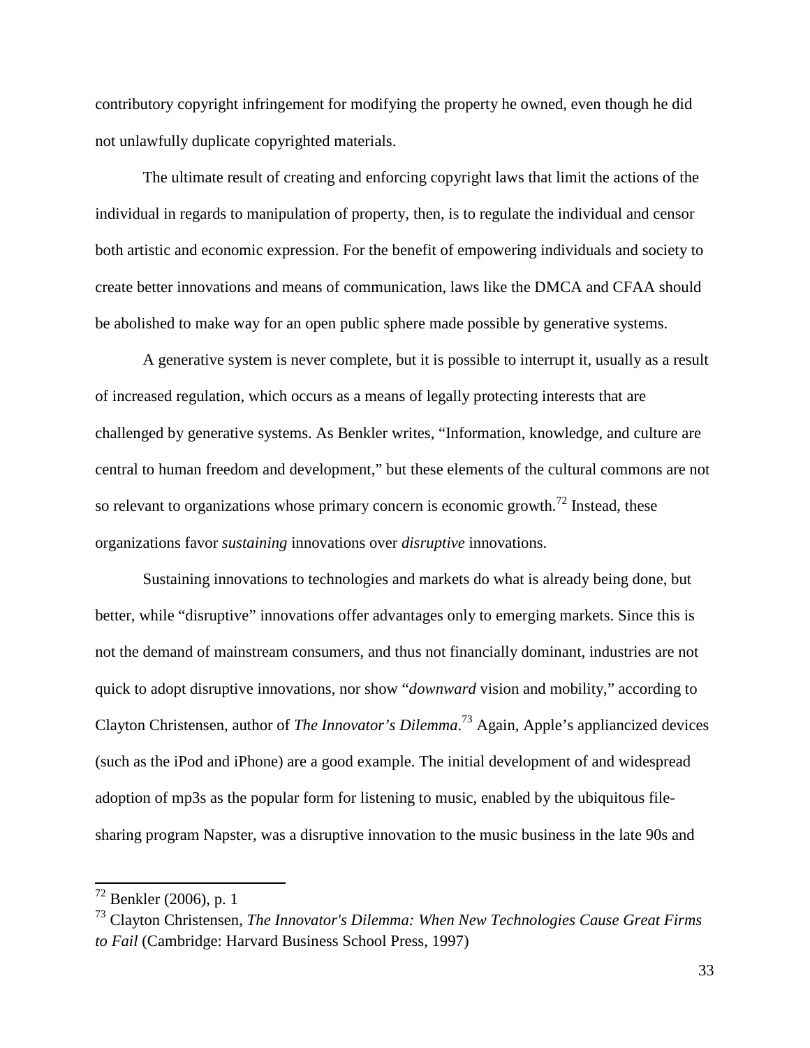contributory copyright infringement for modifying the property he owned, even though he did not unlawfully duplicate copyrighted materials.

The ultimate result of creating and enforcing copyright laws that limit the actions of the individual in regards to manipulation of property, then, is to regulate the individual and censor both artistic and economic expression. For the benefit of empowering individuals and society to create better innovations and means of communication, laws like the DMCA and CFAA should be abolished to make way for an open public sphere made possible by generative systems.

A generative system is never complete, but it is possible to interrupt it, usually as a result of increased regulation, which occurs as a means of legally protecting interests that are challenged by generative systems. As Benkler writes, "Information, knowledge, and culture are central to human freedom and development," but these elements of the cultural commons are not so relevant to organizations whose primary concern is economic growth.[72] Instead, these organizations favor *sustaining* innovations over *disruptive* innovations.

Sustaining innovations to technologies and markets do what is already being done, but better, while "disruptive" innovations offer advantages only to emerging markets. Since this is not the demand of mainstream consumers, and thus not financially dominant, industries are not quick to adopt disruptive innovations, nor show "*downward* vision and mobility," according to Clayton Christensen, author of *The Innovator's Dilemma*.[73] Again, Apple's appliancized devices (such as the iPod and iPhone) are a good example. The initial development of and widespread adoption of mp3s as the popular form for listening to music, enabled by the ubiquitous file-sharing program Napster, was a disruptive innovation to the music business in the late 90s and

---

[72] Benkler (2006), p. 1

[73] Clayton Christensen, *The Innovator's Dilemma: When New Technologies Cause Great Firms to Fail* (Cambridge: Harvard Business School Press, 1997)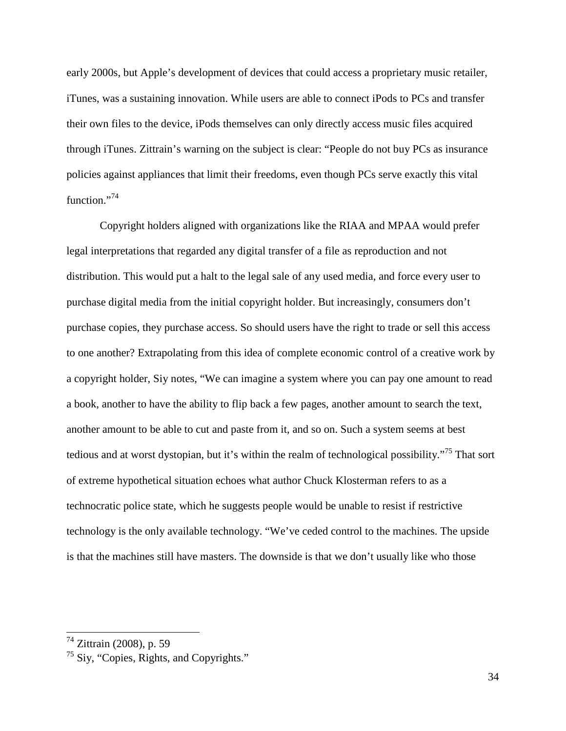early 2000s, but Apple's development of devices that could access a proprietary music retailer, iTunes, was a sustaining innovation. While users are able to connect iPods to PCs and transfer their own files to the device, iPods themselves can only directly access music files acquired through iTunes. Zittrain's warning on the subject is clear: "People do not buy PCs as insurance policies against appliances that limit their freedoms, even though PCs serve exactly this vital function."[74]

Copyright holders aligned with organizations like the RIAA and MPAA would prefer legal interpretations that regarded any digital transfer of a file as reproduction and not distribution. This would put a halt to the legal sale of any used media, and force every user to purchase digital media from the initial copyright holder. But increasingly, consumers don't purchase copies, they purchase access. So should users have the right to trade or sell this access to one another? Extrapolating from this idea of complete economic control of a creative work by a copyright holder, Siy notes, "We can imagine a system where you can pay one amount to read a book, another to have the ability to flip back a few pages, another amount to search the text, another amount to be able to cut and paste from it, and so on. Such a system seems at best tedious and at worst dystopian, but it's within the realm of technological possibility."[75] That sort of extreme hypothetical situation echoes what author Chuck Klosterman refers to as a technocratic police state, which he suggests people would be unable to resist if restrictive technology is the only available technology. "We've ceded control to the machines. The upside is that the machines still have masters. The downside is that we don't usually like who those

---

[74] Zittrain (2008), p. 59

[75] Siy, "Copies, Rights, and Copyrights."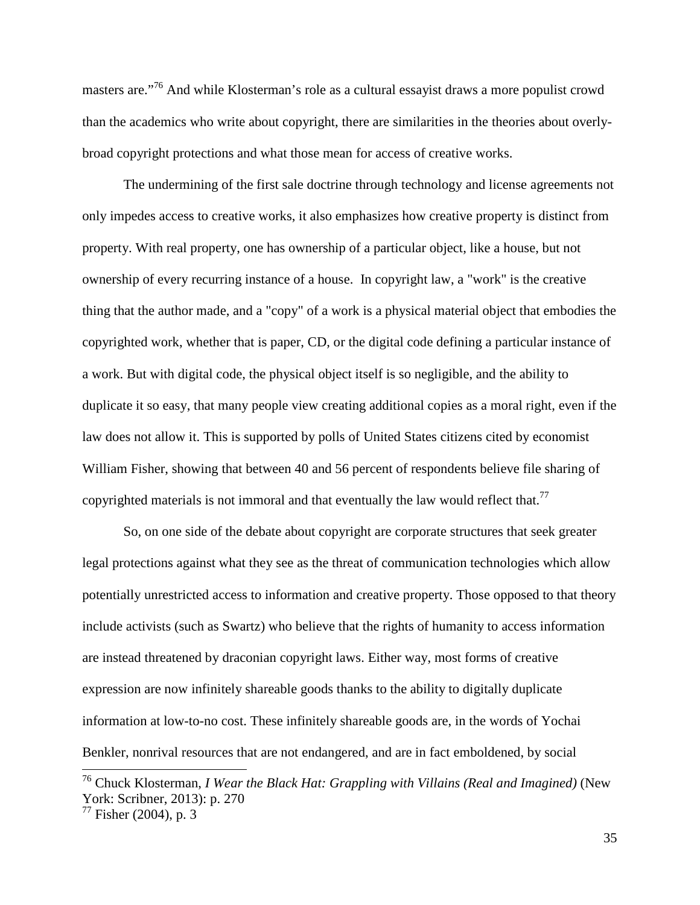masters are."[76] And while Klosterman's role as a cultural essayist draws a more populist crowd than the academics who write about copyright, there are similarities in the theories about overly-broad copyright protections and what those mean for access of creative works.

The undermining of the first sale doctrine through technology and license agreements not only impedes access to creative works, it also emphasizes how creative property is distinct from property. With real property, one has ownership of a particular object, like a house, but not ownership of every recurring instance of a house. In copyright law, a "work" is the creative thing that the author made, and a "copy" of a work is a physical material object that embodies the copyrighted work, whether that is paper, CD, or the digital code defining a particular instance of a work. But with digital code, the physical object itself is so negligible, and the ability to duplicate it so easy, that many people view creating additional copies as a moral right, even if the law does not allow it. This is supported by polls of United States citizens cited by economist William Fisher, showing that between 40 and 56 percent of respondents believe file sharing of copyrighted materials is not immoral and that eventually the law would reflect that.[77]

So, on one side of the debate about copyright are corporate structures that seek greater legal protections against what they see as the threat of communication technologies which allow potentially unrestricted access to information and creative property. Those opposed to that theory include activists (such as Swartz) who believe that the rights of humanity to access information are instead threatened by draconian copyright laws. Either way, most forms of creative expression are now infinitely shareable goods thanks to the ability to digitally duplicate information at low-to-no cost. These infinitely shareable goods are, in the words of Yochai Benkler, nonrival resources that are not endangered, and are in fact emboldened, by social

---

[76] Chuck Klosterman, *I Wear the Black Hat: Grappling with Villains (Real and Imagined)* (New York: Scribner, 2013): p. 270

[77] Fisher (2004), p. 3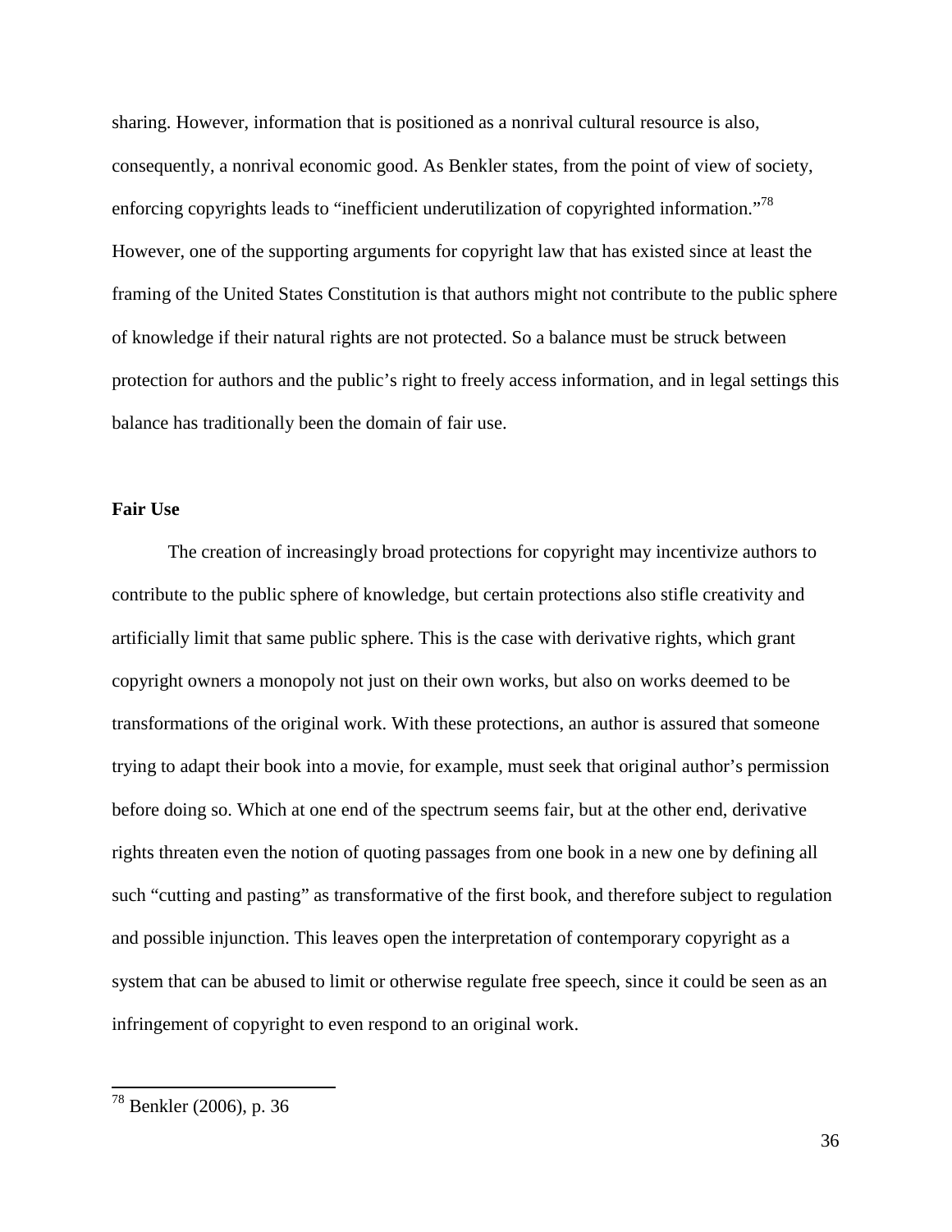sharing. However, information that is positioned as a nonrival cultural resource is also, consequently, a nonrival economic good. As Benkler states, from the point of view of society, enforcing copyrights leads to "inefficient underutilization of copyrighted information."[78] However, one of the supporting arguments for copyright law that has existed since at least the framing of the United States Constitution is that authors might not contribute to the public sphere of knowledge if their natural rights are not protected. So a balance must be struck between protection for authors and the public's right to freely access information, and in legal settings this balance has traditionally been the domain of fair use.

**Fair Use**

The creation of increasingly broad protections for copyright may incentivize authors to contribute to the public sphere of knowledge, but certain protections also stifle creativity and artificially limit that same public sphere. This is the case with derivative rights, which grant copyright owners a monopoly not just on their own works, but also on works deemed to be transformations of the original work. With these protections, an author is assured that someone trying to adapt their book into a movie, for example, must seek that original author's permission before doing so. Which at one end of the spectrum seems fair, but at the other end, derivative rights threaten even the notion of quoting passages from one book in a new one by defining all such "cutting and pasting" as transformative of the first book, and therefore subject to regulation and possible injunction. This leaves open the interpretation of contemporary copyright as a system that can be abused to limit or otherwise regulate free speech, since it could be seen as an infringement of copyright to even respond to an original work.

---

[78] Benkler (2006), p. 36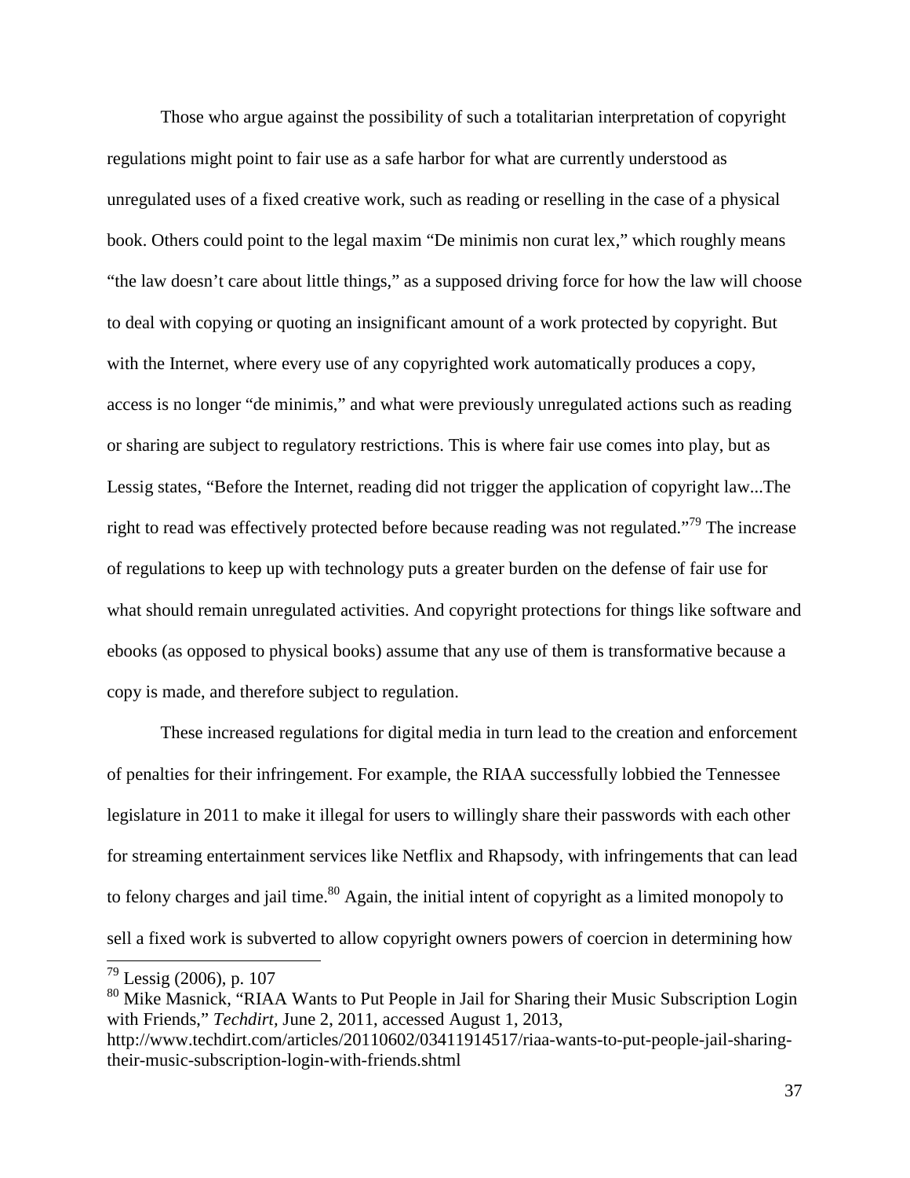Those who argue against the possibility of such a totalitarian interpretation of copyright regulations might point to fair use as a safe harbor for what are currently understood as unregulated uses of a fixed creative work, such as reading or reselling in the case of a physical book. Others could point to the legal maxim "De minimis non curat lex," which roughly means "the law doesn't care about little things," as a supposed driving force for how the law will choose to deal with copying or quoting an insignificant amount of a work protected by copyright. But with the Internet, where every use of any copyrighted work automatically produces a copy, access is no longer "de minimis," and what were previously unregulated actions such as reading or sharing are subject to regulatory restrictions. This is where fair use comes into play, but as Lessig states, "Before the Internet, reading did not trigger the application of copyright law...The right to read was effectively protected before because reading was not regulated."[79] The increase of regulations to keep up with technology puts a greater burden on the defense of fair use for what should remain unregulated activities. And copyright protections for things like software and ebooks (as opposed to physical books) assume that any use of them is transformative because a copy is made, and therefore subject to regulation.

These increased regulations for digital media in turn lead to the creation and enforcement of penalties for their infringement. For example, the RIAA successfully lobbied the Tennessee legislature in 2011 to make it illegal for users to willingly share their passwords with each other for streaming entertainment services like Netflix and Rhapsody, with infringements that can lead to felony charges and jail time.[80] Again, the initial intent of copyright as a limited monopoly to sell a fixed work is subverted to allow copyright owners powers of coercion in determining how

---

[79] Lessig (2006), p. 107

[80] Mike Masnick, "RIAA Wants to Put People in Jail for Sharing their Music Subscription Login with Friends," *Techdirt*, June 2, 2011, accessed August 1, 2013, http://www.techdirt.com/articles/20110602/03411914517/riaa-wants-to-put-people-jail-sharing-their-music-subscription-login-with-friends.shtml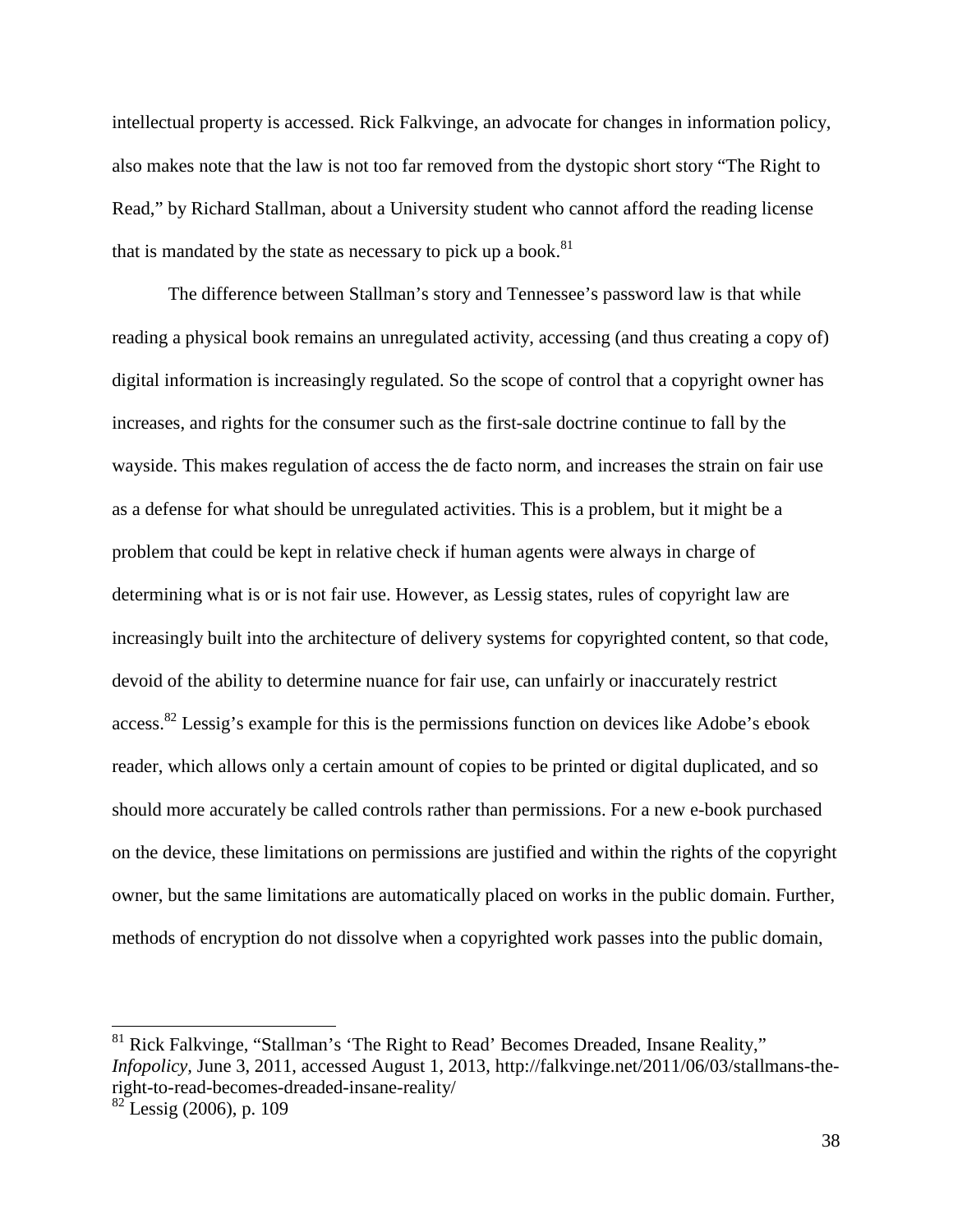intellectual property is accessed. Rick Falkvinge, an advocate for changes in information policy, also makes note that the law is not too far removed from the dystopic short story "The Right to Read," by Richard Stallman, about a University student who cannot afford the reading license that is mandated by the state as necessary to pick up a book.[81]

The difference between Stallman's story and Tennessee's password law is that while reading a physical book remains an unregulated activity, accessing (and thus creating a copy of) digital information is increasingly regulated. So the scope of control that a copyright owner has increases, and rights for the consumer such as the first-sale doctrine continue to fall by the wayside. This makes regulation of access the de facto norm, and increases the strain on fair use as a defense for what should be unregulated activities. This is a problem, but it might be a problem that could be kept in relative check if human agents were always in charge of determining what is or is not fair use. However, as Lessig states, rules of copyright law are increasingly built into the architecture of delivery systems for copyrighted content, so that code, devoid of the ability to determine nuance for fair use, can unfairly or inaccurately restrict access.[82] Lessig's example for this is the permissions function on devices like Adobe's ebook reader, which allows only a certain amount of copies to be printed or digital duplicated, and so should more accurately be called controls rather than permissions. For a new e-book purchased on the device, these limitations on permissions are justified and within the rights of the copyright owner, but the same limitations are automatically placed on works in the public domain. Further, methods of encryption do not dissolve when a copyrighted work passes into the public domain,

---

[81] Rick Falkvinge, "Stallman's 'The Right to Read' Becomes Dreaded, Insane Reality," *Infopolicy*, June 3, 2011, accessed August 1, 2013, http://falkvinge.net/2011/06/03/stallmans-the-right-to-read-becomes-dreaded-insane-reality/

[82] Lessig (2006), p. 109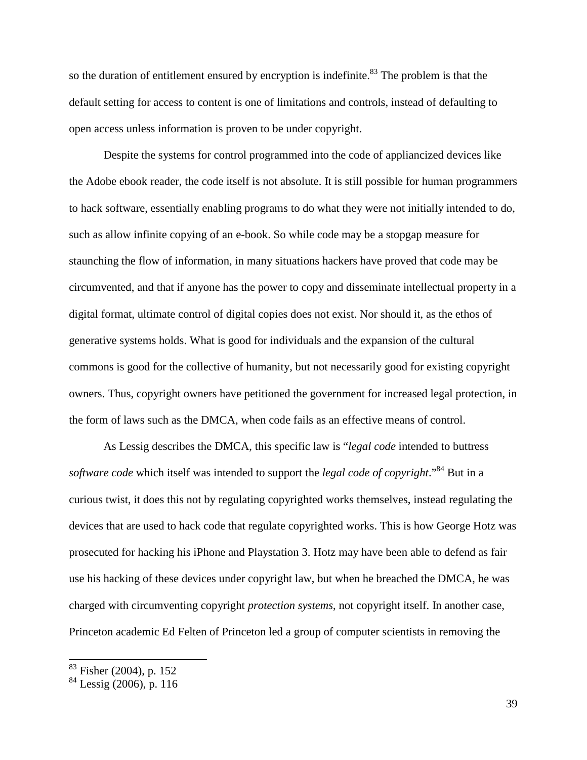so the duration of entitlement ensured by encryption is indefinite.[83] The problem is that the default setting for access to content is one of limitations and controls, instead of defaulting to open access unless information is proven to be under copyright.

Despite the systems for control programmed into the code of appliancized devices like the Adobe ebook reader, the code itself is not absolute. It is still possible for human programmers to hack software, essentially enabling programs to do what they were not initially intended to do, such as allow infinite copying of an e-book. So while code may be a stopgap measure for staunching the flow of information, in many situations hackers have proved that code may be circumvented, and that if anyone has the power to copy and disseminate intellectual property in a digital format, ultimate control of digital copies does not exist. Nor should it, as the ethos of generative systems holds. What is good for individuals and the expansion of the cultural commons is good for the collective of humanity, but not necessarily good for existing copyright owners. Thus, copyright owners have petitioned the government for increased legal protection, in the form of laws such as the DMCA, when code fails as an effective means of control.

As Lessig describes the DMCA, this specific law is "*legal code* intended to buttress *software code* which itself was intended to support the *legal code of copyright*."[84] But in a curious twist, it does this not by regulating copyrighted works themselves, instead regulating the devices that are used to hack code that regulate copyrighted works. This is how George Hotz was prosecuted for hacking his iPhone and Playstation 3. Hotz may have been able to defend as fair use his hacking of these devices under copyright law, but when he breached the DMCA, he was charged with circumventing copyright *protection systems*, not copyright itself. In another case, Princeton academic Ed Felten of Princeton led a group of computer scientists in removing the

---

[83] Fisher (2004), p. 152

[84] Lessig (2006), p. 116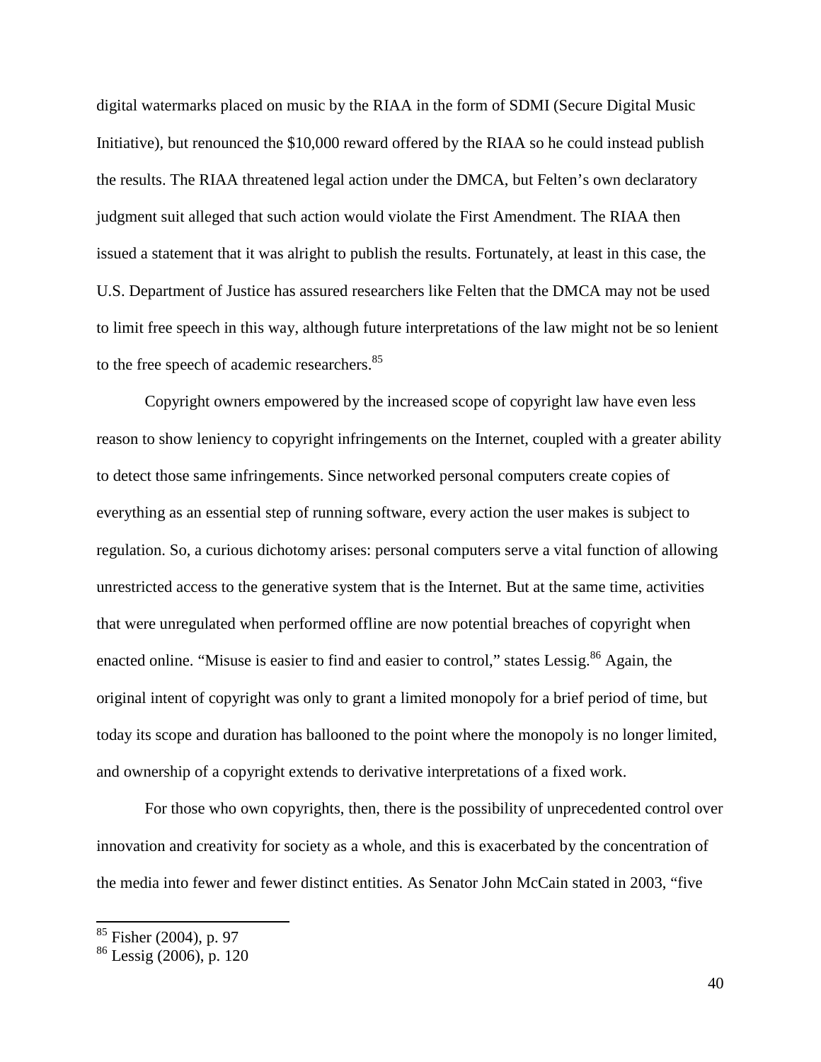digital watermarks placed on music by the RIAA in the form of SDMI (Secure Digital Music Initiative), but renounced the $10,000 reward offered by the RIAA so he could instead publish the results. The RIAA threatened legal action under the DMCA, but Felten's own declaratory judgment suit alleged that such action would violate the First Amendment. The RIAA then issued a statement that it was alright to publish the results. Fortunately, at least in this case, the U.S. Department of Justice has assured researchers like Felten that the DMCA may not be used to limit free speech in this way, although future interpretations of the law might not be so lenient to the free speech of academic researchers.[85]

Copyright owners empowered by the increased scope of copyright law have even less reason to show leniency to copyright infringements on the Internet, coupled with a greater ability to detect those same infringements. Since networked personal computers create copies of everything as an essential step of running software, every action the user makes is subject to regulation. So, a curious dichotomy arises: personal computers serve a vital function of allowing unrestricted access to the generative system that is the Internet. But at the same time, activities that were unregulated when performed offline are now potential breaches of copyright when enacted online. "Misuse is easier to find and easier to control," states Lessig.[86] Again, the original intent of copyright was only to grant a limited monopoly for a brief period of time, but today its scope and duration has ballooned to the point where the monopoly is no longer limited, and ownership of a copyright extends to derivative interpretations of a fixed work.

For those who own copyrights, then, there is the possibility of unprecedented control over innovation and creativity for society as a whole, and this is exacerbated by the concentration of the media into fewer and fewer distinct entities. As Senator John McCain stated in 2003, "five

---

[85] Fisher (2004), p. 97

[86] Lessig (2006), p. 120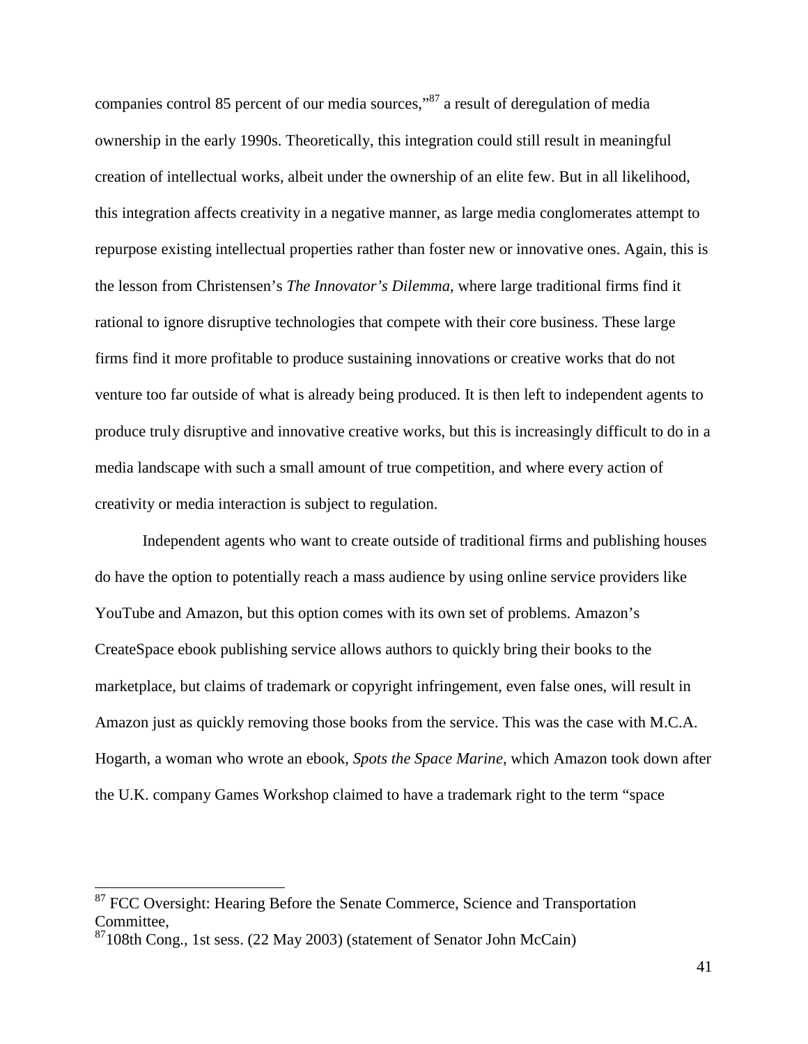companies control 85 percent of our media sources,"[87] a result of deregulation of media ownership in the early 1990s. Theoretically, this integration could still result in meaningful creation of intellectual works, albeit under the ownership of an elite few. But in all likelihood, this integration affects creativity in a negative manner, as large media conglomerates attempt to repurpose existing intellectual properties rather than foster new or innovative ones. Again, this is the lesson from Christensen's *The Innovator's Dilemma*, where large traditional firms find it rational to ignore disruptive technologies that compete with their core business. These large firms find it more profitable to produce sustaining innovations or creative works that do not venture too far outside of what is already being produced. It is then left to independent agents to produce truly disruptive and innovative creative works, but this is increasingly difficult to do in a media landscape with such a small amount of true competition, and where every action of creativity or media interaction is subject to regulation.

Independent agents who want to create outside of traditional firms and publishing houses do have the option to potentially reach a mass audience by using online service providers like YouTube and Amazon, but this option comes with its own set of problems. Amazon's CreateSpace ebook publishing service allows authors to quickly bring their books to the marketplace, but claims of trademark or copyright infringement, even false ones, will result in Amazon just as quickly removing those books from the service. This was the case with M.C.A. Hogarth, a woman who wrote an ebook, *Spots the Space Marine*, which Amazon took down after the U.K. company Games Workshop claimed to have a trademark right to the term "space

---

[87] FCC Oversight: Hearing Before the Senate Commerce, Science and Transportation Committee,
[87] 108th Cong., 1st sess. (22 May 2003) (statement of Senator John McCain)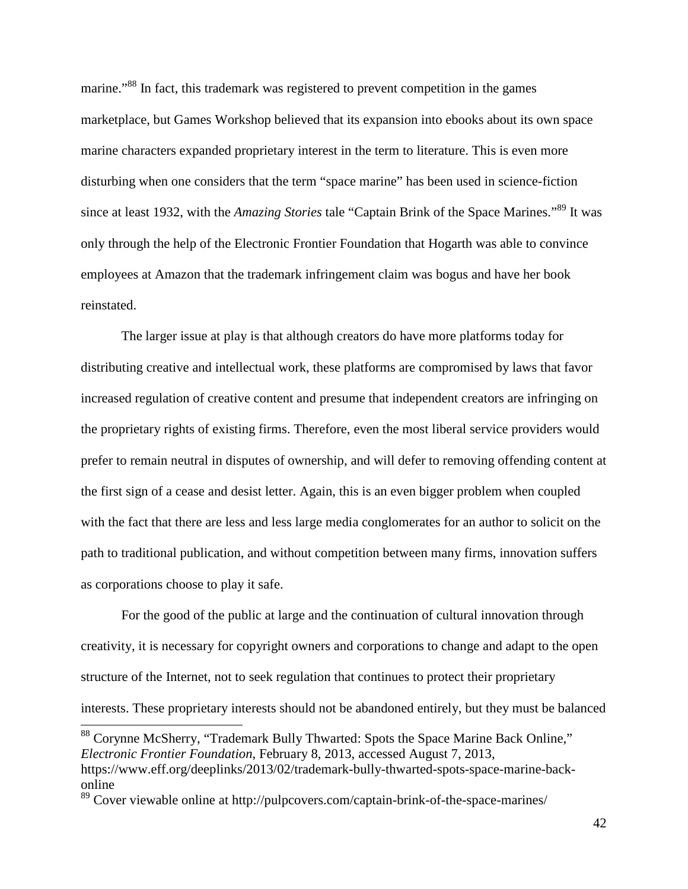marine."[88] In fact, this trademark was registered to prevent competition in the games marketplace, but Games Workshop believed that its expansion into ebooks about its own space marine characters expanded proprietary interest in the term to literature. This is even more disturbing when one considers that the term "space marine" has been used in science-fiction since at least 1932, with the *Amazing Stories* tale "Captain Brink of the Space Marines."[89] It was only through the help of the Electronic Frontier Foundation that Hogarth was able to convince employees at Amazon that the trademark infringement claim was bogus and have her book reinstated.

The larger issue at play is that although creators do have more platforms today for distributing creative and intellectual work, these platforms are compromised by laws that favor increased regulation of creative content and presume that independent creators are infringing on the proprietary rights of existing firms. Therefore, even the most liberal service providers would prefer to remain neutral in disputes of ownership, and will defer to removing offending content at the first sign of a cease and desist letter. Again, this is an even bigger problem when coupled with the fact that there are less and less large media conglomerates for an author to solicit on the path to traditional publication, and without competition between many firms, innovation suffers as corporations choose to play it safe.

For the good of the public at large and the continuation of cultural innovation through creativity, it is necessary for copyright owners and corporations to change and adapt to the open structure of the Internet, not to seek regulation that continues to protect their proprietary interests. These proprietary interests should not be abandoned entirely, but they must be balanced

---

[88] Corynne McSherry, "Trademark Bully Thwarted: Spots the Space Marine Back Online," *Electronic Frontier Foundation*, February 8, 2013, accessed August 7, 2013, https://www.eff.org/deeplinks/2013/02/trademark-bully-thwarted-spots-space-marine-back-online

[89] Cover viewable online at http://pulpcovers.com/captain-brink-of-the-space-marines/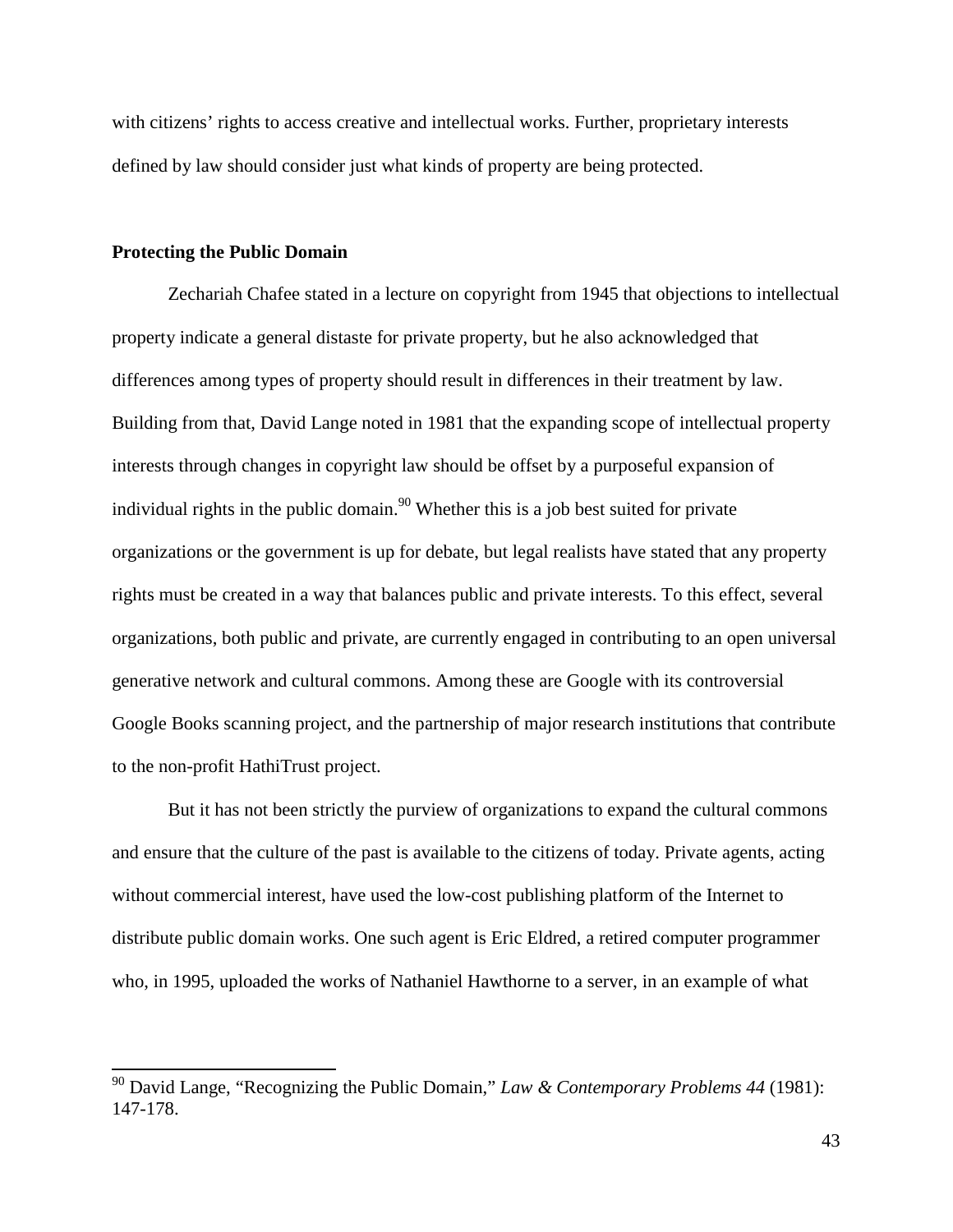with citizens' rights to access creative and intellectual works. Further, proprietary interests defined by law should consider just what kinds of property are being protected.

**Protecting the Public Domain**

Zechariah Chafee stated in a lecture on copyright from 1945 that objections to intellectual property indicate a general distaste for private property, but he also acknowledged that differences among types of property should result in differences in their treatment by law. Building from that, David Lange noted in 1981 that the expanding scope of intellectual property interests through changes in copyright law should be offset by a purposeful expansion of individual rights in the public domain.[90] Whether this is a job best suited for private organizations or the government is up for debate, but legal realists have stated that any property rights must be created in a way that balances public and private interests. To this effect, several organizations, both public and private, are currently engaged in contributing to an open universal generative network and cultural commons. Among these are Google with its controversial Google Books scanning project, and the partnership of major research institutions that contribute to the non-profit HathiTrust project.

But it has not been strictly the purview of organizations to expand the cultural commons and ensure that the culture of the past is available to the citizens of today. Private agents, acting without commercial interest, have used the low-cost publishing platform of the Internet to distribute public domain works. One such agent is Eric Eldred, a retired computer programmer who, in 1995, uploaded the works of Nathaniel Hawthorne to a server, in an example of what

---

[90] David Lange, "Recognizing the Public Domain," *Law & Contemporary Problems 44* (1981): 147-178.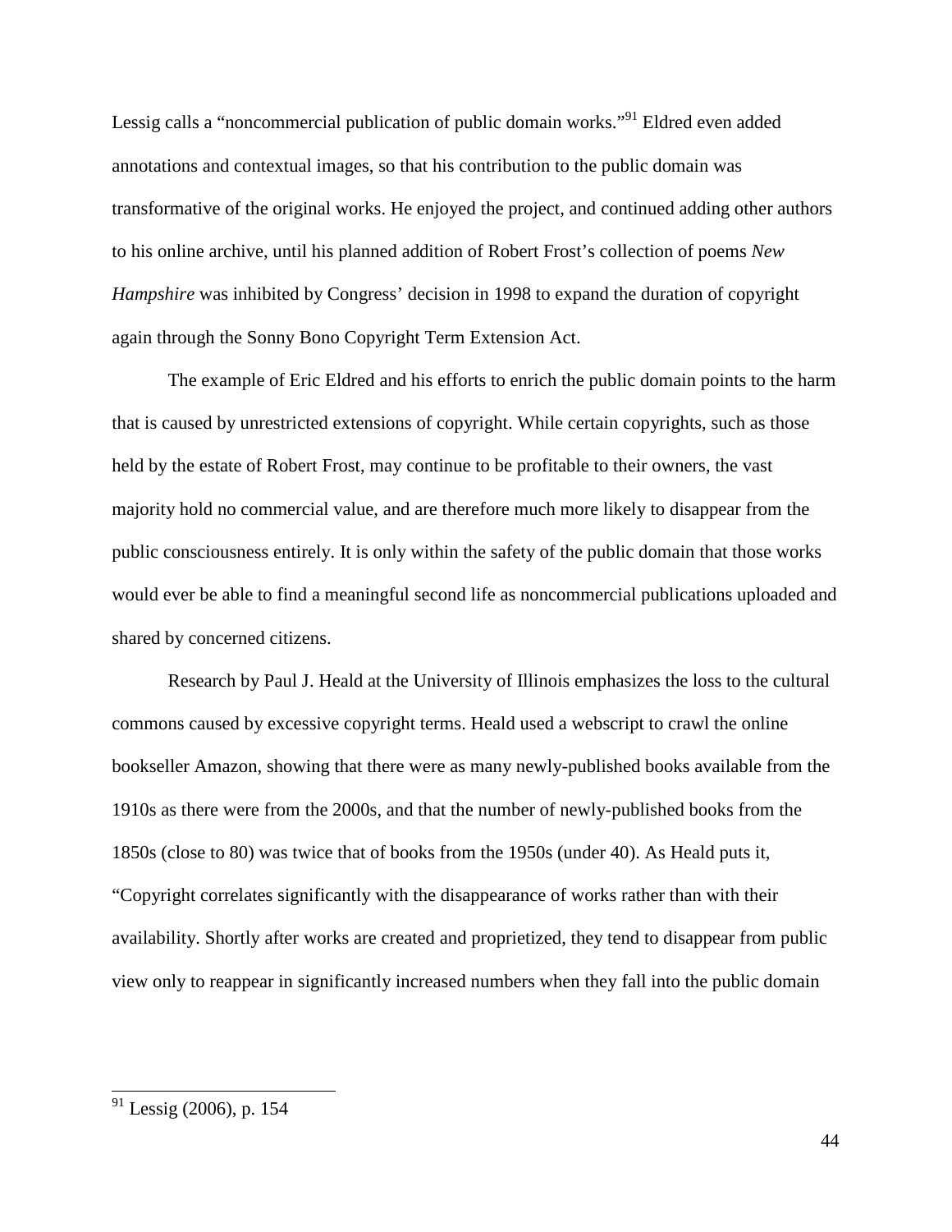Lessig calls a "noncommercial publication of public domain works."[91] Eldred even added annotations and contextual images, so that his contribution to the public domain was transformative of the original works. He enjoyed the project, and continued adding other authors to his online archive, until his planned addition of Robert Frost's collection of poems *New Hampshire* was inhibited by Congress' decision in 1998 to expand the duration of copyright again through the Sonny Bono Copyright Term Extension Act.

The example of Eric Eldred and his efforts to enrich the public domain points to the harm that is caused by unrestricted extensions of copyright. While certain copyrights, such as those held by the estate of Robert Frost, may continue to be profitable to their owners, the vast majority hold no commercial value, and are therefore much more likely to disappear from the public consciousness entirely. It is only within the safety of the public domain that those works would ever be able to find a meaningful second life as noncommercial publications uploaded and shared by concerned citizens.

Research by Paul J. Heald at the University of Illinois emphasizes the loss to the cultural commons caused by excessive copyright terms. Heald used a webscript to crawl the online bookseller Amazon, showing that there were as many newly-published books available from the 1910s as there were from the 2000s, and that the number of newly-published books from the 1850s (close to 80) was twice that of books from the 1950s (under 40). As Heald puts it, "Copyright correlates significantly with the disappearance of works rather than with their availability. Shortly after works are created and proprietized, they tend to disappear from public view only to reappear in significantly increased numbers when they fall into the public domain

---

[91] Lessig (2006), p. 154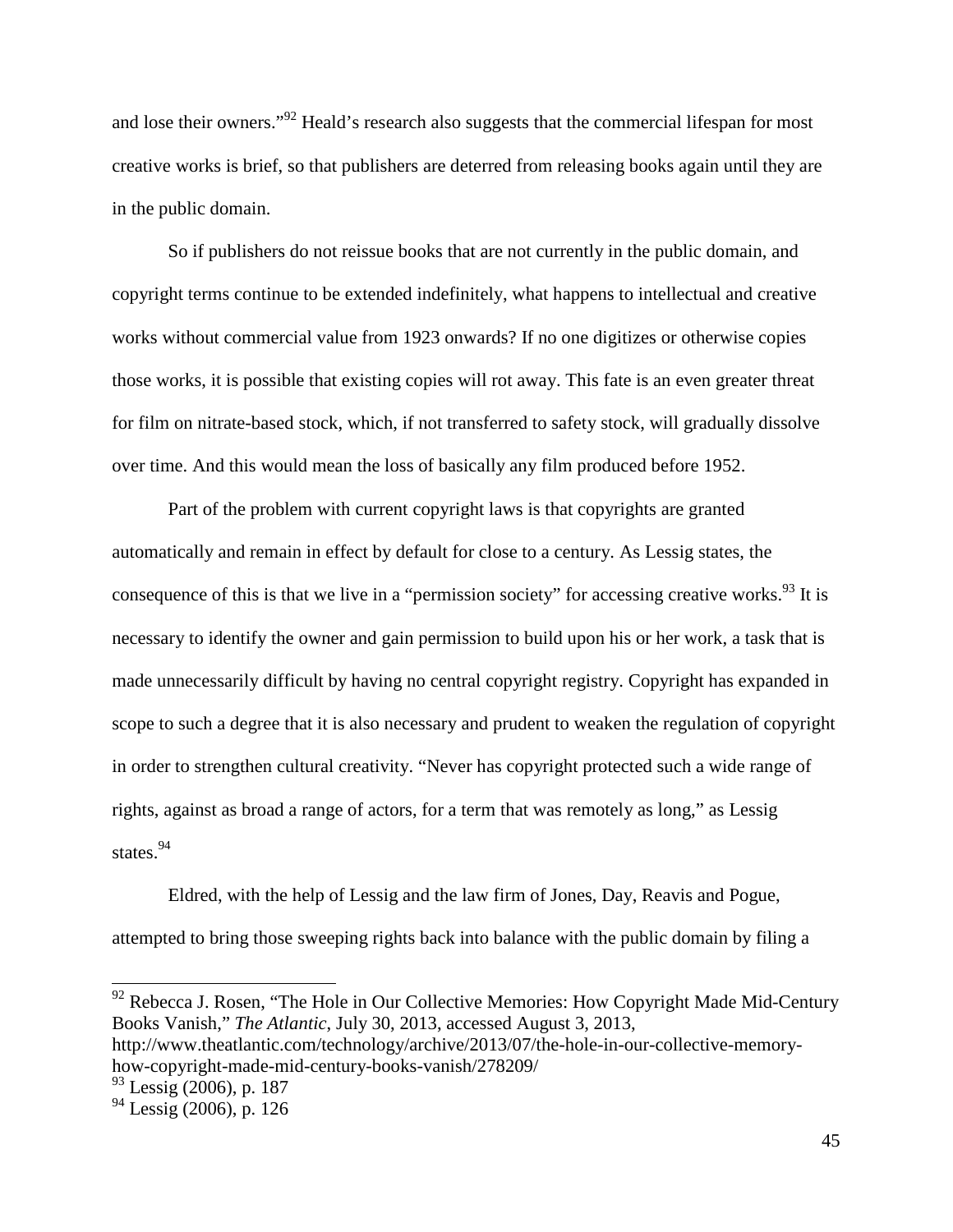and lose their owners."[92] Heald's research also suggests that the commercial lifespan for most creative works is brief, so that publishers are deterred from releasing books again until they are in the public domain.

So if publishers do not reissue books that are not currently in the public domain, and copyright terms continue to be extended indefinitely, what happens to intellectual and creative works without commercial value from 1923 onwards? If no one digitizes or otherwise copies those works, it is possible that existing copies will rot away. This fate is an even greater threat for film on nitrate-based stock, which, if not transferred to safety stock, will gradually dissolve over time. And this would mean the loss of basically any film produced before 1952.

Part of the problem with current copyright laws is that copyrights are granted automatically and remain in effect by default for close to a century. As Lessig states, the consequence of this is that we live in a "permission society" for accessing creative works.[93] It is necessary to identify the owner and gain permission to build upon his or her work, a task that is made unnecessarily difficult by having no central copyright registry. Copyright has expanded in scope to such a degree that it is also necessary and prudent to weaken the regulation of copyright in order to strengthen cultural creativity. "Never has copyright protected such a wide range of rights, against as broad a range of actors, for a term that was remotely as long," as Lessig states.[94]

Eldred, with the help of Lessig and the law firm of Jones, Day, Reavis and Pogue, attempted to bring those sweeping rights back into balance with the public domain by filing a

---

[92] Rebecca J. Rosen, "The Hole in Our Collective Memories: How Copyright Made Mid-Century Books Vanish," *The Atlantic*, July 30, 2013, accessed August 3, 2013, http://www.theatlantic.com/technology/archive/2013/07/the-hole-in-our-collective-memory-how-copyright-made-mid-century-books-vanish/278209/

[93] Lessig (2006), p. 187

[94] Lessig (2006), p. 126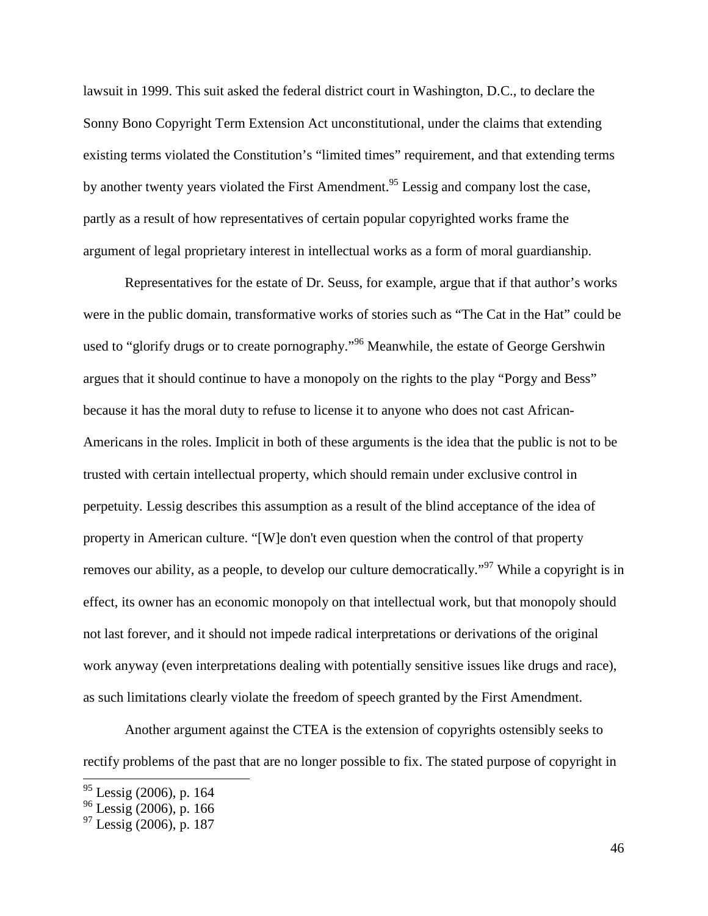lawsuit in 1999. This suit asked the federal district court in Washington, D.C., to declare the Sonny Bono Copyright Term Extension Act unconstitutional, under the claims that extending existing terms violated the Constitution's "limited times" requirement, and that extending terms by another twenty years violated the First Amendment.[95] Lessig and company lost the case, partly as a result of how representatives of certain popular copyrighted works frame the argument of legal proprietary interest in intellectual works as a form of moral guardianship.

Representatives for the estate of Dr. Seuss, for example, argue that if that author's works were in the public domain, transformative works of stories such as "The Cat in the Hat" could be used to "glorify drugs or to create pornography."[96] Meanwhile, the estate of George Gershwin argues that it should continue to have a monopoly on the rights to the play "Porgy and Bess" because it has the moral duty to refuse to license it to anyone who does not cast African-Americans in the roles. Implicit in both of these arguments is the idea that the public is not to be trusted with certain intellectual property, which should remain under exclusive control in perpetuity. Lessig describes this assumption as a result of the blind acceptance of the idea of property in American culture. "[W]e don't even question when the control of that property removes our ability, as a people, to develop our culture democratically."[97] While a copyright is in effect, its owner has an economic monopoly on that intellectual work, but that monopoly should not last forever, and it should not impede radical interpretations or derivations of the original work anyway (even interpretations dealing with potentially sensitive issues like drugs and race), as such limitations clearly violate the freedom of speech granted by the First Amendment.

Another argument against the CTEA is the extension of copyrights ostensibly seeks to rectify problems of the past that are no longer possible to fix. The stated purpose of copyright in

[95] Lessig (2006), p. 164

[96] Lessig (2006), p. 166

[97] Lessig (2006), p. 187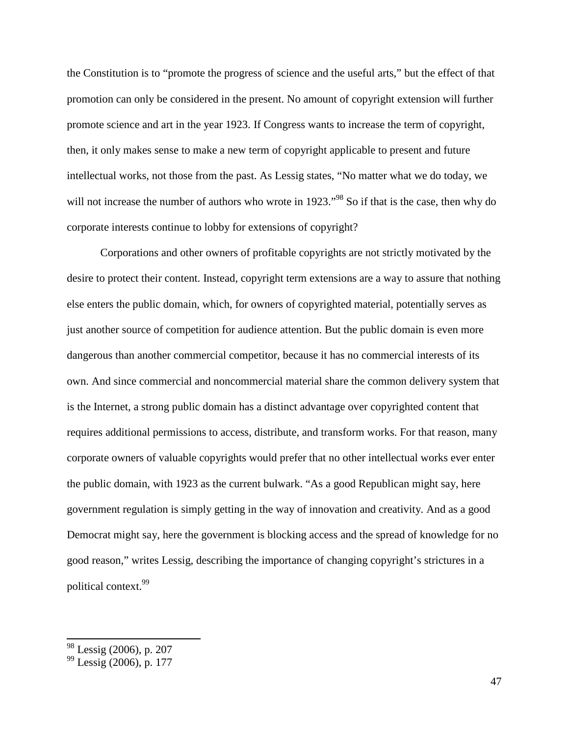the Constitution is to "promote the progress of science and the useful arts," but the effect of that promotion can only be considered in the present. No amount of copyright extension will further promote science and art in the year 1923. If Congress wants to increase the term of copyright, then, it only makes sense to make a new term of copyright applicable to present and future intellectual works, not those from the past. As Lessig states, "No matter what we do today, we will not increase the number of authors who wrote in 1923."[98] So if that is the case, then why do corporate interests continue to lobby for extensions of copyright?

Corporations and other owners of profitable copyrights are not strictly motivated by the desire to protect their content. Instead, copyright term extensions are a way to assure that nothing else enters the public domain, which, for owners of copyrighted material, potentially serves as just another source of competition for audience attention. But the public domain is even more dangerous than another commercial competitor, because it has no commercial interests of its own. And since commercial and noncommercial material share the common delivery system that is the Internet, a strong public domain has a distinct advantage over copyrighted content that requires additional permissions to access, distribute, and transform works. For that reason, many corporate owners of valuable copyrights would prefer that no other intellectual works ever enter the public domain, with 1923 as the current bulwark. "As a good Republican might say, here government regulation is simply getting in the way of innovation and creativity. And as a good Democrat might say, here the government is blocking access and the spread of knowledge for no good reason," writes Lessig, describing the importance of changing copyright's strictures in a political context.[99]

---

[98] Lessig (2006), p. 207

[99] Lessig (2006), p. 177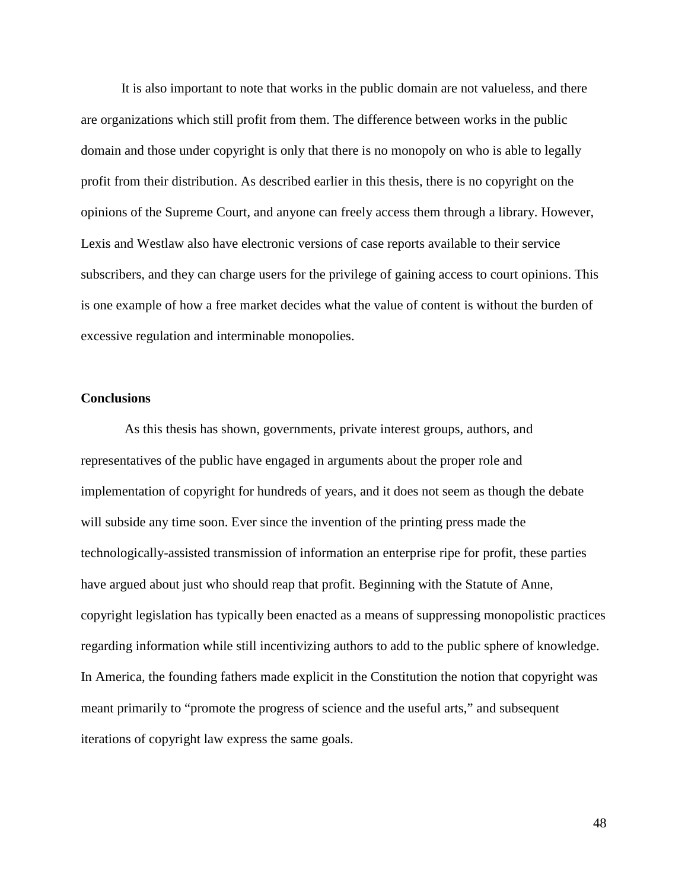It is also important to note that works in the public domain are not valueless, and there are organizations which still profit from them. The difference between works in the public domain and those under copyright is only that there is no monopoly on who is able to legally profit from their distribution. As described earlier in this thesis, there is no copyright on the opinions of the Supreme Court, and anyone can freely access them through a library. However, Lexis and Westlaw also have electronic versions of case reports available to their service subscribers, and they can charge users for the privilege of gaining access to court opinions. This is one example of how a free market decides what the value of content is without the burden of excessive regulation and interminable monopolies.

**Conclusions**

As this thesis has shown, governments, private interest groups, authors, and representatives of the public have engaged in arguments about the proper role and implementation of copyright for hundreds of years, and it does not seem as though the debate will subside any time soon. Ever since the invention of the printing press made the technologically-assisted transmission of information an enterprise ripe for profit, these parties have argued about just who should reap that profit. Beginning with the Statute of Anne, copyright legislation has typically been enacted as a means of suppressing monopolistic practices regarding information while still incentivizing authors to add to the public sphere of knowledge. In America, the founding fathers made explicit in the Constitution the notion that copyright was meant primarily to "promote the progress of science and the useful arts," and subsequent iterations of copyright law express the same goals.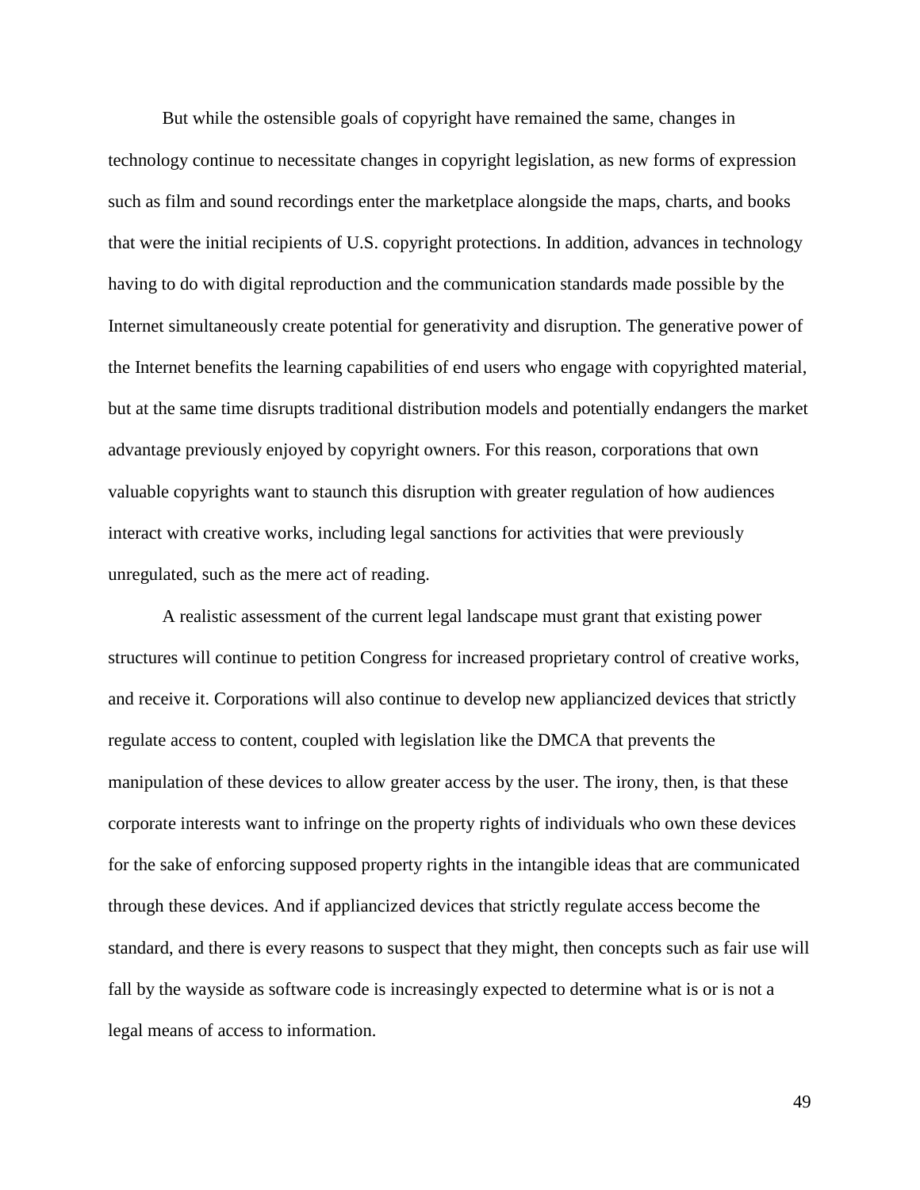But while the ostensible goals of copyright have remained the same, changes in technology continue to necessitate changes in copyright legislation, as new forms of expression such as film and sound recordings enter the marketplace alongside the maps, charts, and books that were the initial recipients of U.S. copyright protections. In addition, advances in technology having to do with digital reproduction and the communication standards made possible by the Internet simultaneously create potential for generativity and disruption. The generative power of the Internet benefits the learning capabilities of end users who engage with copyrighted material, but at the same time disrupts traditional distribution models and potentially endangers the market advantage previously enjoyed by copyright owners. For this reason, corporations that own valuable copyrights want to staunch this disruption with greater regulation of how audiences interact with creative works, including legal sanctions for activities that were previously unregulated, such as the mere act of reading.

A realistic assessment of the current legal landscape must grant that existing power structures will continue to petition Congress for increased proprietary control of creative works, and receive it. Corporations will also continue to develop new appliancized devices that strictly regulate access to content, coupled with legislation like the DMCA that prevents the manipulation of these devices to allow greater access by the user. The irony, then, is that these corporate interests want to infringe on the property rights of individuals who own these devices for the sake of enforcing supposed property rights in the intangible ideas that are communicated through these devices. And if appliancized devices that strictly regulate access become the standard, and there is every reasons to suspect that they might, then concepts such as fair use will fall by the wayside as software code is increasingly expected to determine what is or is not a legal means of access to information.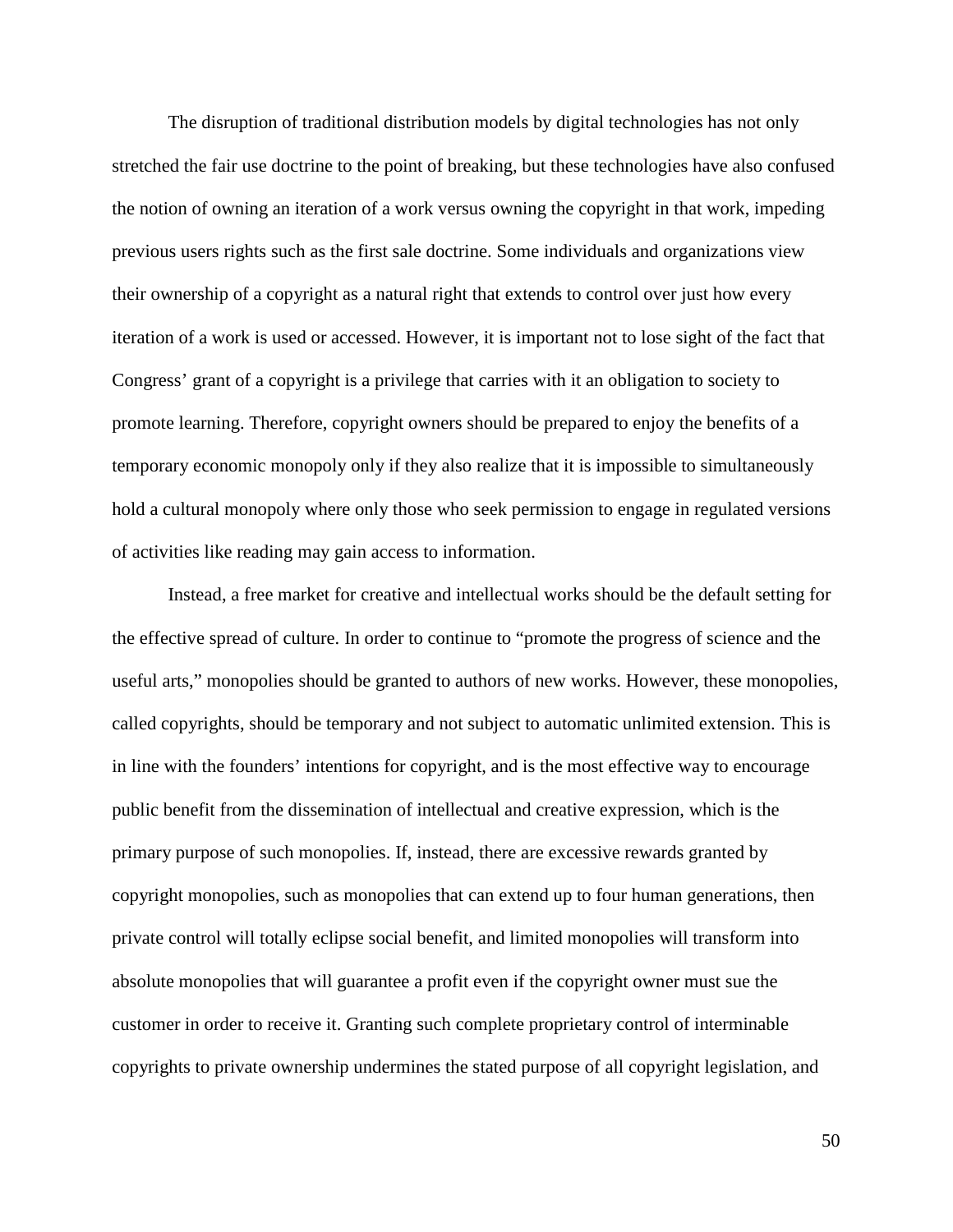The disruption of traditional distribution models by digital technologies has not only stretched the fair use doctrine to the point of breaking, but these technologies have also confused the notion of owning an iteration of a work versus owning the copyright in that work, impeding previous users rights such as the first sale doctrine. Some individuals and organizations view their ownership of a copyright as a natural right that extends to control over just how every iteration of a work is used or accessed. However, it is important not to lose sight of the fact that Congress' grant of a copyright is a privilege that carries with it an obligation to society to promote learning. Therefore, copyright owners should be prepared to enjoy the benefits of a temporary economic monopoly only if they also realize that it is impossible to simultaneously hold a cultural monopoly where only those who seek permission to engage in regulated versions of activities like reading may gain access to information.

Instead, a free market for creative and intellectual works should be the default setting for the effective spread of culture. In order to continue to "promote the progress of science and the useful arts," monopolies should be granted to authors of new works. However, these monopolies, called copyrights, should be temporary and not subject to automatic unlimited extension. This is in line with the founders' intentions for copyright, and is the most effective way to encourage public benefit from the dissemination of intellectual and creative expression, which is the primary purpose of such monopolies. If, instead, there are excessive rewards granted by copyright monopolies, such as monopolies that can extend up to four human generations, then private control will totally eclipse social benefit, and limited monopolies will transform into absolute monopolies that will guarantee a profit even if the copyright owner must sue the customer in order to receive it. Granting such complete proprietary control of interminable copyrights to private ownership undermines the stated purpose of all copyright legislation, and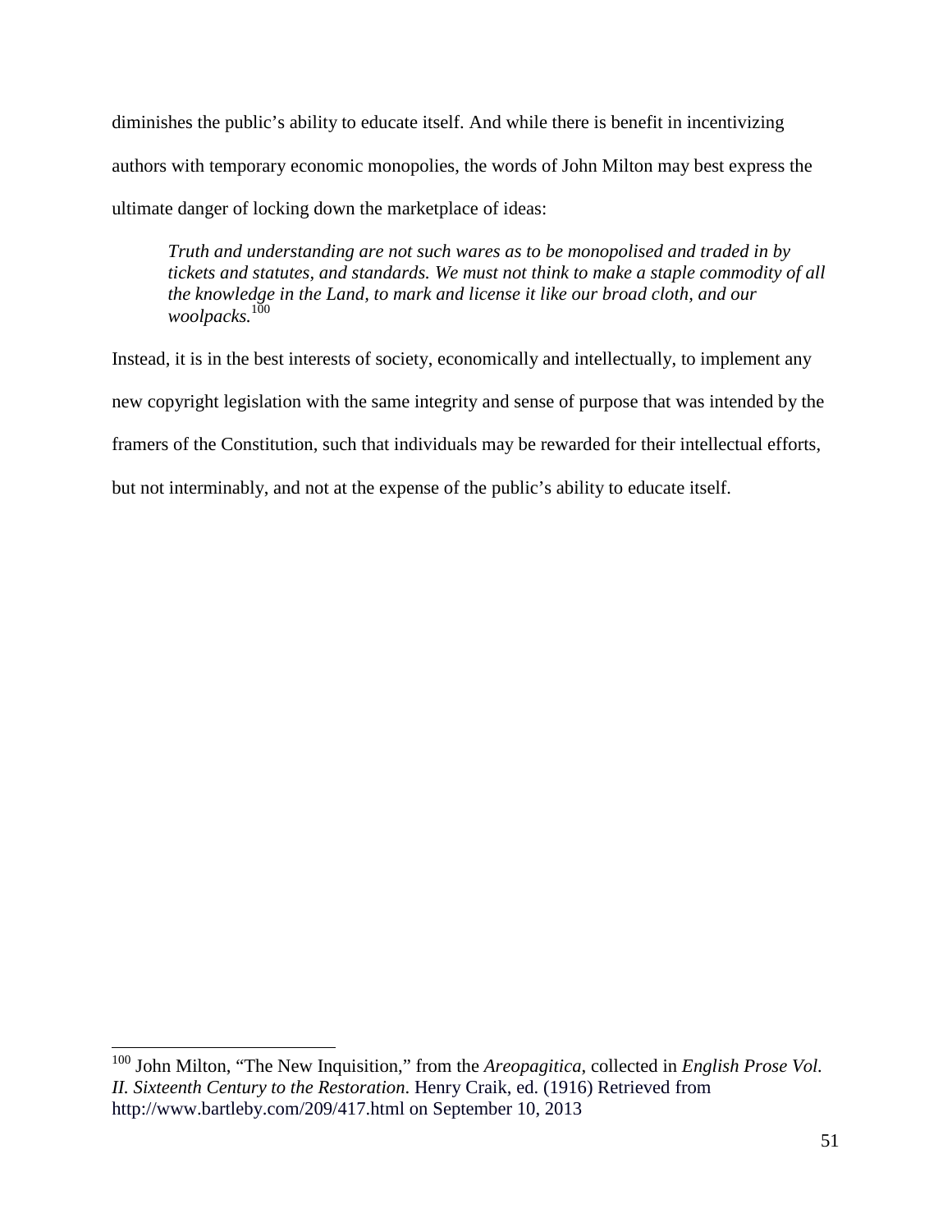diminishes the public's ability to educate itself. And while there is benefit in incentivizing authors with temporary economic monopolies, the words of John Milton may best express the ultimate danger of locking down the marketplace of ideas:

> *Truth and understanding are not such wares as to be monopolised and traded in by tickets and statutes, and standards. We must not think to make a staple commodity of all the knowledge in the Land, to mark and license it like our broad cloth, and our woolpacks.*[100]

Instead, it is in the best interests of society, economically and intellectually, to implement any new copyright legislation with the same integrity and sense of purpose that was intended by the framers of the Constitution, such that individuals may be rewarded for their intellectual efforts, but not interminably, and not at the expense of the public's ability to educate itself.

---

[100] John Milton, "The New Inquisition," from the *Areopagitica*, collected in *English Prose Vol. II. Sixteenth Century to the Restoration*. Henry Craik, ed. (1916) Retrieved from http://www.bartleby.com/209/417.html on September 10, 2013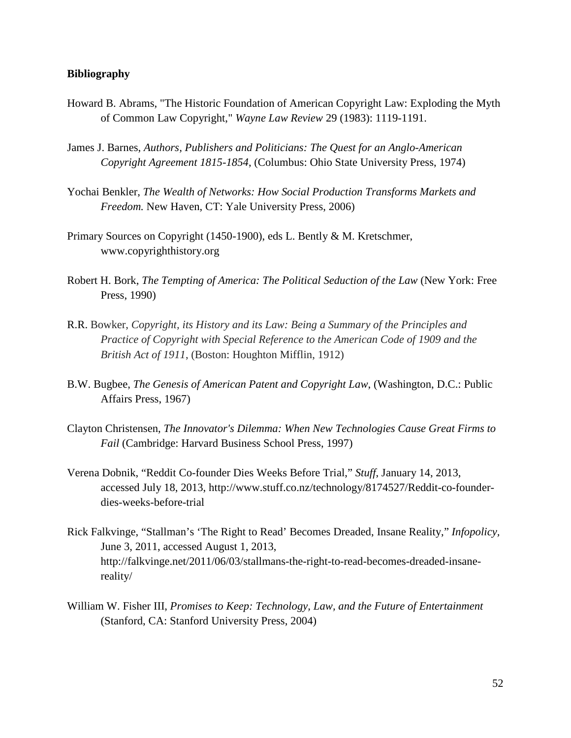**Bibliography**

Howard B. Abrams, "The Historic Foundation of American Copyright Law: Exploding the Myth of Common Law Copyright," *Wayne Law Review* 29 (1983): 1119-1191.

James J. Barnes, *Authors, Publishers and Politicians: The Quest for an Anglo-American Copyright Agreement 1815-1854*, (Columbus: Ohio State University Press, 1974)

Yochai Benkler, *The Wealth of Networks: How Social Production Transforms Markets and Freedom.* New Haven, CT: Yale University Press, 2006)

Primary Sources on Copyright (1450-1900), eds L. Bently & M. Kretschmer, www.copyrighthistory.org

Robert H. Bork, *The Tempting of America: The Political Seduction of the Law* (New York: Free Press, 1990)

R.R. Bowker, *Copyright, its History and its Law: Being a Summary of the Principles and Practice of Copyright with Special Reference to the American Code of 1909 and the British Act of 1911*, (Boston: Houghton Mifflin, 1912)

B.W. Bugbee, *The Genesis of American Patent and Copyright Law*, (Washington, D.C.: Public Affairs Press, 1967)

Clayton Christensen, *The Innovator's Dilemma: When New Technologies Cause Great Firms to Fail* (Cambridge: Harvard Business School Press, 1997)

Verena Dobnik, "Reddit Co-founder Dies Weeks Before Trial," *Stuff*, January 14, 2013, accessed July 18, 2013, http://www.stuff.co.nz/technology/8174527/Reddit-co-founder-dies-weeks-before-trial

Rick Falkvinge, "Stallman's 'The Right to Read' Becomes Dreaded, Insane Reality," *Infopolicy*, June 3, 2011, accessed August 1, 2013, http://falkvinge.net/2011/06/03/stallmans-the-right-to-read-becomes-dreaded-insane-reality/

William W. Fisher III, *Promises to Keep: Technology, Law, and the Future of Entertainment* (Stanford, CA: Stanford University Press, 2004)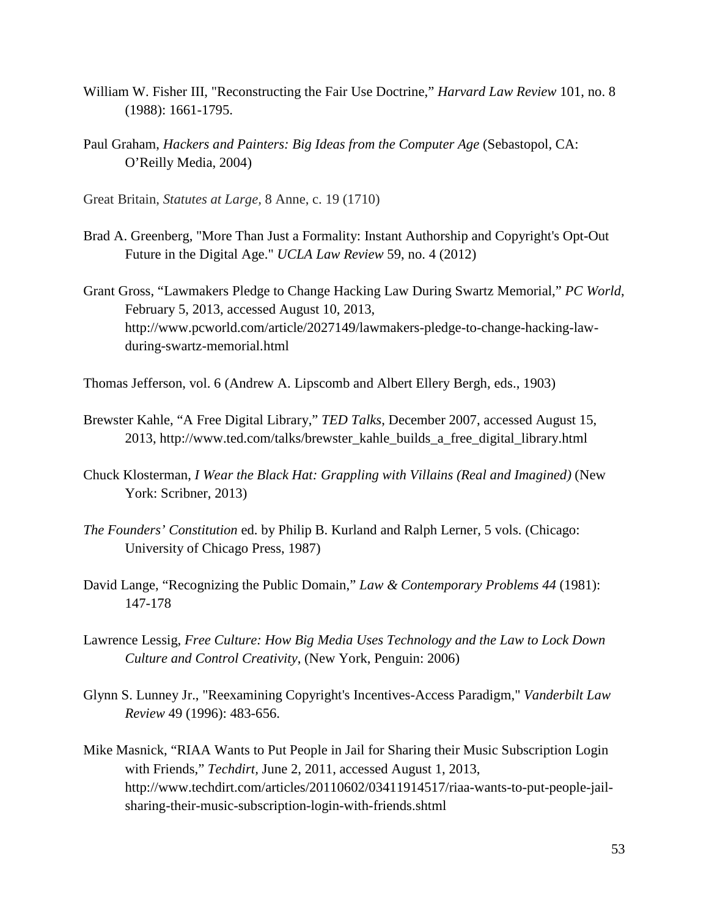William W. Fisher III, "Reconstructing the Fair Use Doctrine," *Harvard Law Review* 101, no. 8 (1988): 1661-1795.

Paul Graham, *Hackers and Painters: Big Ideas from the Computer Age* (Sebastopol, CA: O'Reilly Media, 2004)

Great Britain, *Statutes at Large*, 8 Anne, c. 19 (1710)

Brad A. Greenberg, "More Than Just a Formality: Instant Authorship and Copyright's Opt-Out Future in the Digital Age." *UCLA Law Review* 59, no. 4 (2012)

Grant Gross, "Lawmakers Pledge to Change Hacking Law During Swartz Memorial," *PC World*, February 5, 2013, accessed August 10, 2013, http://www.pcworld.com/article/2027149/lawmakers-pledge-to-change-hacking-law-during-swartz-memorial.html

Thomas Jefferson, vol. 6 (Andrew A. Lipscomb and Albert Ellery Bergh, eds., 1903)

Brewster Kahle, "A Free Digital Library," *TED Talks*, December 2007, accessed August 15, 2013, http://www.ted.com/talks/brewster_kahle_builds_a_free_digital_library.html

Chuck Klosterman, *I Wear the Black Hat: Grappling with Villains (Real and Imagined)* (New York: Scribner, 2013)

*The Founders' Constitution* ed. by Philip B. Kurland and Ralph Lerner, 5 vols. (Chicago: University of Chicago Press, 1987)

David Lange, "Recognizing the Public Domain," *Law & Contemporary Problems 44* (1981): 147-178

Lawrence Lessig, *Free Culture: How Big Media Uses Technology and the Law to Lock Down Culture and Control Creativity*, (New York, Penguin: 2006)

Glynn S. Lunney Jr., "Reexamining Copyright's Incentives-Access Paradigm," *Vanderbilt Law Review* 49 (1996): 483-656.

Mike Masnick, "RIAA Wants to Put People in Jail for Sharing their Music Subscription Login with Friends," *Techdirt*, June 2, 2011, accessed August 1, 2013, http://www.techdirt.com/articles/20110602/03411914517/riaa-wants-to-put-people-jail-sharing-their-music-subscription-login-with-friends.shtml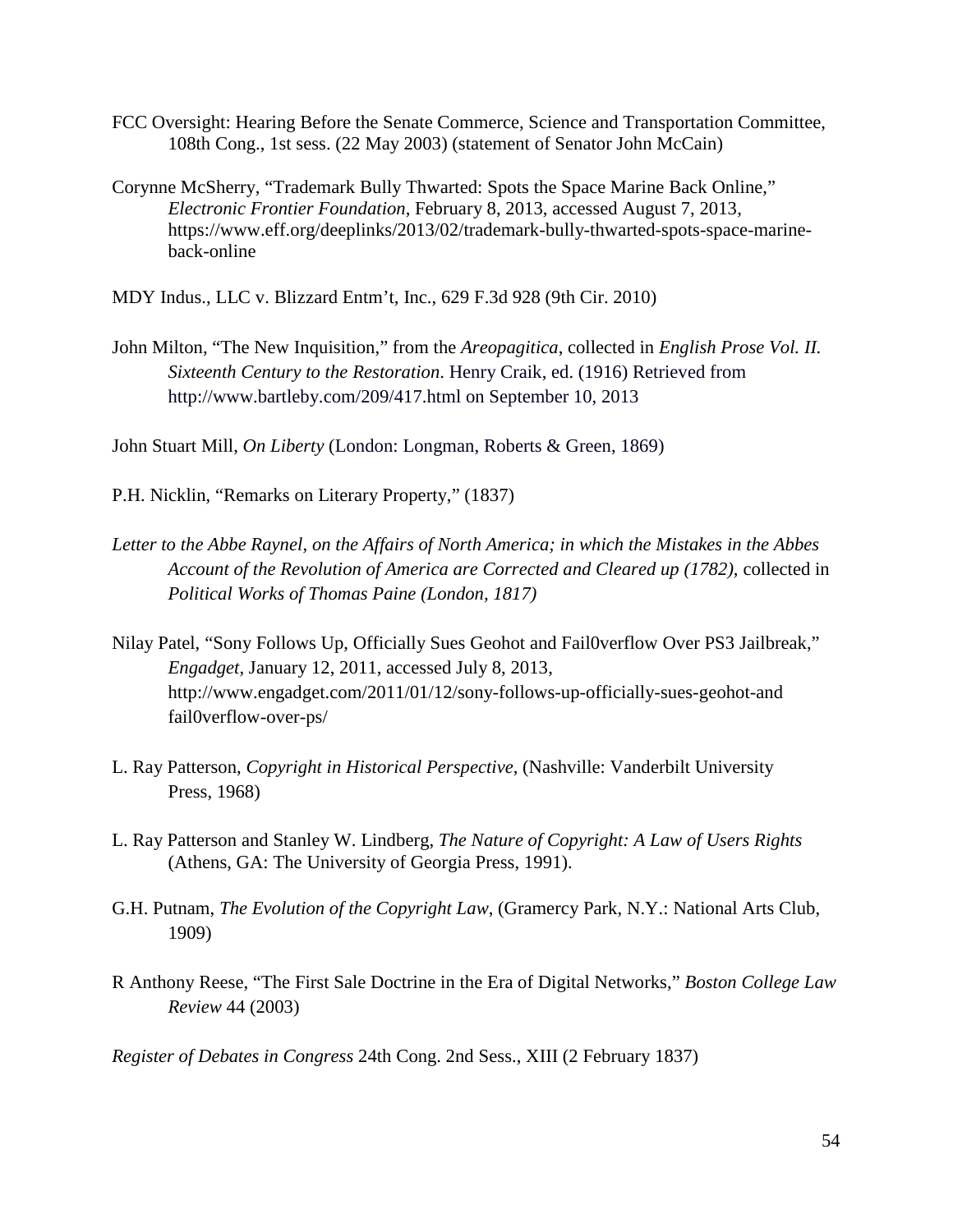FCC Oversight: Hearing Before the Senate Commerce, Science and Transportation Committee, 108th Cong., 1st sess. (22 May 2003) (statement of Senator John McCain)

Corynne McSherry, “Trademark Bully Thwarted: Spots the Space Marine Back Online,” *Electronic Frontier Foundation*, February 8, 2013, accessed August 7, 2013, https://www.eff.org/deeplinks/2013/02/trademark-bully-thwarted-spots-space-marine-back-online

MDY Indus., LLC v. Blizzard Entm’t, Inc., 629 F.3d 928 (9th Cir. 2010)

John Milton, “The New Inquisition,” from the *Areopagitica*, collected in *English Prose Vol. II. Sixteenth Century to the Restoration*. Henry Craik, ed. (1916) Retrieved from http://www.bartleby.com/209/417.html on September 10, 2013

John Stuart Mill, *On Liberty* (London: Longman, Roberts & Green, 1869)

P.H. Nicklin, “Remarks on Literary Property,” (1837)

*Letter to the Abbe Raynel, on the Affairs of North America; in which the Mistakes in the Abbes Account of the Revolution of America are Corrected and Cleared up (1782),* collected in *Political Works of Thomas Paine (London, 1817)*

Nilay Patel, “Sony Follows Up, Officially Sues Geohot and Fail0verflow Over PS3 Jailbreak,” *Engadget*, January 12, 2011, accessed July 8, 2013, http://www.engadget.com/2011/01/12/sony-follows-up-officially-sues-geohot-and fail0verflow-over-ps/

L. Ray Patterson, *Copyright in Historical Perspective*, (Nashville: Vanderbilt University Press, 1968)

L. Ray Patterson and Stanley W. Lindberg, *The Nature of Copyright: A Law of Users Rights* (Athens, GA: The University of Georgia Press, 1991).

G.H. Putnam, *The Evolution of the Copyright Law*, (Gramercy Park, N.Y.: National Arts Club, 1909)

R Anthony Reese, “The First Sale Doctrine in the Era of Digital Networks,” *Boston College Law Review* 44 (2003)

*Register of Debates in Congress* 24th Cong. 2nd Sess., XIII (2 February 1837)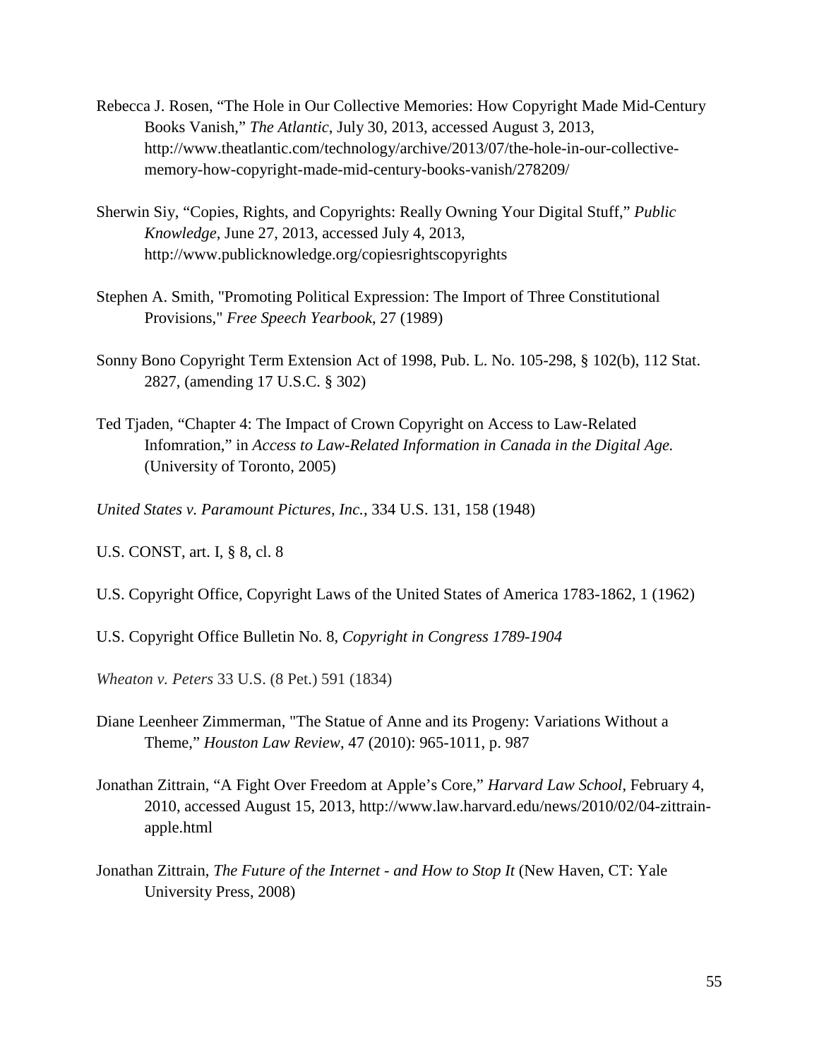Rebecca J. Rosen, "The Hole in Our Collective Memories: How Copyright Made Mid-Century Books Vanish," *The Atlantic*, July 30, 2013, accessed August 3, 2013, http://www.theatlantic.com/technology/archive/2013/07/the-hole-in-our-collective-memory-how-copyright-made-mid-century-books-vanish/278209/

Sherwin Siy, "Copies, Rights, and Copyrights: Really Owning Your Digital Stuff," *Public Knowledge*, June 27, 2013, accessed July 4, 2013, http://www.publicknowledge.org/copiesrightscopyrights

Stephen A. Smith, "Promoting Political Expression: The Import of Three Constitutional Provisions," *Free Speech Yearbook*, 27 (1989)

Sonny Bono Copyright Term Extension Act of 1998, Pub. L. No. 105-298, § 102(b), 112 Stat. 2827, (amending 17 U.S.C. § 302)

Ted Tjaden, "Chapter 4: The Impact of Crown Copyright on Access to Law-Related Infomration," in *Access to Law-Related Information in Canada in the Digital Age.* (University of Toronto, 2005)

*United States v. Paramount Pictures, Inc.*, 334 U.S. 131, 158 (1948)

U.S. CONST, art. I, § 8, cl. 8

U.S. Copyright Office, Copyright Laws of the United States of America 1783-1862, 1 (1962)

U.S. Copyright Office Bulletin No. 8, *Copyright in Congress 1789-1904*

*Wheaton v. Peters* 33 U.S. (8 Pet.) 591 (1834)

Diane Leenheer Zimmerman, "The Statue of Anne and its Progeny: Variations Without a Theme," *Houston Law Review*, 47 (2010): 965-1011, p. 987

Jonathan Zittrain, "A Fight Over Freedom at Apple's Core," *Harvard Law School*, February 4, 2010, accessed August 15, 2013, http://www.law.harvard.edu/news/2010/02/04-zittrain-apple.html

Jonathan Zittrain, *The Future of the Internet - and How to Stop It* (New Haven, CT: Yale University Press, 2008)